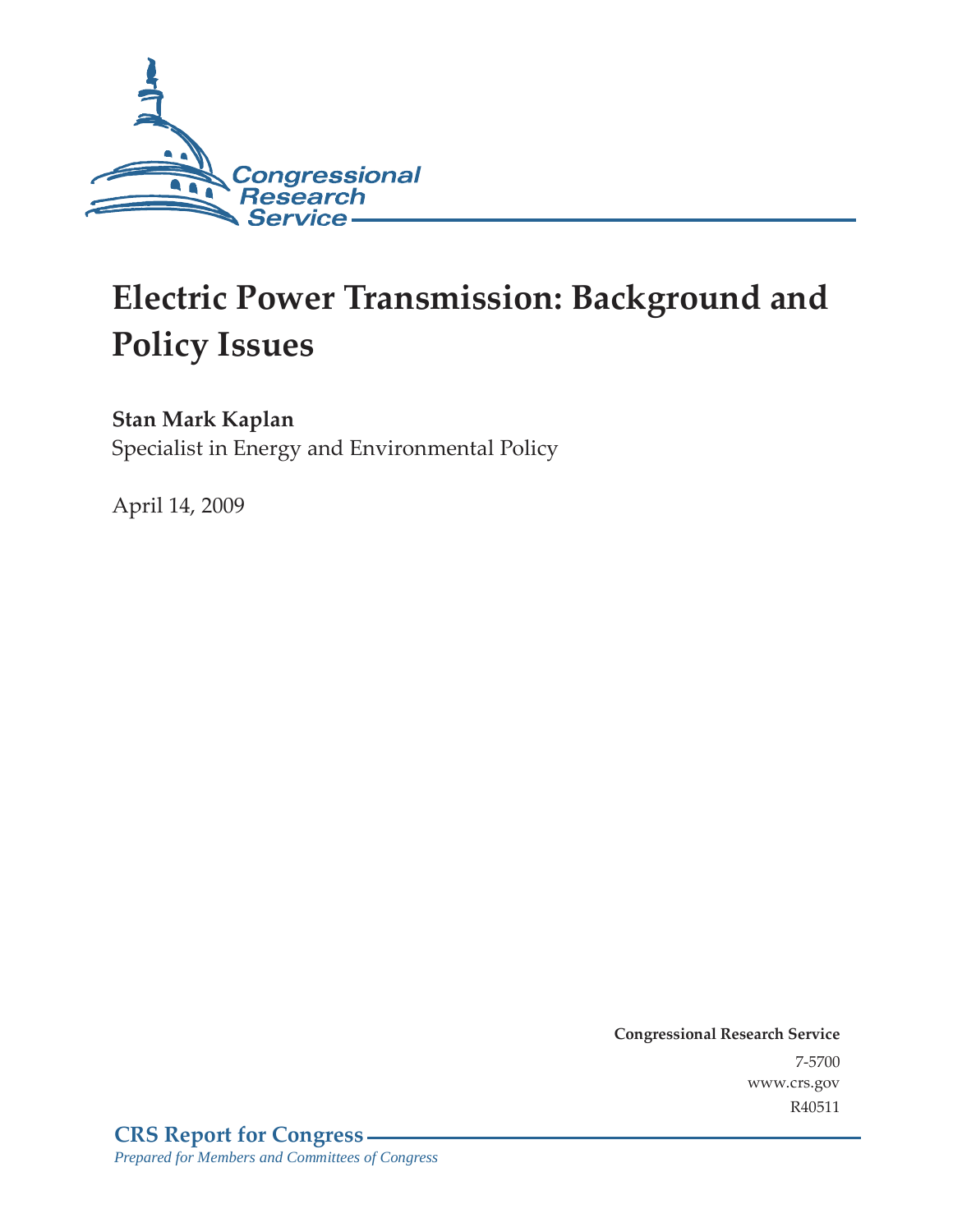Congressional Research Service

# Electric Power Transmission: Background and Policy Issues

**Stan Mark Kaplan**
Specialist in Energy and Environmental Policy

April 14, 2009

**Congressional Research Service**
7-5700
www.crs.gov
R40511

**CRS Report for Congress**
*Prepared for Members and Committees of Congress*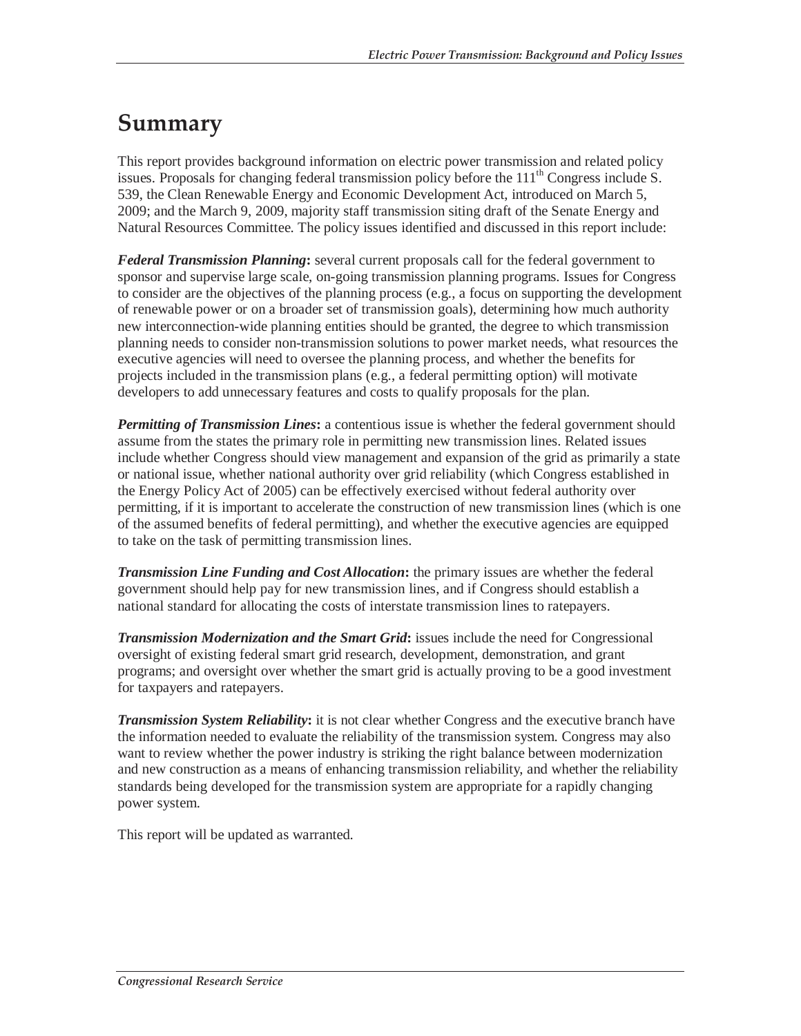# Summary

This report provides background information on electric power transmission and related policy issues. Proposals for changing federal transmission policy before the 111th Congress include S. 539, the Clean Renewable Energy and Economic Development Act, introduced on March 5, 2009; and the March 9, 2009, majority staff transmission siting draft of the Senate Energy and Natural Resources Committee. The policy issues identified and discussed in this report include:

***Federal Transmission Planning*:** several current proposals call for the federal government to sponsor and supervise large scale, on-going transmission planning programs. Issues for Congress to consider are the objectives of the planning process (e.g., a focus on supporting the development of renewable power or on a broader set of transmission goals), determining how much authority new interconnection-wide planning entities should be granted, the degree to which transmission planning needs to consider non-transmission solutions to power market needs, what resources the executive agencies will need to oversee the planning process, and whether the benefits for projects included in the transmission plans (e.g., a federal permitting option) will motivate developers to add unnecessary features and costs to qualify proposals for the plan.

***Permitting of Transmission Lines*:** a contentious issue is whether the federal government should assume from the states the primary role in permitting new transmission lines. Related issues include whether Congress should view management and expansion of the grid as primarily a state or national issue, whether national authority over grid reliability (which Congress established in the Energy Policy Act of 2005) can be effectively exercised without federal authority over permitting, if it is important to accelerate the construction of new transmission lines (which is one of the assumed benefits of federal permitting), and whether the executive agencies are equipped to take on the task of permitting transmission lines.

***Transmission Line Funding and Cost Allocation*:** the primary issues are whether the federal government should help pay for new transmission lines, and if Congress should establish a national standard for allocating the costs of interstate transmission lines to ratepayers.

***Transmission Modernization and the Smart Grid*:** issues include the need for Congressional oversight of existing federal smart grid research, development, demonstration, and grant programs; and oversight over whether the smart grid is actually proving to be a good investment for taxpayers and ratepayers.

***Transmission System Reliability*:** it is not clear whether Congress and the executive branch have the information needed to evaluate the reliability of the transmission system. Congress may also want to review whether the power industry is striking the right balance between modernization and new construction as a means of enhancing transmission reliability, and whether the reliability standards being developed for the transmission system are appropriate for a rapidly changing power system.

This report will be updated as warranted.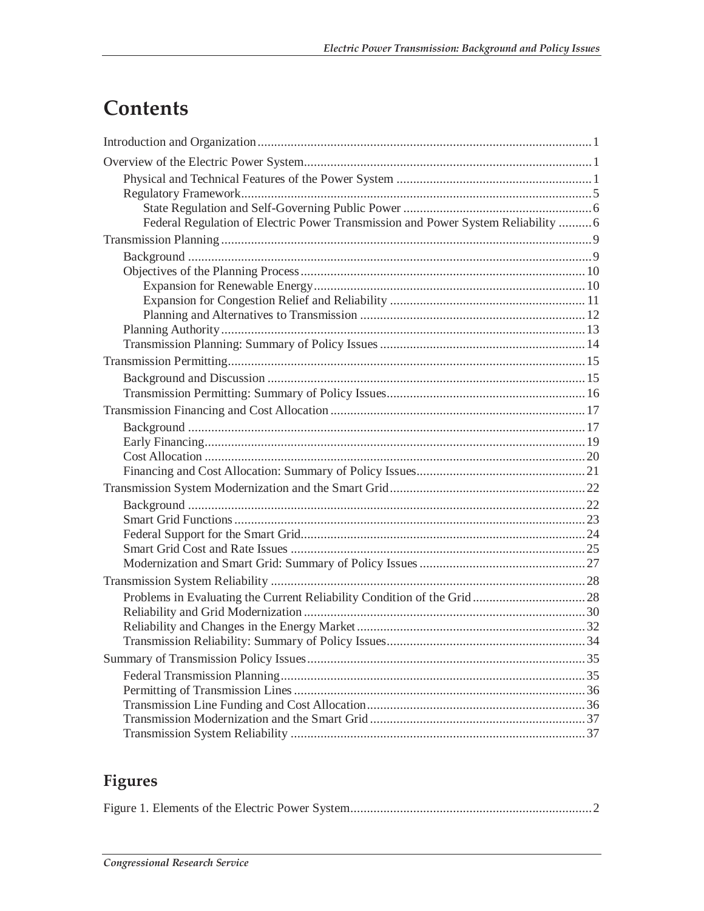# Contents

Introduction and Organization ..... 1

Overview of the Electric Power System ..... 1

- Physical and Technical Features of the Power System ..... 1
- Regulatory Framework ..... 5
  - State Regulation and Self-Governing Public Power ..... 6
  - Federal Regulation of Electric Power Transmission and Power System Reliability ..... 6

Transmission Planning ..... 9

- Background ..... 9
- Objectives of the Planning Process ..... 10
  - Expansion for Renewable Energy ..... 10
  - Expansion for Congestion Relief and Reliability ..... 11
  - Planning and Alternatives to Transmission ..... 12
- Planning Authority ..... 13
- Transmission Planning: Summary of Policy Issues ..... 14

Transmission Permitting ..... 15

- Background and Discussion ..... 15
- Transmission Permitting: Summary of Policy Issues ..... 16

Transmission Financing and Cost Allocation ..... 17

- Background ..... 17
- Early Financing ..... 19
- Cost Allocation ..... 20
- Financing and Cost Allocation: Summary of Policy Issues ..... 21

Transmission System Modernization and the Smart Grid ..... 22

- Background ..... 22
- Smart Grid Functions ..... 23
- Federal Support for the Smart Grid ..... 24
- Smart Grid Cost and Rate Issues ..... 25
- Modernization and Smart Grid: Summary of Policy Issues ..... 27

Transmission System Reliability ..... 28

- Problems in Evaluating the Current Reliability Condition of the Grid ..... 28
- Reliability and Grid Modernization ..... 30
- Reliability and Changes in the Energy Market ..... 32
- Transmission Reliability: Summary of Policy Issues ..... 34

Summary of Transmission Policy Issues ..... 35

- Federal Transmission Planning ..... 35
- Permitting of Transmission Lines ..... 36
- Transmission Line Funding and Cost Allocation ..... 36
- Transmission Modernization and the Smart Grid ..... 37
- Transmission System Reliability ..... 37

## Figures

Figure 1. Elements of the Electric Power System ..... 2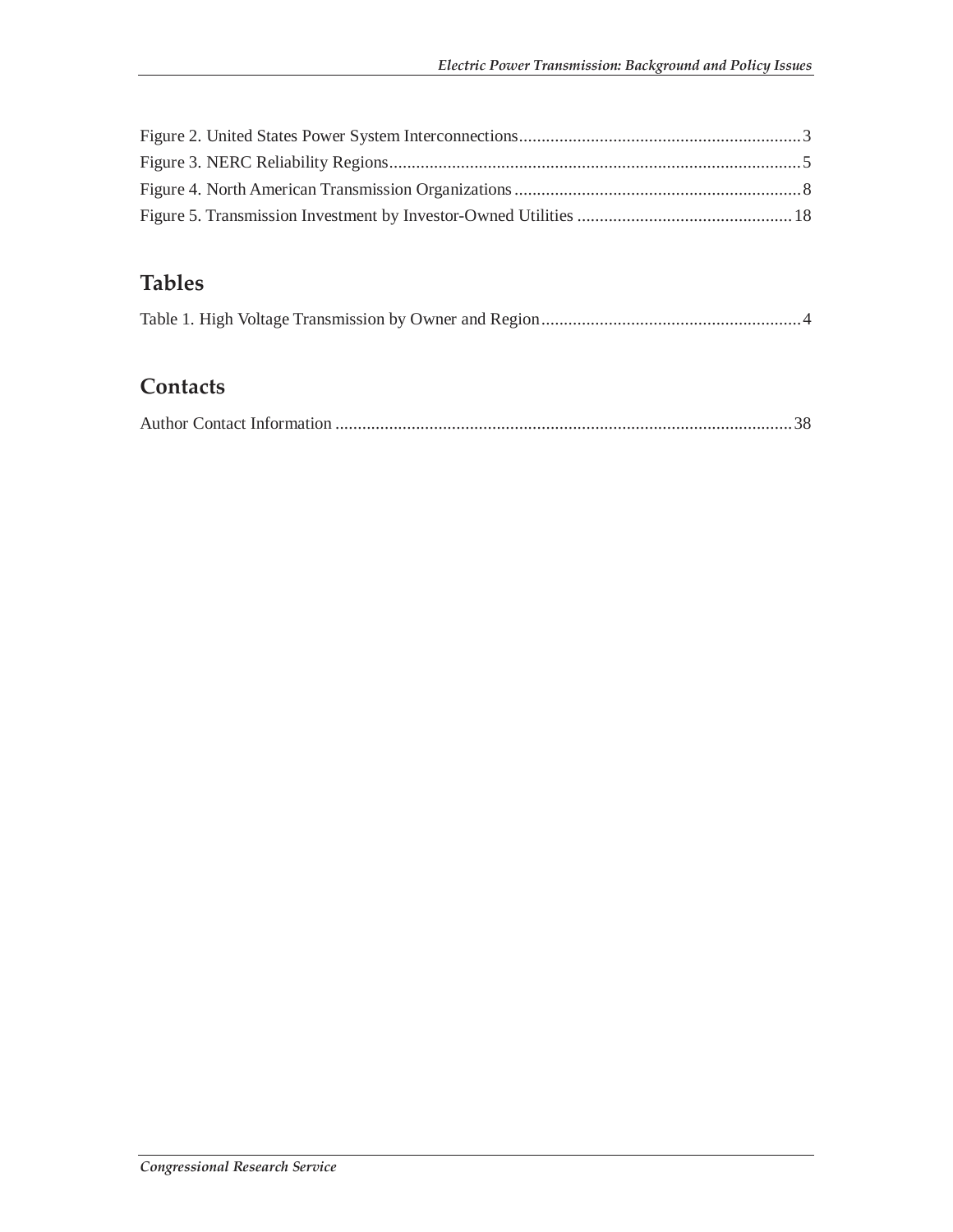Figure 2. United States Power System Interconnections ........................................................ 3
Figure 3. NERC Reliability Regions ........................................................................................ 5
Figure 4. North American Transmission Organizations ......................................................... 8
Figure 5. Transmission Investment by Investor-Owned Utilities ........................................... 18

## Tables

Table 1. High Voltage Transmission by Owner and Region ..................................................... 4

## Contacts

Author Contact Information ..................................................................................................... 38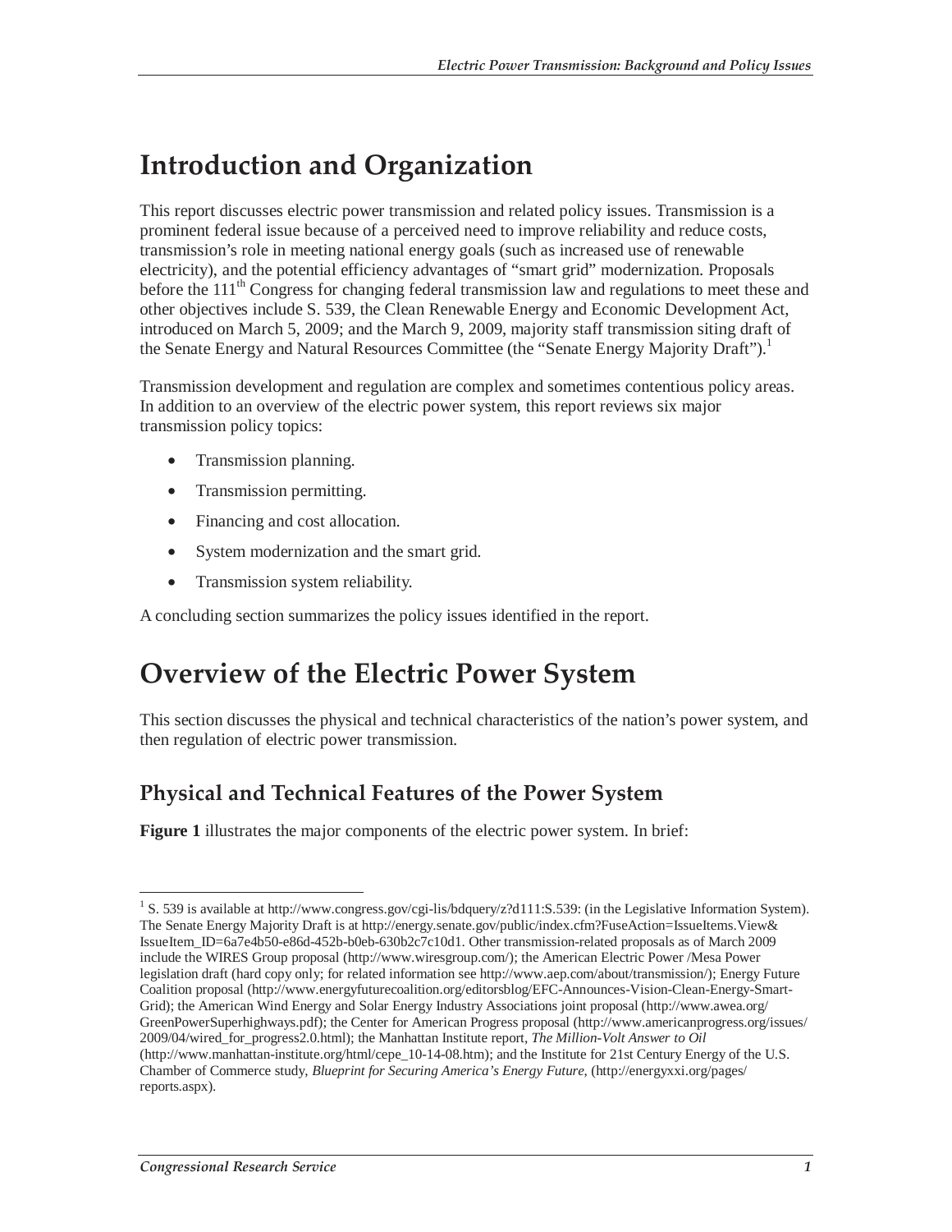# Introduction and Organization

This report discusses electric power transmission and related policy issues. Transmission is a prominent federal issue because of a perceived need to improve reliability and reduce costs, transmission's role in meeting national energy goals (such as increased use of renewable electricity), and the potential efficiency advantages of "smart grid" modernization. Proposals before the 111th Congress for changing federal transmission law and regulations to meet these and other objectives include S. 539, the Clean Renewable Energy and Economic Development Act, introduced on March 5, 2009; and the March 9, 2009, majority staff transmission siting draft of the Senate Energy and Natural Resources Committee (the "Senate Energy Majority Draft").[1]

Transmission development and regulation are complex and sometimes contentious policy areas. In addition to an overview of the electric power system, this report reviews six major transmission policy topics:

- Transmission planning.
- Transmission permitting.
- Financing and cost allocation.
- System modernization and the smart grid.
- Transmission system reliability.

A concluding section summarizes the policy issues identified in the report.

# Overview of the Electric Power System

This section discusses the physical and technical characteristics of the nation's power system, and then regulation of electric power transmission.

## Physical and Technical Features of the Power System

**Figure 1** illustrates the major components of the electric power system. In brief:

---

[1] S. 539 is available at http://www.congress.gov/cgi-lis/bdquery/z?d111:S.539: (in the Legislative Information System). The Senate Energy Majority Draft is at http://energy.senate.gov/public/index.cfm?FuseAction=IssueItems.View&IssueItem_ID=6a7e4b50-e86d-452b-b0eb-630b2c7c10d1. Other transmission-related proposals as of March 2009 include the WIRES Group proposal (http://www.wiresgroup.com/); the American Electric Power /Mesa Power legislation draft (hard copy only; for related information see http://www.aep.com/about/transmission/); Energy Future Coalition proposal (http://www.energyfuturecoalition.org/editorsblog/EFC-Announces-Vision-Clean-Energy-Smart-Grid); the American Wind Energy and Solar Energy Industry Associations joint proposal (http://www.awea.org/GreenPowerSuperhighways.pdf); the Center for American Progress proposal (http://www.americanprogress.org/issues/2009/04/wired_for_progress2.0.html); the Manhattan Institute report, *The Million-Volt Answer to Oil* (http://www.manhattan-institute.org/html/cepe_10-14-08.htm); and the Institute for 21st Century Energy of the U.S. Chamber of Commerce study, *Blueprint for Securing America's Energy Future*, (http://energyxxi.org/pages/reports.aspx).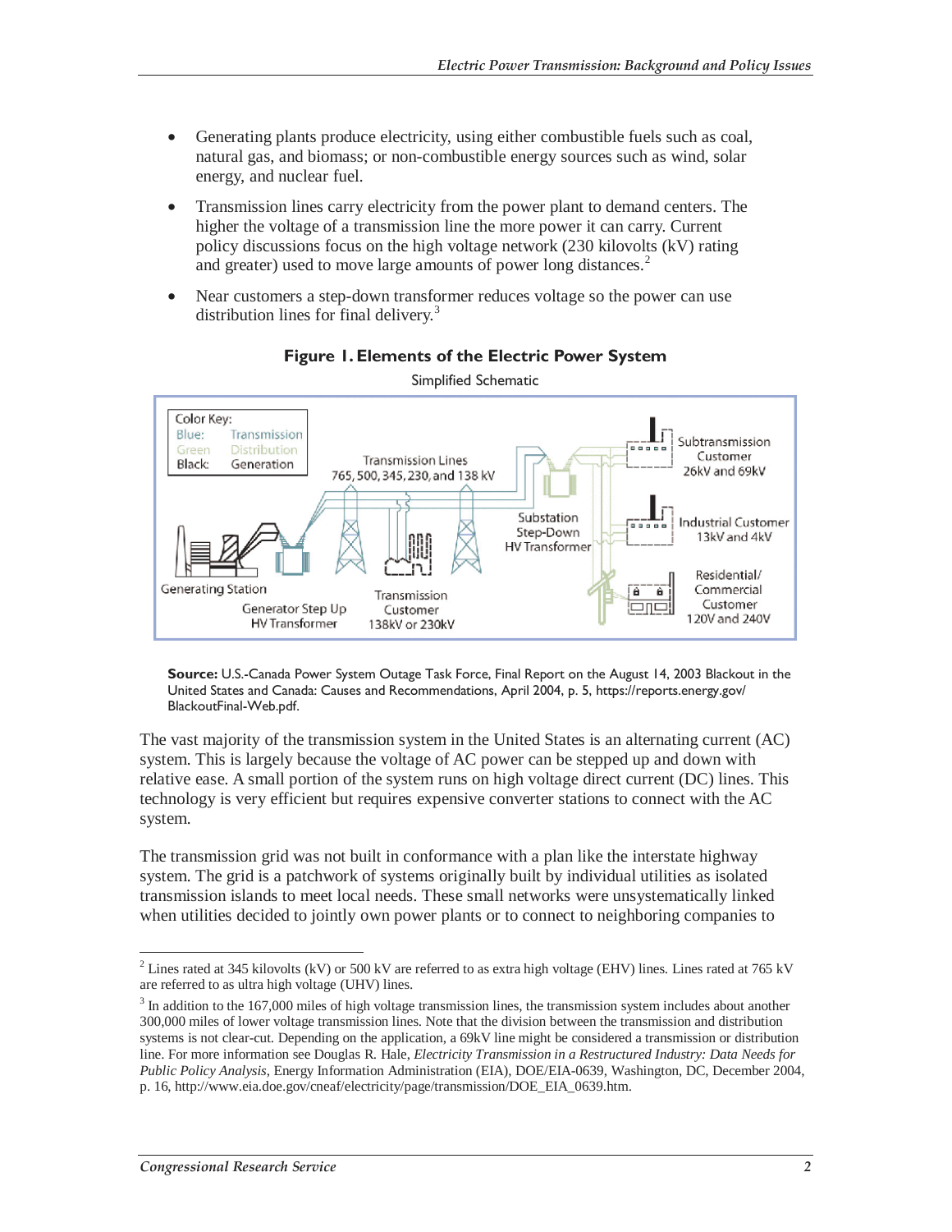- Generating plants produce electricity, using either combustible fuels such as coal, natural gas, and biomass; or non-combustible energy sources such as wind, solar energy, and nuclear fuel.
- Transmission lines carry electricity from the power plant to demand centers. The higher the voltage of a transmission line the more power it can carry. Current policy discussions focus on the high voltage network (230 kilovolts (kV) rating and greater) used to move large amounts of power long distances.[2]
- Near customers a step-down transformer reduces voltage so the power can use distribution lines for final delivery.[3]

**Figure 1. Elements of the Electric Power System**

Simplified Schematic

**Source:** U.S.-Canada Power System Outage Task Force, Final Report on the August 14, 2003 Blackout in the United States and Canada: Causes and Recommendations, April 2004, p. 5, https://reports.energy.gov/BlackoutFinal-Web.pdf.

The vast majority of the transmission system in the United States is an alternating current (AC) system. This is largely because the voltage of AC power can be stepped up and down with relative ease. A small portion of the system runs on high voltage direct current (DC) lines. This technology is very efficient but requires expensive converter stations to connect with the AC system.

The transmission grid was not built in conformance with a plan like the interstate highway system. The grid is a patchwork of systems originally built by individual utilities as isolated transmission islands to meet local needs. These small networks were unsystematically linked when utilities decided to jointly own power plants or to connect to neighboring companies to

---

[2] Lines rated at 345 kilovolts (kV) or 500 kV are referred to as extra high voltage (EHV) lines. Lines rated at 765 kV are referred to as ultra high voltage (UHV) lines.

[3] In addition to the 167,000 miles of high voltage transmission lines, the transmission system includes about another 300,000 miles of lower voltage transmission lines. Note that the division between the transmission and distribution systems is not clear-cut. Depending on the application, a 69kV line might be considered a transmission or distribution line. For more information see Douglas R. Hale, *Electricity Transmission in a Restructured Industry: Data Needs for Public Policy Analysis*, Energy Information Administration (EIA), DOE/EIA-0639, Washington, DC, December 2004, p. 16, http://www.eia.doe.gov/cneaf/electricity/page/transmission/DOE_EIA_0639.htm.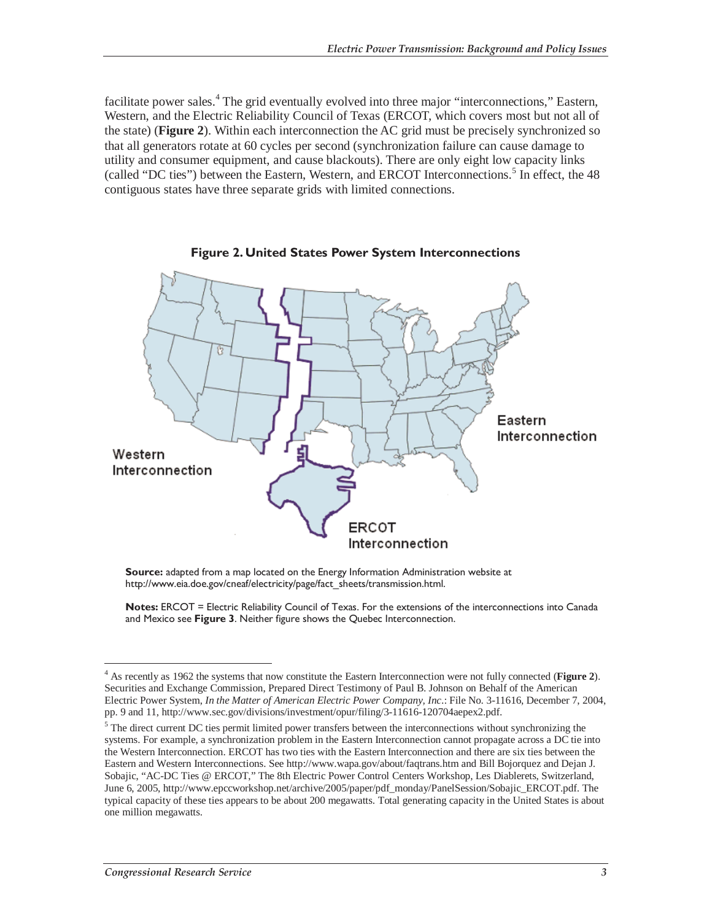facilitate power sales.[4] The grid eventually evolved into three major "interconnections," Eastern, Western, and the Electric Reliability Council of Texas (ERCOT, which covers most but not all of the state) (**Figure 2**). Within each interconnection the AC grid must be precisely synchronized so that all generators rotate at 60 cycles per second (synchronization failure can cause damage to utility and consumer equipment, and cause blackouts). There are only eight low capacity links (called "DC ties") between the Eastern, Western, and ERCOT Interconnections.[5] In effect, the 48 contiguous states have three separate grids with limited connections.

**Figure 2. United States Power System Interconnections**

**Source:** adapted from a map located on the Energy Information Administration website at http://www.eia.doe.gov/cneaf/electricity/page/fact_sheets/transmission.html.

**Notes:** ERCOT = Electric Reliability Council of Texas. For the extensions of the interconnections into Canada and Mexico see **Figure 3**. Neither figure shows the Quebec Interconnection.

---

[4] As recently as 1962 the systems that now constitute the Eastern Interconnection were not fully connected (**Figure 2**). Securities and Exchange Commission, Prepared Direct Testimony of Paul B. Johnson on Behalf of the American Electric Power System, *In the Matter of American Electric Power Company, Inc.*: File No. 3-11616, December 7, 2004, pp. 9 and 11, http://www.sec.gov/divisions/investment/opur/filing/3-11616-120704aepex2.pdf.

[5] The direct current DC ties permit limited power transfers between the interconnections without synchronizing the systems. For example, a synchronization problem in the Eastern Interconnection cannot propagate across a DC tie into the Western Interconnection. ERCOT has two ties with the Eastern Interconnection and there are six ties between the Eastern and Western Interconnections. See http://www.wapa.gov/about/faqtrans.htm and Bill Bojorquez and Dejan J. Sobajic, "AC-DC Ties @ ERCOT," The 8th Electric Power Control Centers Workshop, Les Diablerets, Switzerland, June 6, 2005, http://www.epccworkshop.net/archive/2005/paper/pdf_monday/PanelSession/Sobajic_ERCOT.pdf. The typical capacity of these ties appears to be about 200 megawatts. Total generating capacity in the United States is about one million megawatts.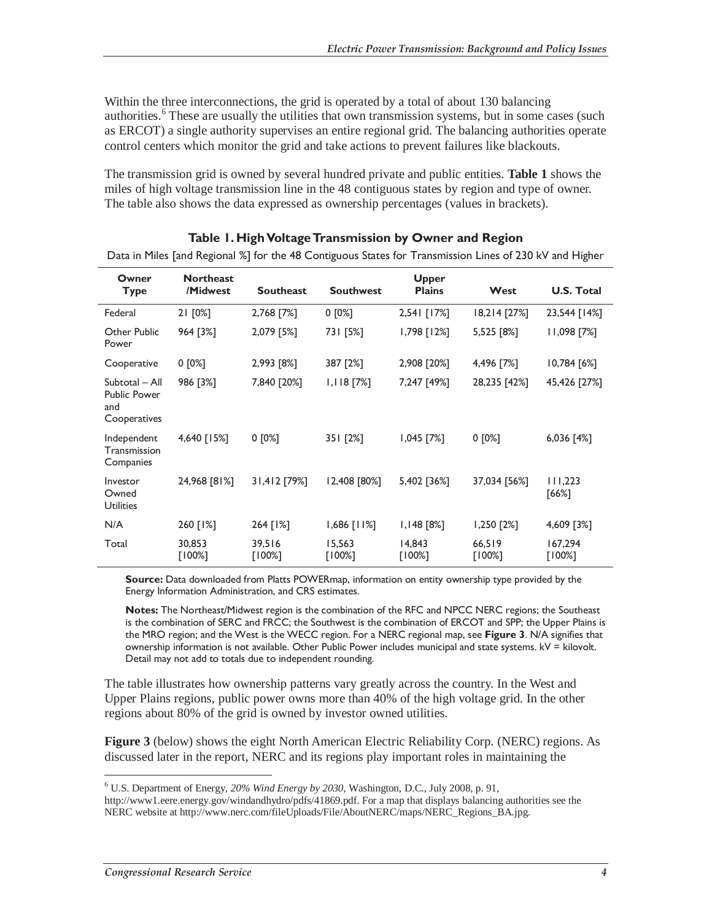Within the three interconnections, the grid is operated by a total of about 130 balancing authorities.[6] These are usually the utilities that own transmission systems, but in some cases (such as ERCOT) a single authority supervises an entire regional grid. The balancing authorities operate control centers which monitor the grid and take actions to prevent failures like blackouts.

The transmission grid is owned by several hundred private and public entities. **Table 1** shows the miles of high voltage transmission line in the 48 contiguous states by region and type of owner. The table also shows the data expressed as ownership percentages (values in brackets).

**Table 1. High Voltage Transmission by Owner and Region**

Data in Miles [and Regional %] for the 48 Contiguous States for Transmission Lines of 230 kV and Higher

| Owner Type | Northeast /Midwest | Southeast | Southwest | Upper Plains | West | U.S. Total |
|---|---|---|---|---|---|---|
| Federal | 21 [0%] | 2,768 [7%] | 0 [0%] | 2,541 [17%] | 18,214 [27%] | 23,544 [14%] |
| Other Public Power | 964 [3%] | 2,079 [5%] | 731 [5%] | 1,798 [12%] | 5,525 [8%] | 11,098 [7%] |
| Cooperative | 0 [0%] | 2,993 [8%] | 387 [2%] | 2,908 [20%] | 4,496 [7%] | 10,784 [6%] |
| Subtotal – All Public Power and Cooperatives | 986 [3%] | 7,840 [20%] | 1,118 [7%] | 7,247 [49%] | 28,235 [42%] | 45,426 [27%] |
| Independent Transmission Companies | 4,640 [15%] | 0 [0%] | 351 [2%] | 1,045 [7%] | 0 [0%] | 6,036 [4%] |
| Investor Owned Utilities | 24,968 [81%] | 31,412 [79%] | 12,408 [80%] | 5,402 [36%] | 37,034 [56%] | 111,223 [66%] |
| N/A | 260 [1%] | 264 [1%] | 1,686 [11%] | 1,148 [8%] | 1,250 [2%] | 4,609 [3%] |
| Total | 30,853 [100%] | 39,516 [100%] | 15,563 [100%] | 14,843 [100%] | 66,519 [100%] | 167,294 [100%] |

**Source:** Data downloaded from Platts POWERmap, information on entity ownership type provided by the Energy Information Administration, and CRS estimates.

**Notes:** The Northeast/Midwest region is the combination of the RFC and NPCC NERC regions; the Southeast is the combination of SERC and FRCC; the Southwest is the combination of ERCOT and SPP; the Upper Plains is the MRO region; and the West is the WECC region. For a NERC regional map, see **Figure 3**. N/A signifies that ownership information is not available. Other Public Power includes municipal and state systems. kV = kilovolt. Detail may not add to totals due to independent rounding.

The table illustrates how ownership patterns vary greatly across the country. In the West and Upper Plains regions, public power owns more than 40% of the high voltage grid. In the other regions about 80% of the grid is owned by investor owned utilities.

**Figure 3** (below) shows the eight North American Electric Reliability Corp. (NERC) regions. As discussed later in the report, NERC and its regions play important roles in maintaining the

[6] U.S. Department of Energy, *20% Wind Energy by 2030*, Washington, D.C., July 2008, p. 91, http://www1.eere.energy.gov/windandhydro/pdfs/41869.pdf. For a map that displays balancing authorities see the NERC website at http://www.nerc.com/fileUploads/File/AboutNERC/maps/NERC_Regions_BA.jpg.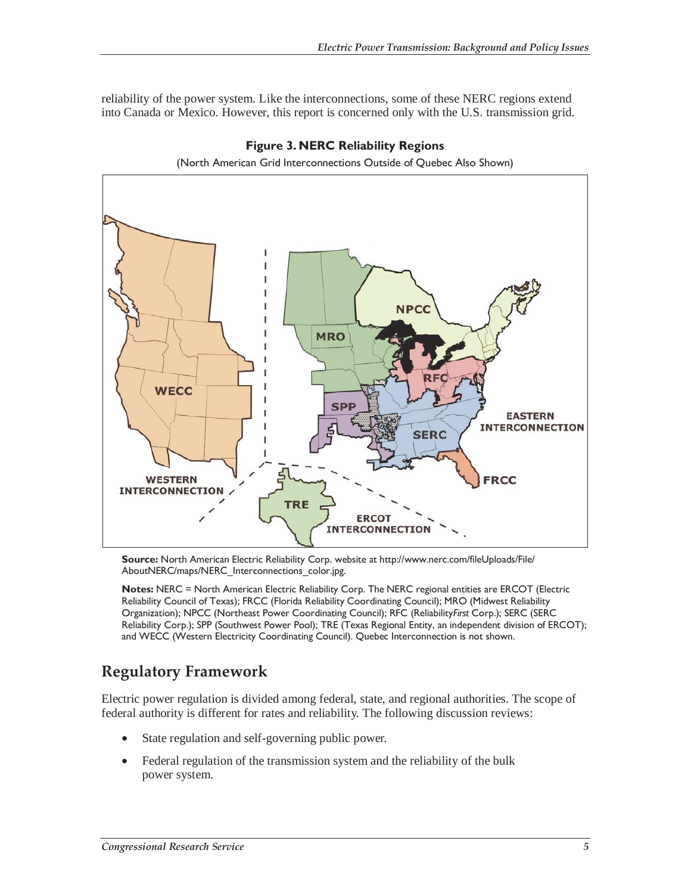reliability of the power system. Like the interconnections, some of these NERC regions extend into Canada or Mexico. However, this report is concerned only with the U.S. transmission grid.

**Figure 3. NERC Reliability Regions**

(North American Grid Interconnections Outside of Quebec Also Shown)

**Source:** North American Electric Reliability Corp. website at http://www.nerc.com/fileUploads/File/AboutNERC/maps/NERC_Interconnections_color.jpg.

**Notes:** NERC = North American Electric Reliability Corp. The NERC regional entities are ERCOT (Electric Reliability Council of Texas); FRCC (Florida Reliability Coordinating Council); MRO (Midwest Reliability Organization); NPCC (Northeast Power Coordinating Council); RFC (Reliability*First* Corp.); SERC (SERC Reliability Corp.); SPP (Southwest Power Pool); TRE (Texas Regional Entity, an independent division of ERCOT); and WECC (Western Electricity Coordinating Council). Quebec Interconnection is not shown.

## Regulatory Framework

Electric power regulation is divided among federal, state, and regional authorities. The scope of federal authority is different for rates and reliability. The following discussion reviews:

- State regulation and self-governing public power.
- Federal regulation of the transmission system and the reliability of the bulk power system.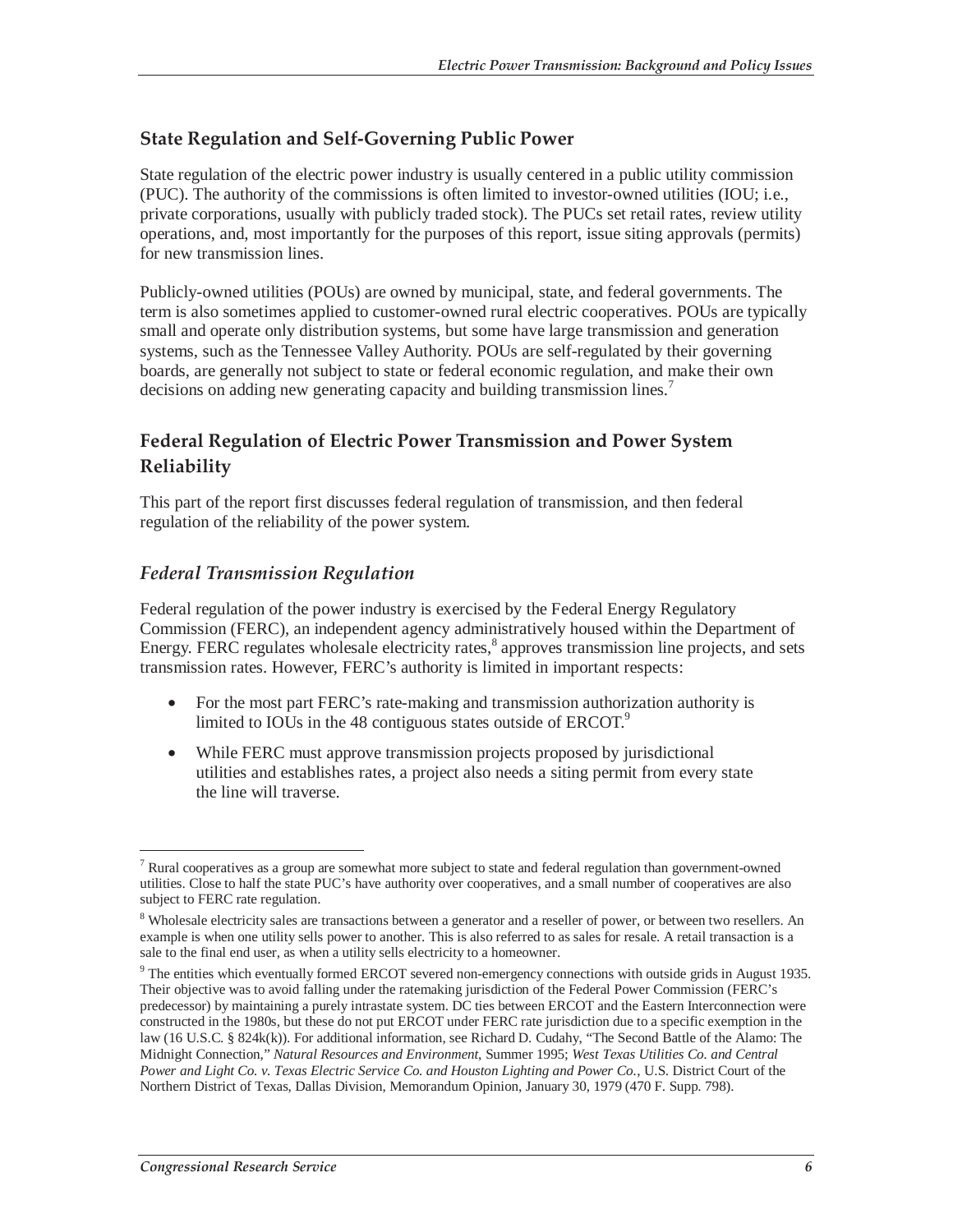## State Regulation and Self-Governing Public Power

State regulation of the electric power industry is usually centered in a public utility commission (PUC). The authority of the commissions is often limited to investor-owned utilities (IOU; i.e., private corporations, usually with publicly traded stock). The PUCs set retail rates, review utility operations, and, most importantly for the purposes of this report, issue siting approvals (permits) for new transmission lines.

Publicly-owned utilities (POUs) are owned by municipal, state, and federal governments. The term is also sometimes applied to customer-owned rural electric cooperatives. POUs are typically small and operate only distribution systems, but some have large transmission and generation systems, such as the Tennessee Valley Authority. POUs are self-regulated by their governing boards, are generally not subject to state or federal economic regulation, and make their own decisions on adding new generating capacity and building transmission lines.[7]

## Federal Regulation of Electric Power Transmission and Power System Reliability

This part of the report first discusses federal regulation of transmission, and then federal regulation of the reliability of the power system.

### *Federal Transmission Regulation*

Federal regulation of the power industry is exercised by the Federal Energy Regulatory Commission (FERC), an independent agency administratively housed within the Department of Energy. FERC regulates wholesale electricity rates,[8] approves transmission line projects, and sets transmission rates. However, FERC's authority is limited in important respects:

- For the most part FERC's rate-making and transmission authorization authority is limited to IOUs in the 48 contiguous states outside of ERCOT.[9]
- While FERC must approve transmission projects proposed by jurisdictional utilities and establishes rates, a project also needs a siting permit from every state the line will traverse.

---

[7] Rural cooperatives as a group are somewhat more subject to state and federal regulation than government-owned utilities. Close to half the state PUC's have authority over cooperatives, and a small number of cooperatives are also subject to FERC rate regulation.

[8] Wholesale electricity sales are transactions between a generator and a reseller of power, or between two resellers. An example is when one utility sells power to another. This is also referred to as sales for resale. A retail transaction is a sale to the final end user, as when a utility sells electricity to a homeowner.

[9] The entities which eventually formed ERCOT severed non-emergency connections with outside grids in August 1935. Their objective was to avoid falling under the ratemaking jurisdiction of the Federal Power Commission (FERC's predecessor) by maintaining a purely intrastate system. DC ties between ERCOT and the Eastern Interconnection were constructed in the 1980s, but these do not put ERCOT under FERC rate jurisdiction due to a specific exemption in the law (16 U.S.C. § 824k(k)). For additional information, see Richard D. Cudahy, "The Second Battle of the Alamo: The Midnight Connection," *Natural Resources and Environment*, Summer 1995; *West Texas Utilities Co. and Central Power and Light Co. v. Texas Electric Service Co. and Houston Lighting and Power Co.*, U.S. District Court of the Northern District of Texas, Dallas Division, Memorandum Opinion, January 30, 1979 (470 F. Supp. 798).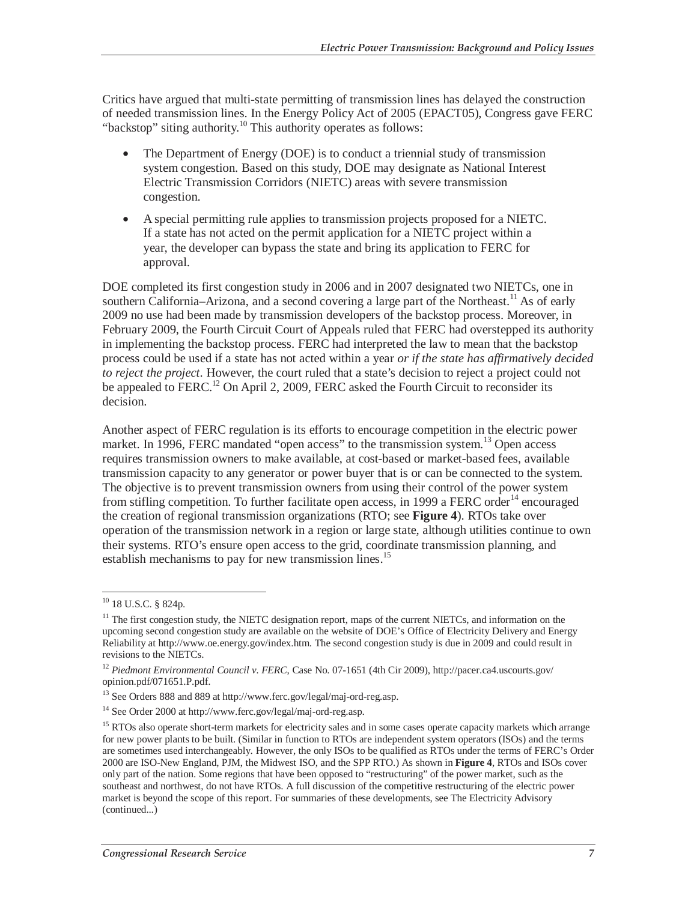Critics have argued that multi-state permitting of transmission lines has delayed the construction of needed transmission lines. In the Energy Policy Act of 2005 (EPACT05), Congress gave FERC "backstop" siting authority.[10] This authority operates as follows:

- The Department of Energy (DOE) is to conduct a triennial study of transmission system congestion. Based on this study, DOE may designate as National Interest Electric Transmission Corridors (NIETC) areas with severe transmission congestion.
- A special permitting rule applies to transmission projects proposed for a NIETC. If a state has not acted on the permit application for a NIETC project within a year, the developer can bypass the state and bring its application to FERC for approval.

DOE completed its first congestion study in 2006 and in 2007 designated two NIETCs, one in southern California–Arizona, and a second covering a large part of the Northeast.[11] As of early 2009 no use had been made by transmission developers of the backstop process. Moreover, in February 2009, the Fourth Circuit Court of Appeals ruled that FERC had overstepped its authority in implementing the backstop process. FERC had interpreted the law to mean that the backstop process could be used if a state has not acted within a year *or if the state has affirmatively decided to reject the project*. However, the court ruled that a state's decision to reject a project could not be appealed to FERC.[12] On April 2, 2009, FERC asked the Fourth Circuit to reconsider its decision.

Another aspect of FERC regulation is its efforts to encourage competition in the electric power market. In 1996, FERC mandated "open access" to the transmission system.[13] Open access requires transmission owners to make available, at cost-based or market-based fees, available transmission capacity to any generator or power buyer that is or can be connected to the system. The objective is to prevent transmission owners from using their control of the power system from stifling competition. To further facilitate open access, in 1999 a FERC order[14] encouraged the creation of regional transmission organizations (RTO; see **Figure 4**). RTOs take over operation of the transmission network in a region or large state, although utilities continue to own their systems. RTO's ensure open access to the grid, coordinate transmission planning, and establish mechanisms to pay for new transmission lines.[15]

---

[10] 18 U.S.C. § 824p.

[11] The first congestion study, the NIETC designation report, maps of the current NIETCs, and information on the upcoming second congestion study are available on the website of DOE's Office of Electricity Delivery and Energy Reliability at http://www.oe.energy.gov/index.htm. The second congestion study is due in 2009 and could result in revisions to the NIETCs.

[12] *Piedmont Environmental Council v. FERC,* Case No. 07-1651 (4th Cir 2009), http://pacer.ca4.uscourts.gov/opinion.pdf/071651.P.pdf.

[13] See Orders 888 and 889 at http://www.ferc.gov/legal/maj-ord-reg.asp.

[14] See Order 2000 at http://www.ferc.gov/legal/maj-ord-reg.asp.

[15] RTOs also operate short-term markets for electricity sales and in some cases operate capacity markets which arrange for new power plants to be built. (Similar in function to RTOs are independent system operators (ISOs) and the terms are sometimes used interchangeably. However, the only ISOs to be qualified as RTOs under the terms of FERC's Order 2000 are ISO-New England, PJM, the Midwest ISO, and the SPP RTO.) As shown in **Figure 4**, RTOs and ISOs cover only part of the nation. Some regions that have been opposed to "restructuring" of the power market, such as the southeast and northwest, do not have RTOs. A full discussion of the competitive restructuring of the electric power market is beyond the scope of this report. For summaries of these developments, see The Electricity Advisory (continued...)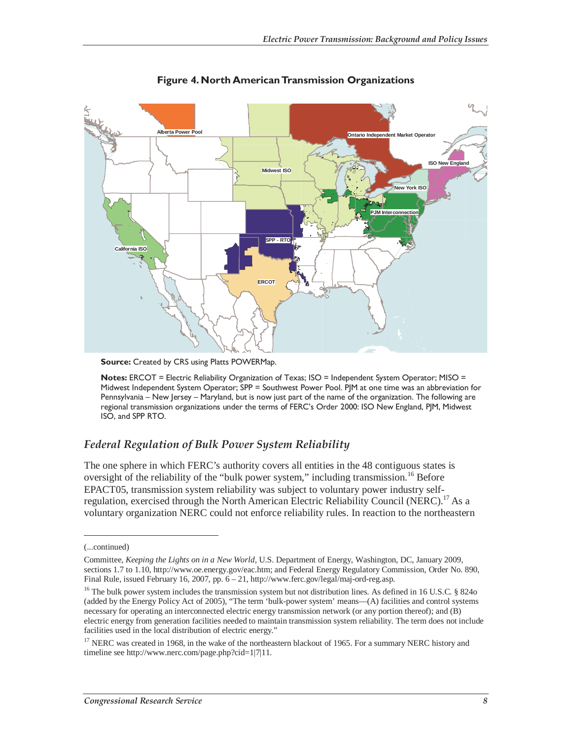**Figure 4. North American Transmission Organizations**

**Source:** Created by CRS using Platts POWERMap.

**Notes:** ERCOT = Electric Reliability Organization of Texas; ISO = Independent System Operator; MISO = Midwest Independent System Operator; SPP = Southwest Power Pool. PJM at one time was an abbreviation for Pennsylvania – New Jersey – Maryland, but is now just part of the name of the organization. The following are regional transmission organizations under the terms of FERC's Order 2000: ISO New England, PJM, Midwest ISO, and SPP RTO.

## *Federal Regulation of Bulk Power System Reliability*

The one sphere in which FERC's authority covers all entities in the 48 contiguous states is oversight of the reliability of the "bulk power system," including transmission.[16] Before EPACT05, transmission system reliability was subject to voluntary power industry self-regulation, exercised through the North American Electric Reliability Council (NERC).[17] As a voluntary organization NERC could not enforce reliability rules. In reaction to the northeastern

---

(...continued)

Committee, *Keeping the Lights on in a New World*, U.S. Department of Energy, Washington, DC, January 2009, sections 1.7 to 1.10, http://www.oe.energy.gov/eac.htm; and Federal Energy Regulatory Commission, Order No. 890, Final Rule, issued February 16, 2007, pp. 6 – 21, http://www.ferc.gov/legal/maj-ord-reg.asp.

[16] The bulk power system includes the transmission system but not distribution lines. As defined in 16 U.S.C. § 824o (added by the Energy Policy Act of 2005), "The term 'bulk-power system' means—(A) facilities and control systems necessary for operating an interconnected electric energy transmission network (or any portion thereof); and (B) electric energy from generation facilities needed to maintain transmission system reliability. The term does not include facilities used in the local distribution of electric energy."

[17] NERC was created in 1968, in the wake of the northeastern blackout of 1965. For a summary NERC history and timeline see http://www.nerc.com/page.php?cid=1|7|11.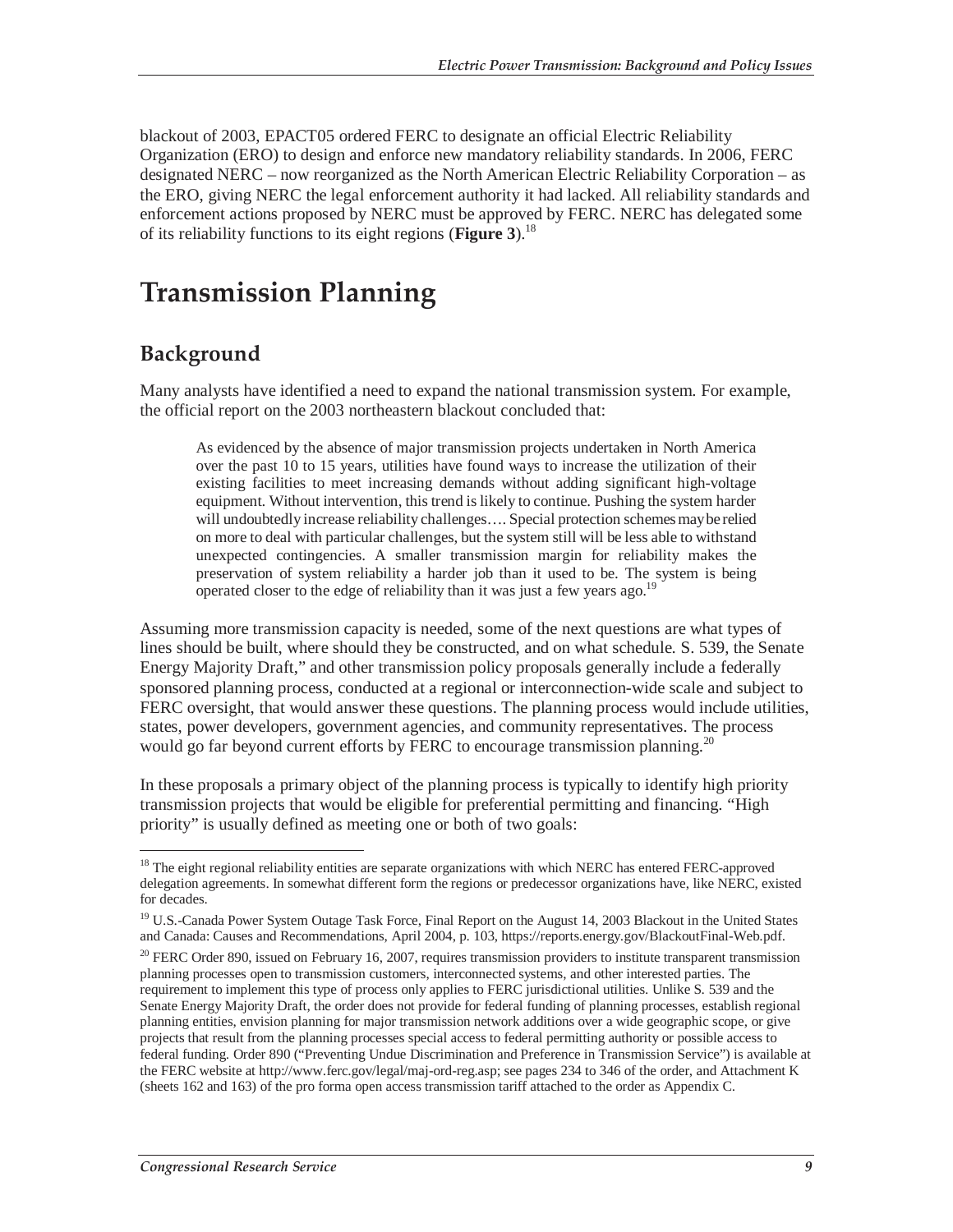blackout of 2003, EPACT05 ordered FERC to designate an official Electric Reliability Organization (ERO) to design and enforce new mandatory reliability standards. In 2006, FERC designated NERC – now reorganized as the North American Electric Reliability Corporation – as the ERO, giving NERC the legal enforcement authority it had lacked. All reliability standards and enforcement actions proposed by NERC must be approved by FERC. NERC has delegated some of its reliability functions to its eight regions (**Figure 3**).[18]

# Transmission Planning

## Background

Many analysts have identified a need to expand the national transmission system. For example, the official report on the 2003 northeastern blackout concluded that:

> As evidenced by the absence of major transmission projects undertaken in North America over the past 10 to 15 years, utilities have found ways to increase the utilization of their existing facilities to meet increasing demands without adding significant high-voltage equipment. Without intervention, this trend is likely to continue. Pushing the system harder will undoubtedly increase reliability challenges…. Special protection schemes may be relied on more to deal with particular challenges, but the system still will be less able to withstand unexpected contingencies. A smaller transmission margin for reliability makes the preservation of system reliability a harder job than it used to be. The system is being operated closer to the edge of reliability than it was just a few years ago.[19]

Assuming more transmission capacity is needed, some of the next questions are what types of lines should be built, where should they be constructed, and on what schedule. S. 539, the Senate Energy Majority Draft," and other transmission policy proposals generally include a federally sponsored planning process, conducted at a regional or interconnection-wide scale and subject to FERC oversight, that would answer these questions. The planning process would include utilities, states, power developers, government agencies, and community representatives. The process would go far beyond current efforts by FERC to encourage transmission planning.[20]

In these proposals a primary object of the planning process is typically to identify high priority transmission projects that would be eligible for preferential permitting and financing. "High priority" is usually defined as meeting one or both of two goals:

---

[18] The eight regional reliability entities are separate organizations with which NERC has entered FERC-approved delegation agreements. In somewhat different form the regions or predecessor organizations have, like NERC, existed for decades.

[19] U.S.-Canada Power System Outage Task Force, Final Report on the August 14, 2003 Blackout in the United States and Canada: Causes and Recommendations, April 2004, p. 103, https://reports.energy.gov/BlackoutFinal-Web.pdf.

[20] FERC Order 890, issued on February 16, 2007, requires transmission providers to institute transparent transmission planning processes open to transmission customers, interconnected systems, and other interested parties. The requirement to implement this type of process only applies to FERC jurisdictional utilities. Unlike S. 539 and the Senate Energy Majority Draft, the order does not provide for federal funding of planning processes, establish regional planning entities, envision planning for major transmission network additions over a wide geographic scope, or give projects that result from the planning processes special access to federal permitting authority or possible access to federal funding. Order 890 ("Preventing Undue Discrimination and Preference in Transmission Service") is available at the FERC website at http://www.ferc.gov/legal/maj-ord-reg.asp; see pages 234 to 346 of the order, and Attachment K (sheets 162 and 163) of the pro forma open access transmission tariff attached to the order as Appendix C.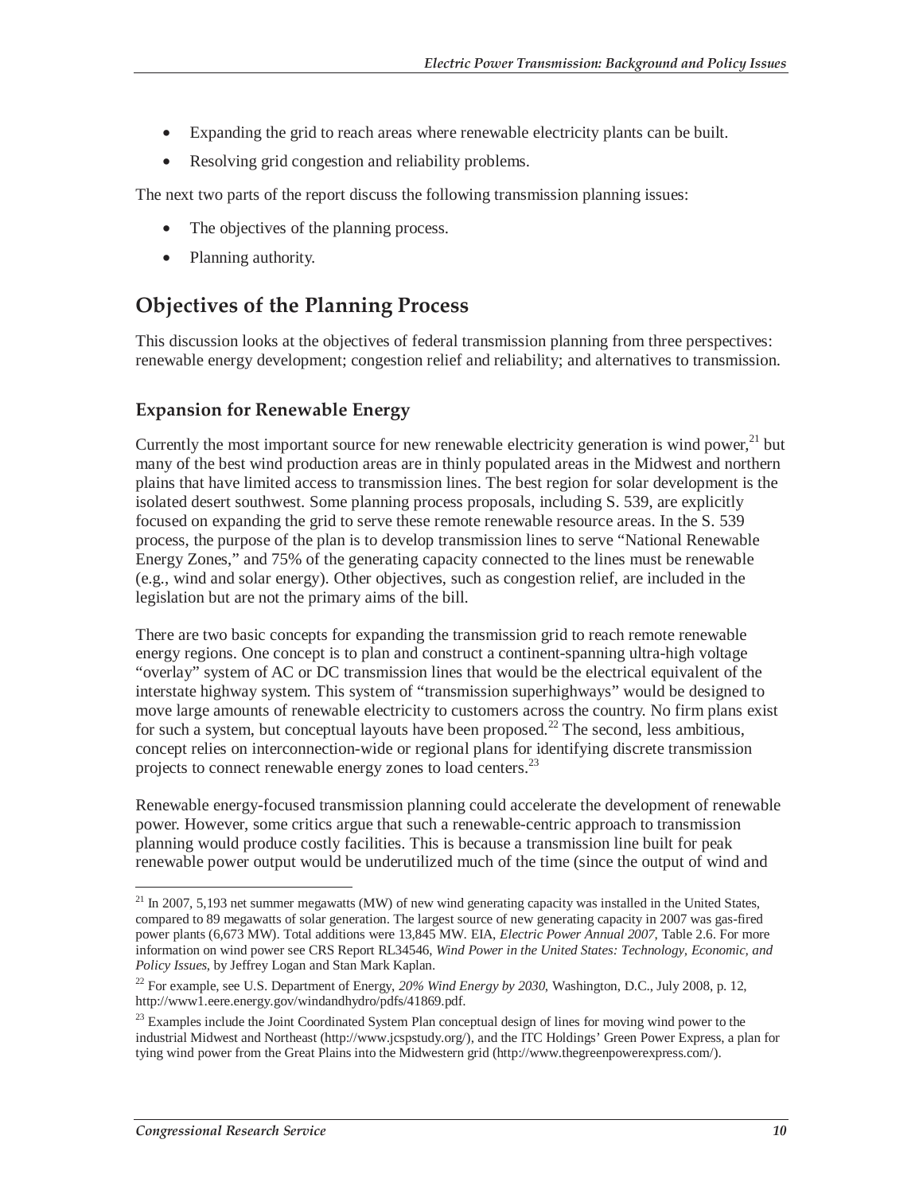- Expanding the grid to reach areas where renewable electricity plants can be built.
- Resolving grid congestion and reliability problems.

The next two parts of the report discuss the following transmission planning issues:

- The objectives of the planning process.
- Planning authority.

## Objectives of the Planning Process

This discussion looks at the objectives of federal transmission planning from three perspectives: renewable energy development; congestion relief and reliability; and alternatives to transmission.

### Expansion for Renewable Energy

Currently the most important source for new renewable electricity generation is wind power,[21] but many of the best wind production areas are in thinly populated areas in the Midwest and northern plains that have limited access to transmission lines. The best region for solar development is the isolated desert southwest. Some planning process proposals, including S. 539, are explicitly focused on expanding the grid to serve these remote renewable resource areas. In the S. 539 process, the purpose of the plan is to develop transmission lines to serve "National Renewable Energy Zones," and 75% of the generating capacity connected to the lines must be renewable (e.g., wind and solar energy). Other objectives, such as congestion relief, are included in the legislation but are not the primary aims of the bill.

There are two basic concepts for expanding the transmission grid to reach remote renewable energy regions. One concept is to plan and construct a continent-spanning ultra-high voltage "overlay" system of AC or DC transmission lines that would be the electrical equivalent of the interstate highway system. This system of "transmission superhighways" would be designed to move large amounts of renewable electricity to customers across the country. No firm plans exist for such a system, but conceptual layouts have been proposed.[22] The second, less ambitious, concept relies on interconnection-wide or regional plans for identifying discrete transmission projects to connect renewable energy zones to load centers.[23]

Renewable energy-focused transmission planning could accelerate the development of renewable power. However, some critics argue that such a renewable-centric approach to transmission planning would produce costly facilities. This is because a transmission line built for peak renewable power output would be underutilized much of the time (since the output of wind and

---

[21] In 2007, 5,193 net summer megawatts (MW) of new wind generating capacity was installed in the United States, compared to 89 megawatts of solar generation. The largest source of new generating capacity in 2007 was gas-fired power plants (6,673 MW). Total additions were 13,845 MW. EIA, *Electric Power Annual 2007*, Table 2.6. For more information on wind power see CRS Report RL34546, *Wind Power in the United States: Technology, Economic, and Policy Issues*, by Jeffrey Logan and Stan Mark Kaplan.

[22] For example, see U.S. Department of Energy, *20% Wind Energy by 2030*, Washington, D.C., July 2008, p. 12, http://www1.eere.energy.gov/windandhydro/pdfs/41869.pdf.

[23] Examples include the Joint Coordinated System Plan conceptual design of lines for moving wind power to the industrial Midwest and Northeast (http://www.jcspstudy.org/), and the ITC Holdings' Green Power Express, a plan for tying wind power from the Great Plains into the Midwestern grid (http://www.thegreenpowerexpress.com/).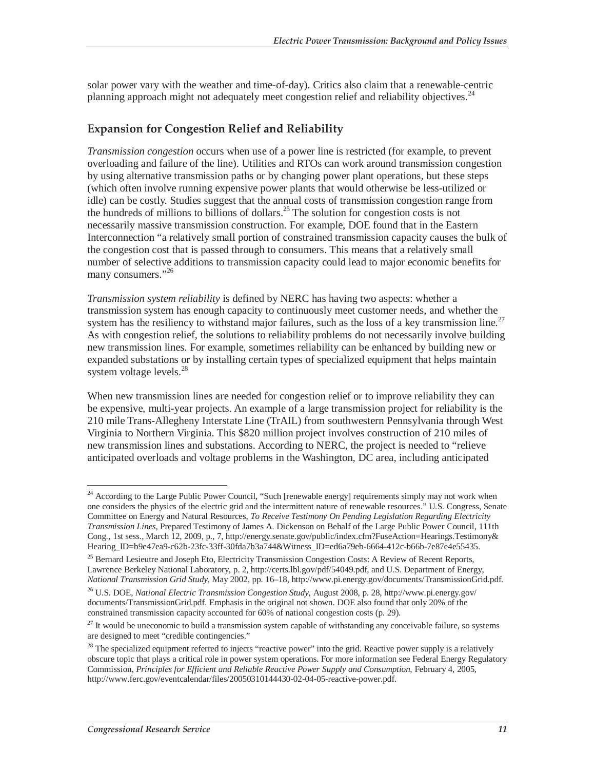solar power vary with the weather and time-of-day). Critics also claim that a renewable-centric planning approach might not adequately meet congestion relief and reliability objectives.[24]

## Expansion for Congestion Relief and Reliability

*Transmission congestion* occurs when use of a power line is restricted (for example, to prevent overloading and failure of the line). Utilities and RTOs can work around transmission congestion by using alternative transmission paths or by changing power plant operations, but these steps (which often involve running expensive power plants that would otherwise be less-utilized or idle) can be costly. Studies suggest that the annual costs of transmission congestion range from the hundreds of millions to billions of dollars.[25] The solution for congestion costs is not necessarily massive transmission construction. For example, DOE found that in the Eastern Interconnection "a relatively small portion of constrained transmission capacity causes the bulk of the congestion cost that is passed through to consumers. This means that a relatively small number of selective additions to transmission capacity could lead to major economic benefits for many consumers."[26]

*Transmission system reliability* is defined by NERC has having two aspects: whether a transmission system has enough capacity to continuously meet customer needs, and whether the system has the resiliency to withstand major failures, such as the loss of a key transmission line.[27] As with congestion relief, the solutions to reliability problems do not necessarily involve building new transmission lines. For example, sometimes reliability can be enhanced by building new or expanded substations or by installing certain types of specialized equipment that helps maintain system voltage levels.[28]

When new transmission lines are needed for congestion relief or to improve reliability they can be expensive, multi-year projects. An example of a large transmission project for reliability is the 210 mile Trans-Allegheny Interstate Line (TrAIL) from southwestern Pennsylvania through West Virginia to Northern Virginia. This $820 million project involves construction of 210 miles of new transmission lines and substations. According to NERC, the project is needed to "relieve anticipated overloads and voltage problems in the Washington, DC area, including anticipated

---

[24] According to the Large Public Power Council, "Such [renewable energy] requirements simply may not work when one considers the physics of the electric grid and the intermittent nature of renewable resources." U.S. Congress, Senate Committee on Energy and Natural Resources, *To Receive Testimony On Pending Legislation Regarding Electricity Transmission Lines*, Prepared Testimony of James A. Dickenson on Behalf of the Large Public Power Council, 111th Cong., 1st sess., March 12, 2009, p., 7, http://energy.senate.gov/public/index.cfm?FuseAction=Hearings.Testimony&Hearing_ID=b9e47ea9-c62b-23fc-33ff-30fda7b3a744&Witness_ID=ed6a79eb-6664-412c-b66b-7e87e4e55435.

[25] Bernard Lesieutre and Joseph Eto, Electricity Transmission Congestion Costs: A Review of Recent Reports, Lawrence Berkeley National Laboratory, p. 2, http://certs.lbl.gov/pdf/54049.pdf, and U.S. Department of Energy, *National Transmission Grid Study*, May 2002, pp. 16–18, http://www.pi.energy.gov/documents/TransmissionGrid.pdf.

[26] U.S. DOE, *National Electric Transmission Congestion Study*, August 2008, p. 28, http://www.pi.energy.gov/documents/TransmissionGrid.pdf. Emphasis in the original not shown. DOE also found that only 20% of the constrained transmission capacity accounted for 60% of national congestion costs (p. 29).

[27] It would be uneconomic to build a transmission system capable of withstanding any conceivable failure, so systems are designed to meet "credible contingencies."

[28] The specialized equipment referred to injects "reactive power" into the grid. Reactive power supply is a relatively obscure topic that plays a critical role in power system operations. For more information see Federal Energy Regulatory Commission, *Principles for Efficient and Reliable Reactive Power Supply and Consumption*, February 4, 2005, http://www.ferc.gov/eventcalendar/files/20050310144430-02-04-05-reactive-power.pdf.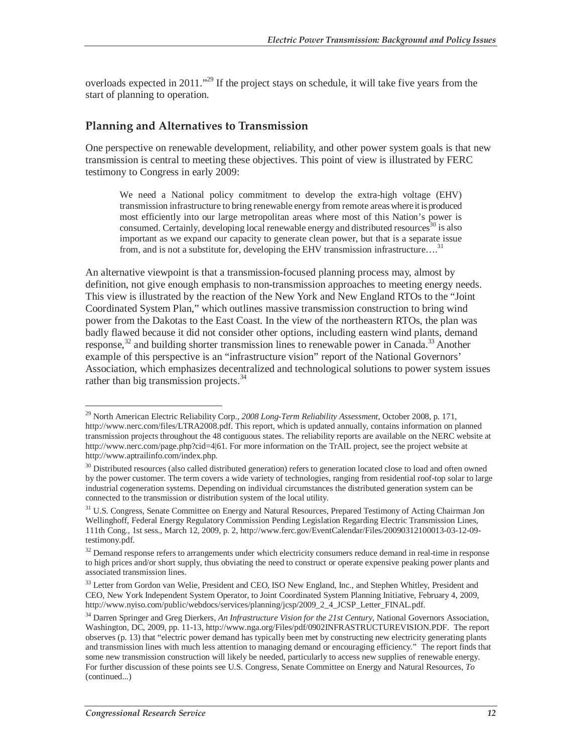overloads expected in 2011."[29] If the project stays on schedule, it will take five years from the start of planning to operation.

## Planning and Alternatives to Transmission

One perspective on renewable development, reliability, and other power system goals is that new transmission is central to meeting these objectives. This point of view is illustrated by FERC testimony to Congress in early 2009:

> We need a National policy commitment to develop the extra-high voltage (EHV) transmission infrastructure to bring renewable energy from remote areas where it is produced most efficiently into our large metropolitan areas where most of this Nation's power is consumed. Certainly, developing local renewable energy and distributed resources[30] is also important as we expand our capacity to generate clean power, but that is a separate issue from, and is not a substitute for, developing the EHV transmission infrastructure….[31]

An alternative viewpoint is that a transmission-focused planning process may, almost by definition, not give enough emphasis to non-transmission approaches to meeting energy needs. This view is illustrated by the reaction of the New York and New England RTOs to the "Joint Coordinated System Plan," which outlines massive transmission construction to bring wind power from the Dakotas to the East Coast. In the view of the northeastern RTOs, the plan was badly flawed because it did not consider other options, including eastern wind plants, demand response,[32] and building shorter transmission lines to renewable power in Canada.[33] Another example of this perspective is an "infrastructure vision" report of the National Governors' Association, which emphasizes decentralized and technological solutions to power system issues rather than big transmission projects.[34]

---

[29] North American Electric Reliability Corp., *2008 Long-Term Reliability Assessment*, October 2008, p. 171, http://www.nerc.com/files/LTRA2008.pdf. This report, which is updated annually, contains information on planned transmission projects throughout the 48 contiguous states. The reliability reports are available on the NERC website at http://www.nerc.com/page.php?cid=4|61. For more information on the TrAIL project, see the project website at http://www.aptrailinfo.com/index.php.

[30] Distributed resources (also called distributed generation) refers to generation located close to load and often owned by the power customer. The term covers a wide variety of technologies, ranging from residential roof-top solar to large industrial cogeneration systems. Depending on individual circumstances the distributed generation system can be connected to the transmission or distribution system of the local utility.

[31] U.S. Congress, Senate Committee on Energy and Natural Resources, Prepared Testimony of Acting Chairman Jon Wellinghoff, Federal Energy Regulatory Commission Pending Legislation Regarding Electric Transmission Lines, 111th Cong., 1st sess., March 12, 2009, p. 2, http://www.ferc.gov/EventCalendar/Files/20090312100013-03-12-09-testimony.pdf.

[32] Demand response refers to arrangements under which electricity consumers reduce demand in real-time in response to high prices and/or short supply, thus obviating the need to construct or operate expensive peaking power plants and associated transmission lines.

[33] Letter from Gordon van Welie, President and CEO, ISO New England, Inc., and Stephen Whitley, President and CEO, New York Independent System Operator, to Joint Coordinated System Planning Initiative, February 4, 2009, http://www.nyiso.com/public/webdocs/services/planning/jcsp/2009_2_4_JCSP_Letter_FINAL.pdf.

[34] Darren Springer and Greg Dierkers, *An Infrastructure Vision for the 21st Century*, National Governors Association, Washington, DC, 2009, pp. 11-13, http://www.nga.org/Files/pdf/0902INFRASTRUCTUREVISION.PDF. The report observes (p. 13) that "electric power demand has typically been met by constructing new electricity generating plants and transmission lines with much less attention to managing demand or encouraging efficiency." The report finds that some new transmission construction will likely be needed, particularly to access new supplies of renewable energy. For further discussion of these points see U.S. Congress, Senate Committee on Energy and Natural Resources, *To* (continued...)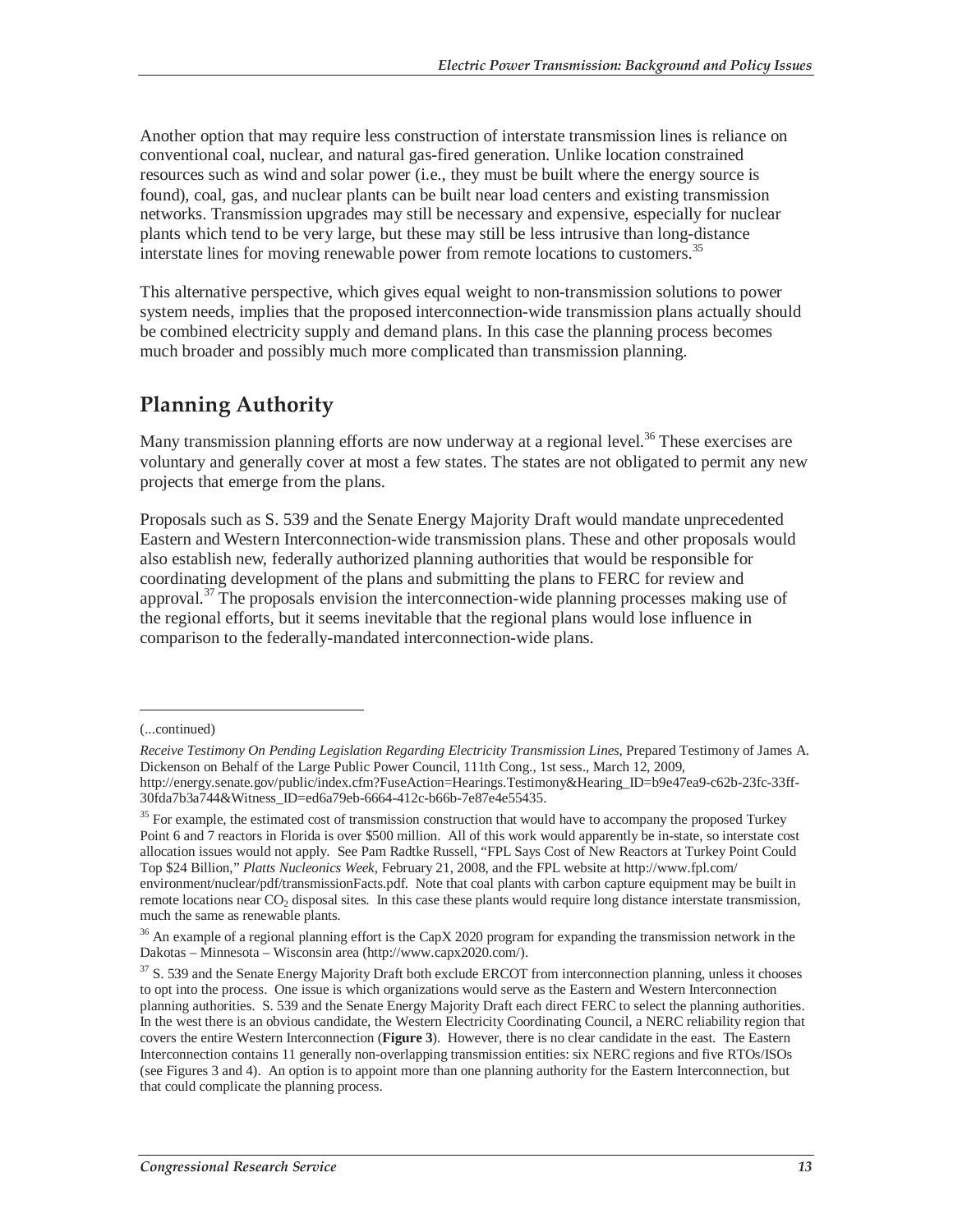Another option that may require less construction of interstate transmission lines is reliance on conventional coal, nuclear, and natural gas-fired generation. Unlike location constrained resources such as wind and solar power (i.e., they must be built where the energy source is found), coal, gas, and nuclear plants can be built near load centers and existing transmission networks. Transmission upgrades may still be necessary and expensive, especially for nuclear plants which tend to be very large, but these may still be less intrusive than long-distance interstate lines for moving renewable power from remote locations to customers.[35]

This alternative perspective, which gives equal weight to non-transmission solutions to power system needs, implies that the proposed interconnection-wide transmission plans actually should be combined electricity supply and demand plans. In this case the planning process becomes much broader and possibly much more complicated than transmission planning.

## Planning Authority

Many transmission planning efforts are now underway at a regional level.[36] These exercises are voluntary and generally cover at most a few states. The states are not obligated to permit any new projects that emerge from the plans.

Proposals such as S. 539 and the Senate Energy Majority Draft would mandate unprecedented Eastern and Western Interconnection-wide transmission plans. These and other proposals would also establish new, federally authorized planning authorities that would be responsible for coordinating development of the plans and submitting the plans to FERC for review and approval.[37] The proposals envision the interconnection-wide planning processes making use of the regional efforts, but it seems inevitable that the regional plans would lose influence in comparison to the federally-mandated interconnection-wide plans.

---

(...continued)

*Receive Testimony On Pending Legislation Regarding Electricity Transmission Lines*, Prepared Testimony of James A. Dickenson on Behalf of the Large Public Power Council, 111th Cong., 1st sess., March 12, 2009, http://energy.senate.gov/public/index.cfm?FuseAction=Hearings.Testimony&Hearing_ID=b9e47ea9-c62b-23fc-33ff-30fda7b3a744&Witness_ID=ed6a79eb-6664-412c-b66b-7e87e4e55435.

[35] For example, the estimated cost of transmission construction that would have to accompany the proposed Turkey Point 6 and 7 reactors in Florida is over $500 million. All of this work would apparently be in-state, so interstate cost allocation issues would not apply. See Pam Radtke Russell, "FPL Says Cost of New Reactors at Turkey Point Could Top $24 Billion," *Platts Nucleonics Week*, February 21, 2008, and the FPL website at http://www.fpl.com/environment/nuclear/pdf/transmissionFacts.pdf. Note that coal plants with carbon capture equipment may be built in remote locations near $CO_2$ disposal sites. In this case these plants would require long distance interstate transmission, much the same as renewable plants.

[36] An example of a regional planning effort is the CapX 2020 program for expanding the transmission network in the Dakotas – Minnesota – Wisconsin area (http://www.capx2020.com/).

[37] S. 539 and the Senate Energy Majority Draft both exclude ERCOT from interconnection planning, unless it chooses to opt into the process. One issue is which organizations would serve as the Eastern and Western Interconnection planning authorities. S. 539 and the Senate Energy Majority Draft each direct FERC to select the planning authorities. In the west there is an obvious candidate, the Western Electricity Coordinating Council, a NERC reliability region that covers the entire Western Interconnection (**Figure 3**). However, there is no clear candidate in the east. The Eastern Interconnection contains 11 generally non-overlapping transmission entities: six NERC regions and five RTOs/ISOs (see Figures 3 and 4). An option is to appoint more than one planning authority for the Eastern Interconnection, but that could complicate the planning process.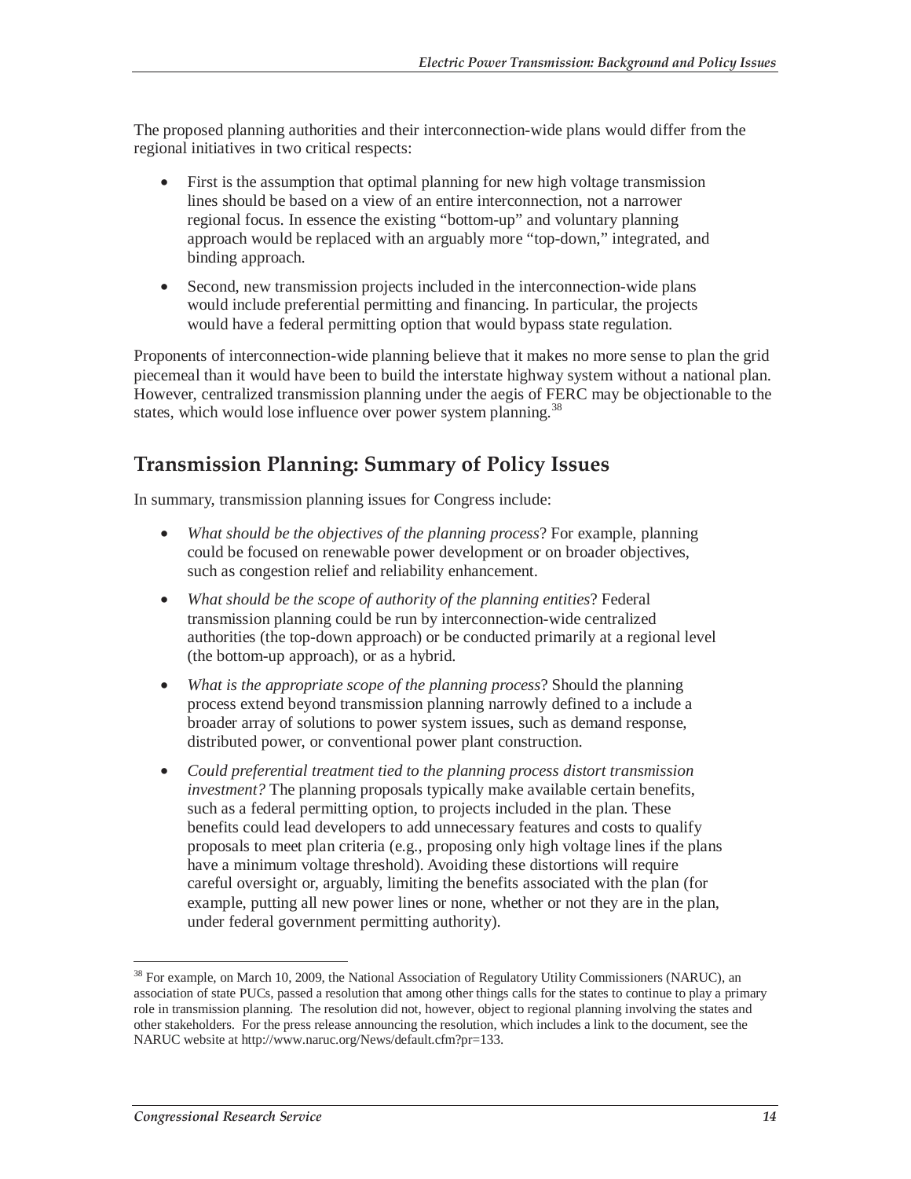The proposed planning authorities and their interconnection-wide plans would differ from the regional initiatives in two critical respects:

- First is the assumption that optimal planning for new high voltage transmission lines should be based on a view of an entire interconnection, not a narrower regional focus. In essence the existing "bottom-up" and voluntary planning approach would be replaced with an arguably more "top-down," integrated, and binding approach.
- Second, new transmission projects included in the interconnection-wide plans would include preferential permitting and financing. In particular, the projects would have a federal permitting option that would bypass state regulation.

Proponents of interconnection-wide planning believe that it makes no more sense to plan the grid piecemeal than it would have been to build the interstate highway system without a national plan. However, centralized transmission planning under the aegis of FERC may be objectionable to the states, which would lose influence over power system planning.[38]

## Transmission Planning: Summary of Policy Issues

In summary, transmission planning issues for Congress include:

- *What should be the objectives of the planning process*? For example, planning could be focused on renewable power development or on broader objectives, such as congestion relief and reliability enhancement.
- *What should be the scope of authority of the planning entities*? Federal transmission planning could be run by interconnection-wide centralized authorities (the top-down approach) or be conducted primarily at a regional level (the bottom-up approach), or as a hybrid.
- *What is the appropriate scope of the planning process*? Should the planning process extend beyond transmission planning narrowly defined to a include a broader array of solutions to power system issues, such as demand response, distributed power, or conventional power plant construction.
- *Could preferential treatment tied to the planning process distort transmission investment?* The planning proposals typically make available certain benefits, such as a federal permitting option, to projects included in the plan. These benefits could lead developers to add unnecessary features and costs to qualify proposals to meet plan criteria (e.g., proposing only high voltage lines if the plans have a minimum voltage threshold). Avoiding these distortions will require careful oversight or, arguably, limiting the benefits associated with the plan (for example, putting all new power lines or none, whether or not they are in the plan, under federal government permitting authority).

---

[38] For example, on March 10, 2009, the National Association of Regulatory Utility Commissioners (NARUC), an association of state PUCs, passed a resolution that among other things calls for the states to continue to play a primary role in transmission planning. The resolution did not, however, object to regional planning involving the states and other stakeholders. For the press release announcing the resolution, which includes a link to the document, see the NARUC website at http://www.naruc.org/News/default.cfm?pr=133.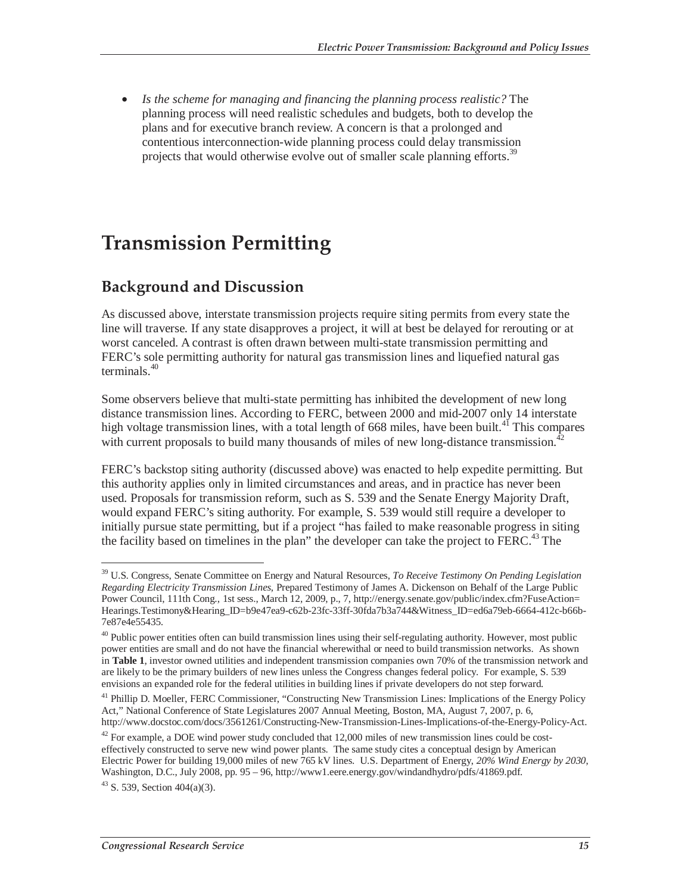- *Is the scheme for managing and financing the planning process realistic?* The planning process will need realistic schedules and budgets, both to develop the plans and for executive branch review. A concern is that a prolonged and contentious interconnection-wide planning process could delay transmission projects that would otherwise evolve out of smaller scale planning efforts.[39]

# Transmission Permitting

## Background and Discussion

As discussed above, interstate transmission projects require siting permits from every state the line will traverse. If any state disapproves a project, it will at best be delayed for rerouting or at worst canceled. A contrast is often drawn between multi-state transmission permitting and FERC's sole permitting authority for natural gas transmission lines and liquefied natural gas terminals.[40]

Some observers believe that multi-state permitting has inhibited the development of new long distance transmission lines. According to FERC, between 2000 and mid-2007 only 14 interstate high voltage transmission lines, with a total length of 668 miles, have been built.[41] This compares with current proposals to build many thousands of miles of new long-distance transmission.[42]

FERC's backstop siting authority (discussed above) was enacted to help expedite permitting. But this authority applies only in limited circumstances and areas, and in practice has never been used. Proposals for transmission reform, such as S. 539 and the Senate Energy Majority Draft, would expand FERC's siting authority. For example, S. 539 would still require a developer to initially pursue state permitting, but if a project "has failed to make reasonable progress in siting the facility based on timelines in the plan" the developer can take the project to FERC.[43] The

---

[39] U.S. Congress, Senate Committee on Energy and Natural Resources, *To Receive Testimony On Pending Legislation Regarding Electricity Transmission Lines*, Prepared Testimony of James A. Dickenson on Behalf of the Large Public Power Council, 111th Cong., 1st sess., March 12, 2009, p., 7, http://energy.senate.gov/public/index.cfm?FuseAction=Hearings.Testimony&Hearing_ID=b9e47ea9-c62b-23fc-33ff-30fda7b3a744&Witness_ID=ed6a79eb-6664-412c-b66b-7e87e4e55435.

[40] Public power entities often can build transmission lines using their self-regulating authority. However, most public power entities are small and do not have the financial wherewithal or need to build transmission networks. As shown in **Table 1**, investor owned utilities and independent transmission companies own 70% of the transmission network and are likely to be the primary builders of new lines unless the Congress changes federal policy. For example, S. 539 envisions an expanded role for the federal utilities in building lines if private developers do not step forward.

[41] Phillip D. Moeller, FERC Commissioner, "Constructing New Transmission Lines: Implications of the Energy Policy Act," National Conference of State Legislatures 2007 Annual Meeting, Boston, MA, August 7, 2007, p. 6, http://www.docstoc.com/docs/3561261/Constructing-New-Transmission-Lines-Implications-of-the-Energy-Policy-Act.

[42] For example, a DOE wind power study concluded that 12,000 miles of new transmission lines could be cost-effectively constructed to serve new wind power plants. The same study cites a conceptual design by American Electric Power for building 19,000 miles of new 765 kV lines. U.S. Department of Energy, *20% Wind Energy by 2030*, Washington, D.C., July 2008, pp. 95 – 96, http://www1.eere.energy.gov/windandhydro/pdfs/41869.pdf.

[43] S. 539, Section 404(a)(3).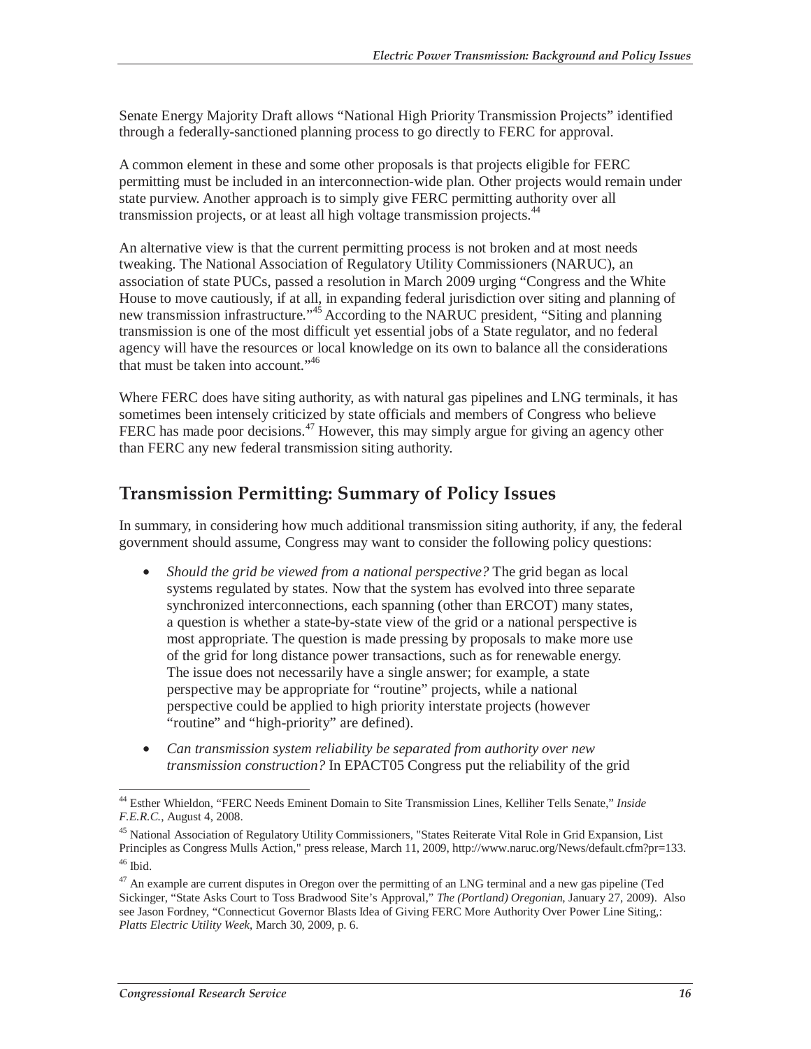Senate Energy Majority Draft allows "National High Priority Transmission Projects" identified through a federally-sanctioned planning process to go directly to FERC for approval.

A common element in these and some other proposals is that projects eligible for FERC permitting must be included in an interconnection-wide plan. Other projects would remain under state purview. Another approach is to simply give FERC permitting authority over all transmission projects, or at least all high voltage transmission projects.[44]

An alternative view is that the current permitting process is not broken and at most needs tweaking. The National Association of Regulatory Utility Commissioners (NARUC), an association of state PUCs, passed a resolution in March 2009 urging "Congress and the White House to move cautiously, if at all, in expanding federal jurisdiction over siting and planning of new transmission infrastructure."[45] According to the NARUC president, "Siting and planning transmission is one of the most difficult yet essential jobs of a State regulator, and no federal agency will have the resources or local knowledge on its own to balance all the considerations that must be taken into account."[46]

Where FERC does have siting authority, as with natural gas pipelines and LNG terminals, it has sometimes been intensely criticized by state officials and members of Congress who believe FERC has made poor decisions.[47] However, this may simply argue for giving an agency other than FERC any new federal transmission siting authority.

## Transmission Permitting: Summary of Policy Issues

In summary, in considering how much additional transmission siting authority, if any, the federal government should assume, Congress may want to consider the following policy questions:

- *Should the grid be viewed from a national perspective?* The grid began as local systems regulated by states. Now that the system has evolved into three separate synchronized interconnections, each spanning (other than ERCOT) many states, a question is whether a state-by-state view of the grid or a national perspective is most appropriate. The question is made pressing by proposals to make more use of the grid for long distance power transactions, such as for renewable energy. The issue does not necessarily have a single answer; for example, a state perspective may be appropriate for "routine" projects, while a national perspective could be applied to high priority interstate projects (however "routine" and "high-priority" are defined).
- *Can transmission system reliability be separated from authority over new transmission construction?* In EPACT05 Congress put the reliability of the grid

---

[44] Esther Whieldon, "FERC Needs Eminent Domain to Site Transmission Lines, Kelliher Tells Senate," *Inside F.E.R.C.*, August 4, 2008.

[45] National Association of Regulatory Utility Commissioners, "States Reiterate Vital Role in Grid Expansion, List Principles as Congress Mulls Action," press release, March 11, 2009, http://www.naruc.org/News/default.cfm?pr=133.

[46] Ibid.

[47] An example are current disputes in Oregon over the permitting of an LNG terminal and a new gas pipeline (Ted Sickinger, "State Asks Court to Toss Bradwood Site's Approval," *The (Portland) Oregonian*, January 27, 2009). Also see Jason Fordney, "Connecticut Governor Blasts Idea of Giving FERC More Authority Over Power Line Siting,: *Platts Electric Utility Week*, March 30, 2009, p. 6.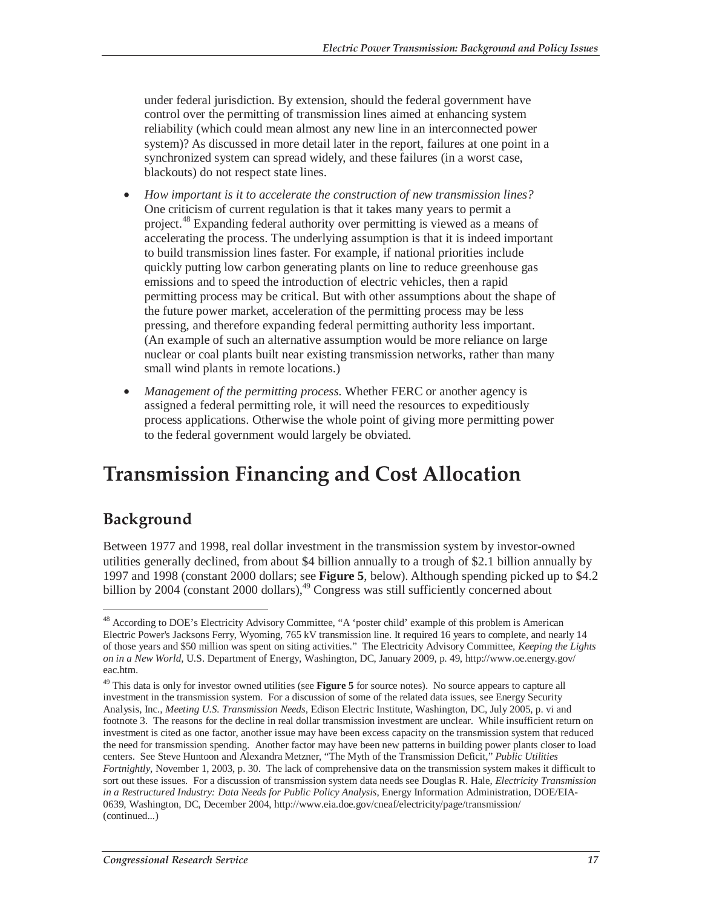under federal jurisdiction. By extension, should the federal government have control over the permitting of transmission lines aimed at enhancing system reliability (which could mean almost any new line in an interconnected power system)? As discussed in more detail later in the report, failures at one point in a synchronized system can spread widely, and these failures (in a worst case, blackouts) do not respect state lines.

- *How important is it to accelerate the construction of new transmission lines?* One criticism of current regulation is that it takes many years to permit a project.[48] Expanding federal authority over permitting is viewed as a means of accelerating the process. The underlying assumption is that it is indeed important to build transmission lines faster. For example, if national priorities include quickly putting low carbon generating plants on line to reduce greenhouse gas emissions and to speed the introduction of electric vehicles, then a rapid permitting process may be critical. But with other assumptions about the shape of the future power market, acceleration of the permitting process may be less pressing, and therefore expanding federal permitting authority less important. (An example of such an alternative assumption would be more reliance on large nuclear or coal plants built near existing transmission networks, rather than many small wind plants in remote locations.)
- *Management of the permitting process.* Whether FERC or another agency is assigned a federal permitting role, it will need the resources to expeditiously process applications. Otherwise the whole point of giving more permitting power to the federal government would largely be obviated.

# Transmission Financing and Cost Allocation

## Background

Between 1977 and 1998, real dollar investment in the transmission system by investor-owned utilities generally declined, from about $4 billion annually to a trough of $2.1 billion annually by 1997 and 1998 (constant 2000 dollars; see **Figure 5**, below). Although spending picked up to $4.2 billion by 2004 (constant 2000 dollars),[49] Congress was still sufficiently concerned about

---

[48] According to DOE's Electricity Advisory Committee, "A 'poster child' example of this problem is American Electric Power's Jacksons Ferry, Wyoming, 765 kV transmission line. It required 16 years to complete, and nearly 14 of those years and $50 million was spent on siting activities." The Electricity Advisory Committee, *Keeping the Lights on in a New World*, U.S. Department of Energy, Washington, DC, January 2009, p. 49, http://www.oe.energy.gov/eac.htm.

[49] This data is only for investor owned utilities (see **Figure 5** for source notes). No source appears to capture all investment in the transmission system. For a discussion of some of the related data issues, see Energy Security Analysis, Inc., *Meeting U.S. Transmission Needs*, Edison Electric Institute, Washington, DC, July 2005, p. vi and footnote 3. The reasons for the decline in real dollar transmission investment are unclear. While insufficient return on investment is cited as one factor, another issue may have been excess capacity on the transmission system that reduced the need for transmission spending. Another factor may have been new patterns in building power plants closer to load centers. See Steve Huntoon and Alexandra Metzner, "The Myth of the Transmission Deficit," *Public Utilities Fortnightly*, November 1, 2003, p. 30. The lack of comprehensive data on the transmission system makes it difficult to sort out these issues. For a discussion of transmission system data needs see Douglas R. Hale, *Electricity Transmission in a Restructured Industry: Data Needs for Public Policy Analysis*, Energy Information Administration, DOE/EIA-0639, Washington, DC, December 2004, http://www.eia.doe.gov/cneaf/electricity/page/transmission/ (continued...)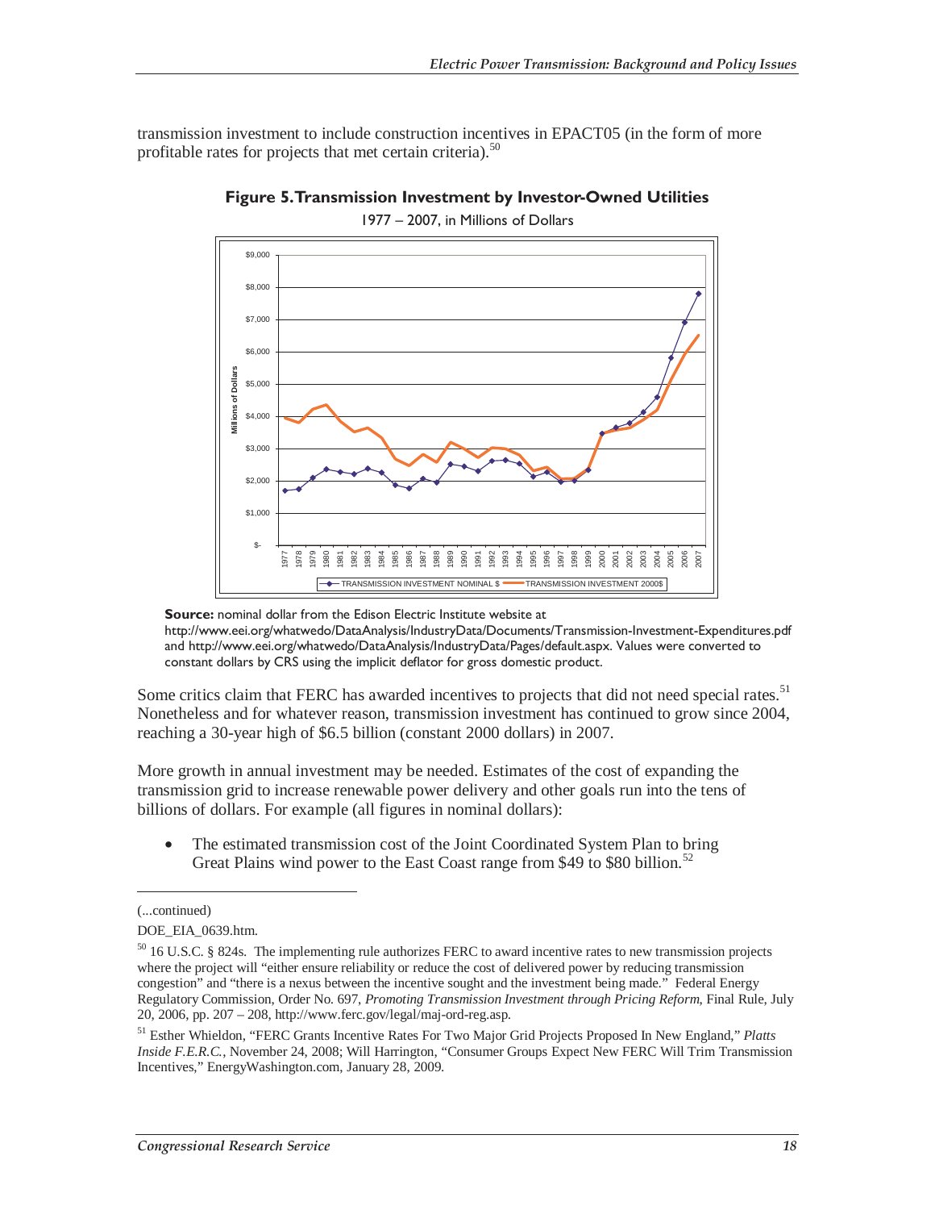transmission investment to include construction incentives in EPACT05 (in the form of more profitable rates for projects that met certain criteria).[50]

**Figure 5. Transmission Investment by Investor-Owned Utilities**

1977 – 2007, in Millions of Dollars

**Source:** nominal dollar from the Edison Electric Institute website at http://www.eei.org/whatwedo/DataAnalysis/IndustryData/Documents/Transmission-Investment-Expenditures.pdf and http://www.eei.org/whatwedo/DataAnalysis/IndustryData/Pages/default.aspx. Values were converted to constant dollars by CRS using the implicit deflator for gross domestic product.

Some critics claim that FERC has awarded incentives to projects that did not need special rates.[51] Nonetheless and for whatever reason, transmission investment has continued to grow since 2004, reaching a 30-year high of $6.5 billion (constant 2000 dollars) in 2007.

More growth in annual investment may be needed. Estimates of the cost of expanding the transmission grid to increase renewable power delivery and other goals run into the tens of billions of dollars. For example (all figures in nominal dollars):

- The estimated transmission cost of the Joint Coordinated System Plan to bring Great Plains wind power to the East Coast range from $49 to $80 billion.[52]

---

(...continued)

DOE_EIA_0639.htm.

[50] 16 U.S.C. § 824s. The implementing rule authorizes FERC to award incentive rates to new transmission projects where the project will "either ensure reliability or reduce the cost of delivered power by reducing transmission congestion" and "there is a nexus between the incentive sought and the investment being made." Federal Energy Regulatory Commission, Order No. 697, *Promoting Transmission Investment through Pricing Reform*, Final Rule, July 20, 2006, pp. 207 – 208, http://www.ferc.gov/legal/maj-ord-reg.asp.

[51] Esther Whieldon, "FERC Grants Incentive Rates For Two Major Grid Projects Proposed In New England," *Platts Inside F.E.R.C.*, November 24, 2008; Will Harrington, "Consumer Groups Expect New FERC Will Trim Transmission Incentives," EnergyWashington.com, January 28, 2009.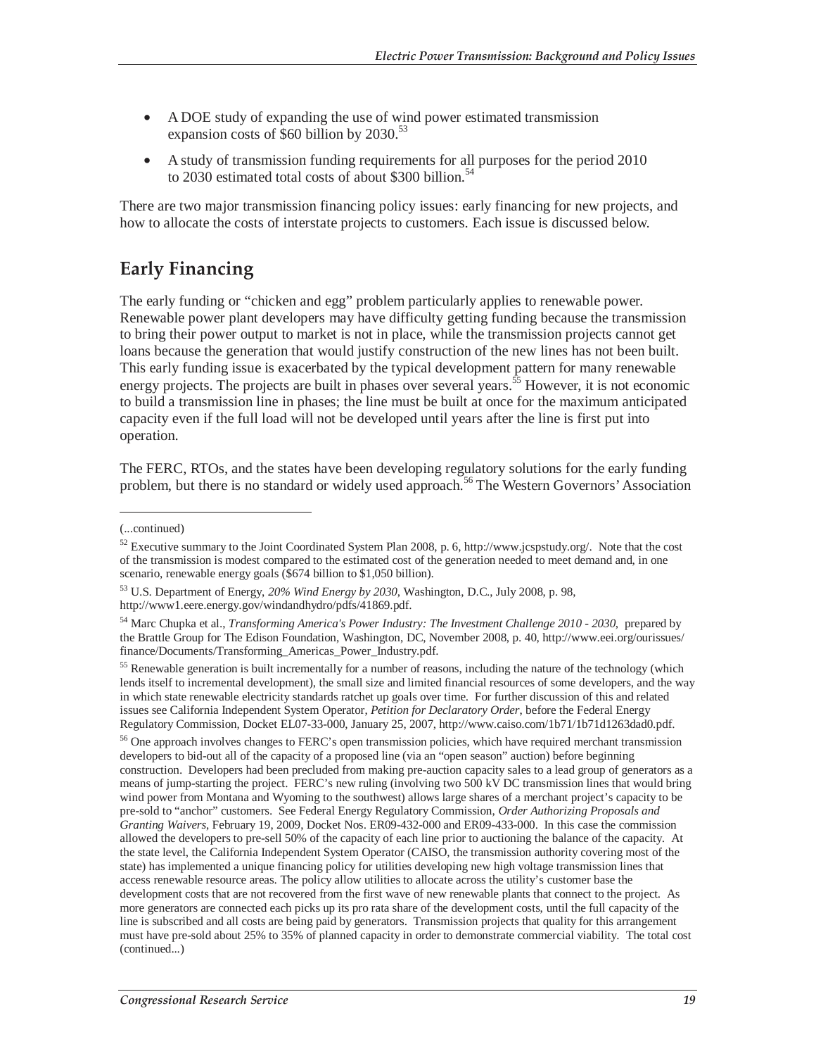- A DOE study of expanding the use of wind power estimated transmission expansion costs of $60 billion by 2030.[53]
- A study of transmission funding requirements for all purposes for the period 2010 to 2030 estimated total costs of about $300 billion.[54]

There are two major transmission financing policy issues: early financing for new projects, and how to allocate the costs of interstate projects to customers. Each issue is discussed below.

## Early Financing

The early funding or "chicken and egg" problem particularly applies to renewable power. Renewable power plant developers may have difficulty getting funding because the transmission to bring their power output to market is not in place, while the transmission projects cannot get loans because the generation that would justify construction of the new lines has not been built. This early funding issue is exacerbated by the typical development pattern for many renewable energy projects. The projects are built in phases over several years.[55] However, it is not economic to build a transmission line in phases; the line must be built at once for the maximum anticipated capacity even if the full load will not be developed until years after the line is first put into operation.

The FERC, RTOs, and the states have been developing regulatory solutions for the early funding problem, but there is no standard or widely used approach.[56] The Western Governors' Association

---

(...continued)

[52] Executive summary to the Joint Coordinated System Plan 2008, p. 6, http://www.jcspstudy.org/. Note that the cost of the transmission is modest compared to the estimated cost of the generation needed to meet demand and, in one scenario, renewable energy goals ($674 billion to $1,050 billion).

[53] U.S. Department of Energy, *20% Wind Energy by 2030*, Washington, D.C., July 2008, p. 98, http://www1.eere.energy.gov/windandhydro/pdfs/41869.pdf.

[54] Marc Chupka et al., *Transforming America's Power Industry: The Investment Challenge 2010 - 2030*, prepared by the Brattle Group for The Edison Foundation, Washington, DC, November 2008, p. 40, http://www.eei.org/ourissues/finance/Documents/Transforming_Americas_Power_Industry.pdf.

[55] Renewable generation is built incrementally for a number of reasons, including the nature of the technology (which lends itself to incremental development), the small size and limited financial resources of some developers, and the way in which state renewable electricity standards ratchet up goals over time. For further discussion of this and related issues see California Independent System Operator, *Petition for Declaratory Order*, before the Federal Energy Regulatory Commission, Docket EL07-33-000, January 25, 2007, http://www.caiso.com/1b71/1b71d1263dad0.pdf.

[56] One approach involves changes to FERC's open transmission policies, which have required merchant transmission developers to bid-out all of the capacity of a proposed line (via an "open season" auction) before beginning construction. Developers had been precluded from making pre-auction capacity sales to a lead group of generators as a means of jump-starting the project. FERC's new ruling (involving two 500 kV DC transmission lines that would bring wind power from Montana and Wyoming to the southwest) allows large shares of a merchant project's capacity to be pre-sold to "anchor" customers. See Federal Energy Regulatory Commission, *Order Authorizing Proposals and Granting Waivers*, February 19, 2009, Docket Nos. ER09-432-000 and ER09-433-000. In this case the commission allowed the developers to pre-sell 50% of the capacity of each line prior to auctioning the balance of the capacity. At the state level, the California Independent System Operator (CAISO, the transmission authority covering most of the state) has implemented a unique financing policy for utilities developing new high voltage transmission lines that access renewable resource areas. The policy allow utilities to allocate across the utility's customer base the development costs that are not recovered from the first wave of new renewable plants that connect to the project. As more generators are connected each picks up its pro rata share of the development costs, until the full capacity of the line is subscribed and all costs are being paid by generators. Transmission projects that quality for this arrangement must have pre-sold about 25% to 35% of planned capacity in order to demonstrate commercial viability. The total cost (continued...)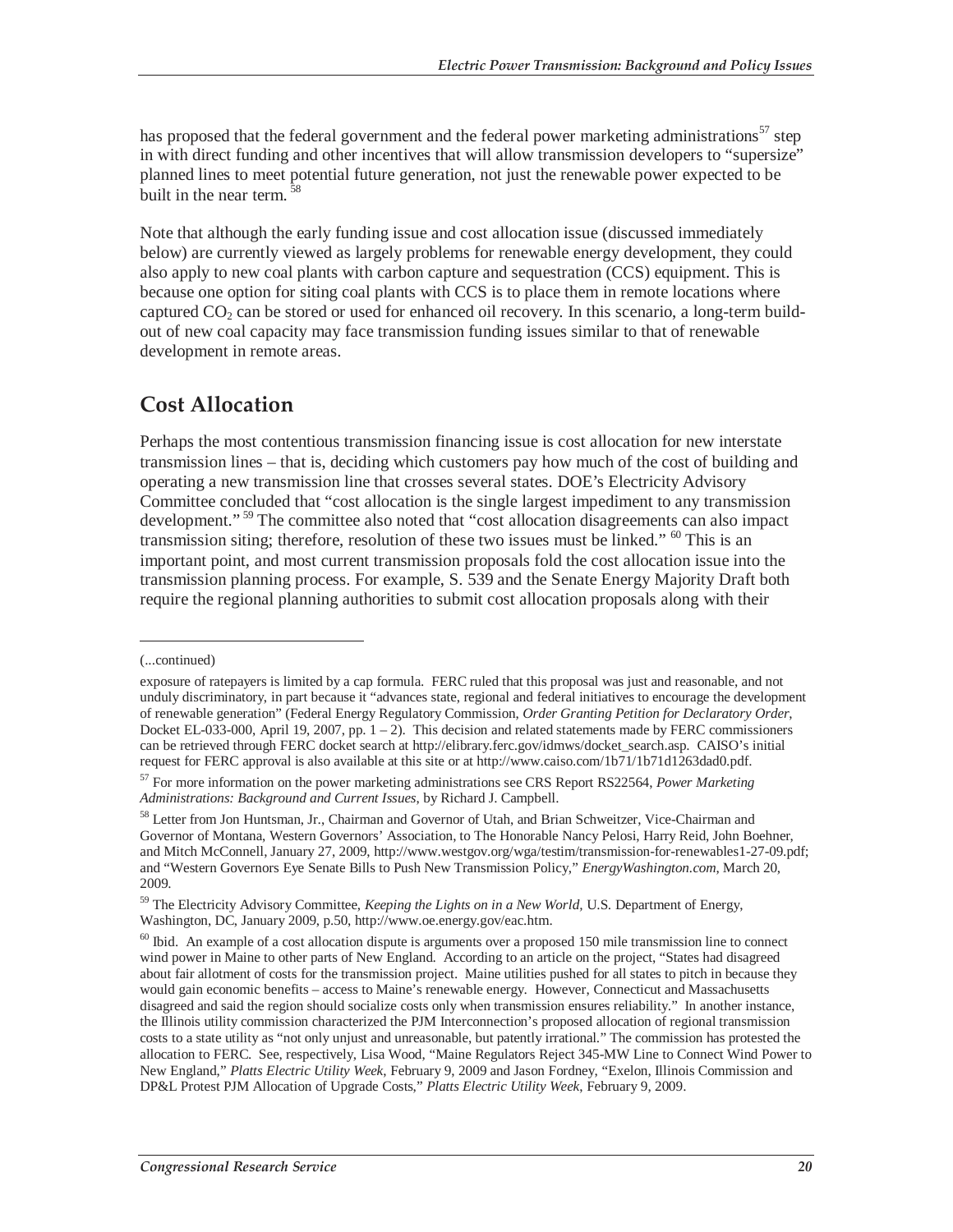has proposed that the federal government and the federal power marketing administrations[57] step in with direct funding and other incentives that will allow transmission developers to "supersize" planned lines to meet potential future generation, not just the renewable power expected to be built in the near term.[58]

Note that although the early funding issue and cost allocation issue (discussed immediately below) are currently viewed as largely problems for renewable energy development, they could also apply to new coal plants with carbon capture and sequestration (CCS) equipment. This is because one option for siting coal plants with CCS is to place them in remote locations where captured $CO_2$ can be stored or used for enhanced oil recovery. In this scenario, a long-term build-out of new coal capacity may face transmission funding issues similar to that of renewable development in remote areas.

## Cost Allocation

Perhaps the most contentious transmission financing issue is cost allocation for new interstate transmission lines – that is, deciding which customers pay how much of the cost of building and operating a new transmission line that crosses several states. DOE's Electricity Advisory Committee concluded that "cost allocation is the single largest impediment to any transmission development."[59] The committee also noted that "cost allocation disagreements can also impact transmission siting; therefore, resolution of these two issues must be linked."[60] This is an important point, and most current transmission proposals fold the cost allocation issue into the transmission planning process. For example, S. 539 and the Senate Energy Majority Draft both require the regional planning authorities to submit cost allocation proposals along with their

---

(...continued)

exposure of ratepayers is limited by a cap formula. FERC ruled that this proposal was just and reasonable, and not unduly discriminatory, in part because it "advances state, regional and federal initiatives to encourage the development of renewable generation" (Federal Energy Regulatory Commission, *Order Granting Petition for Declaratory Order*, Docket EL-033-000, April 19, 2007, pp. 1 – 2). This decision and related statements made by FERC commissioners can be retrieved through FERC docket search at http://elibrary.ferc.gov/idmws/docket_search.asp. CAISO's initial request for FERC approval is also available at this site or at http://www.caiso.com/1b71/1b71d1263dad0.pdf.

[57] For more information on the power marketing administrations see CRS Report RS22564, *Power Marketing Administrations: Background and Current Issues*, by Richard J. Campbell.

[58] Letter from Jon Huntsman, Jr., Chairman and Governor of Utah, and Brian Schweitzer, Vice-Chairman and Governor of Montana, Western Governors' Association, to The Honorable Nancy Pelosi, Harry Reid, John Boehner, and Mitch McConnell, January 27, 2009, http://www.westgov.org/wga/testim/transmission-for-renewables1-27-09.pdf; and "Western Governors Eye Senate Bills to Push New Transmission Policy," *EnergyWashington.com*, March 20, 2009.

[59] The Electricity Advisory Committee, *Keeping the Lights on in a New World*, U.S. Department of Energy, Washington, DC, January 2009, p.50, http://www.oe.energy.gov/eac.htm.

[60] Ibid. An example of a cost allocation dispute is arguments over a proposed 150 mile transmission line to connect wind power in Maine to other parts of New England. According to an article on the project, "States had disagreed about fair allotment of costs for the transmission project. Maine utilities pushed for all states to pitch in because they would gain economic benefits – access to Maine's renewable energy. However, Connecticut and Massachusetts disagreed and said the region should socialize costs only when transmission ensures reliability." In another instance, the Illinois utility commission characterized the PJM Interconnection's proposed allocation of regional transmission costs to a state utility as "not only unjust and unreasonable, but patently irrational." The commission has protested the allocation to FERC. See, respectively, Lisa Wood, "Maine Regulators Reject 345-MW Line to Connect Wind Power to New England," *Platts Electric Utility Week*, February 9, 2009 and Jason Fordney, "Exelon, Illinois Commission and DP&L Protest PJM Allocation of Upgrade Costs," *Platts Electric Utility Week*, February 9, 2009.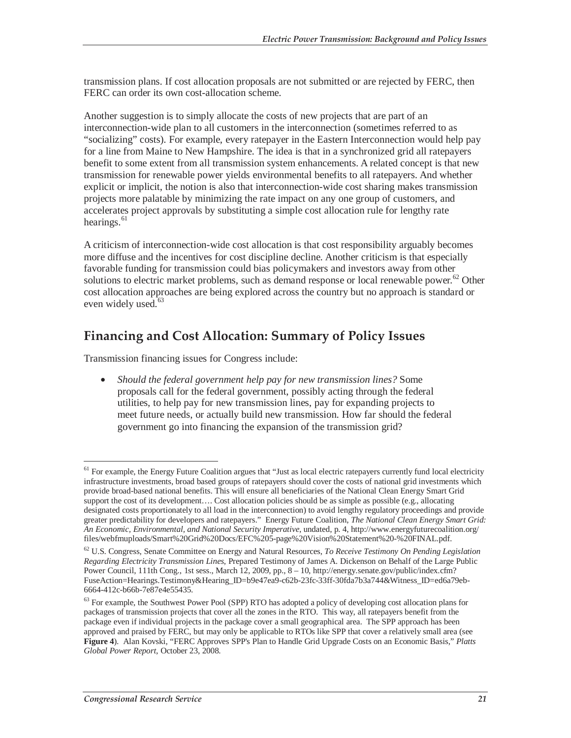transmission plans. If cost allocation proposals are not submitted or are rejected by FERC, then FERC can order its own cost-allocation scheme.

Another suggestion is to simply allocate the costs of new projects that are part of an interconnection-wide plan to all customers in the interconnection (sometimes referred to as "socializing" costs). For example, every ratepayer in the Eastern Interconnection would help pay for a line from Maine to New Hampshire. The idea is that in a synchronized grid all ratepayers benefit to some extent from all transmission system enhancements. A related concept is that new transmission for renewable power yields environmental benefits to all ratepayers. And whether explicit or implicit, the notion is also that interconnection-wide cost sharing makes transmission projects more palatable by minimizing the rate impact on any one group of customers, and accelerates project approvals by substituting a simple cost allocation rule for lengthy rate hearings.[61]

A criticism of interconnection-wide cost allocation is that cost responsibility arguably becomes more diffuse and the incentives for cost discipline decline. Another criticism is that especially favorable funding for transmission could bias policymakers and investors away from other solutions to electric market problems, such as demand response or local renewable power.[62] Other cost allocation approaches are being explored across the country but no approach is standard or even widely used.[63]

## Financing and Cost Allocation: Summary of Policy Issues

Transmission financing issues for Congress include:

- *Should the federal government help pay for new transmission lines?* Some proposals call for the federal government, possibly acting through the federal utilities, to help pay for new transmission lines, pay for expanding projects to meet future needs, or actually build new transmission. How far should the federal government go into financing the expansion of the transmission grid?

---

[61] For example, the Energy Future Coalition argues that "Just as local electric ratepayers currently fund local electricity infrastructure investments, broad based groups of ratepayers should cover the costs of national grid investments which provide broad-based national benefits. This will ensure all beneficiaries of the National Clean Energy Smart Grid support the cost of its development…. Cost allocation policies should be as simple as possible (e.g., allocating designated costs proportionately to all load in the interconnection) to avoid lengthy regulatory proceedings and provide greater predictability for developers and ratepayers." Energy Future Coalition, *The National Clean Energy Smart Grid: An Economic, Environmental, and National Security Imperative*, undated, p. 4, http://www.energyfuturecoalition.org/files/webfmuploads/Smart%20Grid%20Docs/EFC%205-page%20Vision%20Statement%20-%20FINAL.pdf.

[62] U.S. Congress, Senate Committee on Energy and Natural Resources, *To Receive Testimony On Pending Legislation Regarding Electricity Transmission Lines*, Prepared Testimony of James A. Dickenson on Behalf of the Large Public Power Council, 111th Cong., 1st sess., March 12, 2009, pp., 8 – 10, http://energy.senate.gov/public/index.cfm?FuseAction=Hearings.Testimony&Hearing_ID=b9e47ea9-c62b-23fc-33ff-30fda7b3a744&Witness_ID=ed6a79eb-6664-412c-b66b-7e87e4e55435.

[63] For example, the Southwest Power Pool (SPP) RTO has adopted a policy of developing cost allocation plans for packages of transmission projects that cover all the zones in the RTO. This way, all ratepayers benefit from the package even if individual projects in the package cover a small geographical area. The SPP approach has been approved and praised by FERC, but may only be applicable to RTOs like SPP that cover a relatively small area (see **Figure 4**). Alan Kovski, "FERC Approves SPP's Plan to Handle Grid Upgrade Costs on an Economic Basis," *Platts Global Power Report*, October 23, 2008.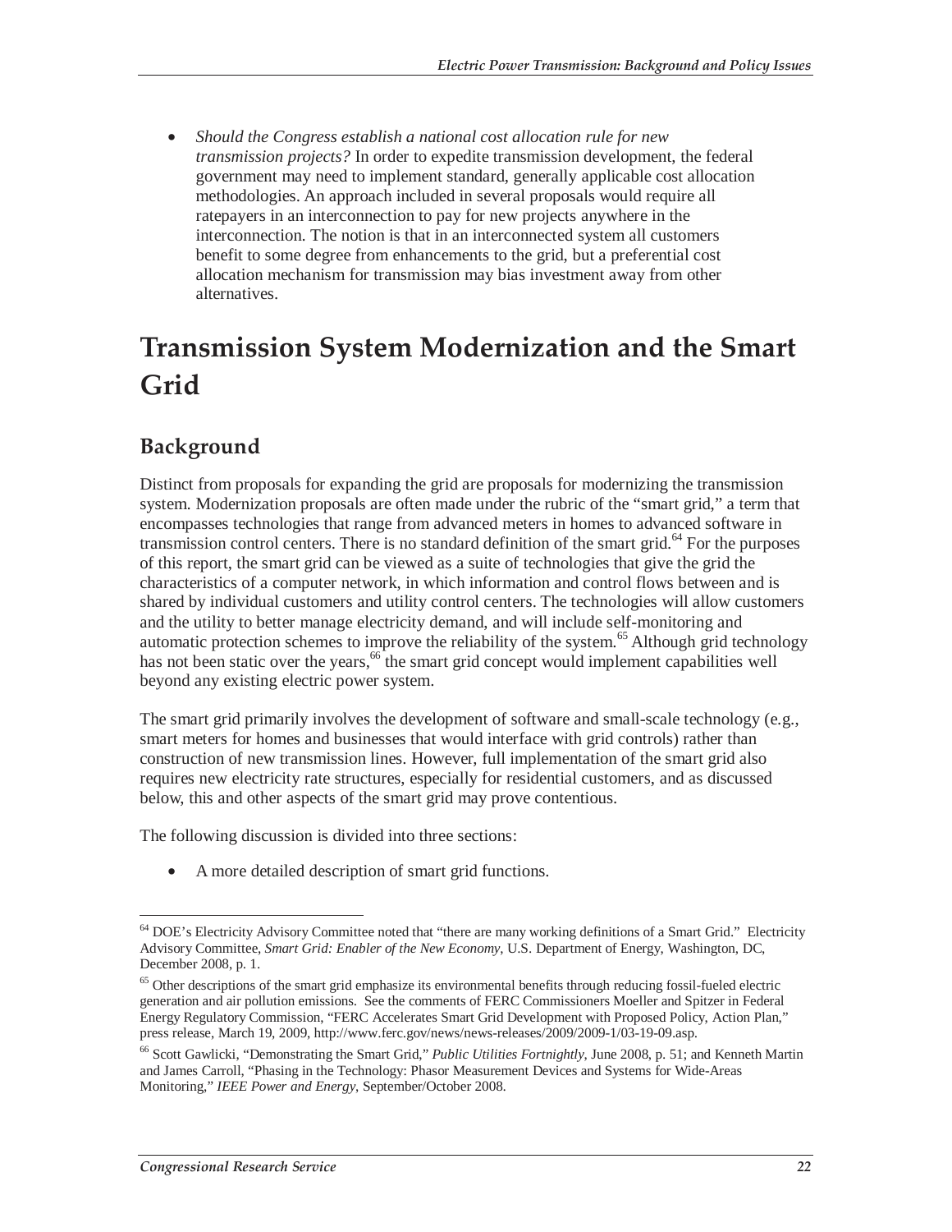- *Should the Congress establish a national cost allocation rule for new transmission projects?* In order to expedite transmission development, the federal government may need to implement standard, generally applicable cost allocation methodologies. An approach included in several proposals would require all ratepayers in an interconnection to pay for new projects anywhere in the interconnection. The notion is that in an interconnected system all customers benefit to some degree from enhancements to the grid, but a preferential cost allocation mechanism for transmission may bias investment away from other alternatives.

# Transmission System Modernization and the Smart Grid

## Background

Distinct from proposals for expanding the grid are proposals for modernizing the transmission system. Modernization proposals are often made under the rubric of the "smart grid," a term that encompasses technologies that range from advanced meters in homes to advanced software in transmission control centers. There is no standard definition of the smart grid.[64] For the purposes of this report, the smart grid can be viewed as a suite of technologies that give the grid the characteristics of a computer network, in which information and control flows between and is shared by individual customers and utility control centers. The technologies will allow customers and the utility to better manage electricity demand, and will include self-monitoring and automatic protection schemes to improve the reliability of the system.[65] Although grid technology has not been static over the years,[66] the smart grid concept would implement capabilities well beyond any existing electric power system.

The smart grid primarily involves the development of software and small-scale technology (e.g., smart meters for homes and businesses that would interface with grid controls) rather than construction of new transmission lines. However, full implementation of the smart grid also requires new electricity rate structures, especially for residential customers, and as discussed below, this and other aspects of the smart grid may prove contentious.

The following discussion is divided into three sections:

- A more detailed description of smart grid functions.

---

[64] DOE's Electricity Advisory Committee noted that "there are many working definitions of a Smart Grid." Electricity Advisory Committee, *Smart Grid: Enabler of the New Economy*, U.S. Department of Energy, Washington, DC, December 2008, p. 1.

[65] Other descriptions of the smart grid emphasize its environmental benefits through reducing fossil-fueled electric generation and air pollution emissions. See the comments of FERC Commissioners Moeller and Spitzer in Federal Energy Regulatory Commission, "FERC Accelerates Smart Grid Development with Proposed Policy, Action Plan," press release, March 19, 2009, http://www.ferc.gov/news/news-releases/2009/2009-1/03-19-09.asp.

[66] Scott Gawlicki, "Demonstrating the Smart Grid," *Public Utilities Fortnightly*, June 2008, p. 51; and Kenneth Martin and James Carroll, "Phasing in the Technology: Phasor Measurement Devices and Systems for Wide-Areas Monitoring," *IEEE Power and Energy*, September/October 2008.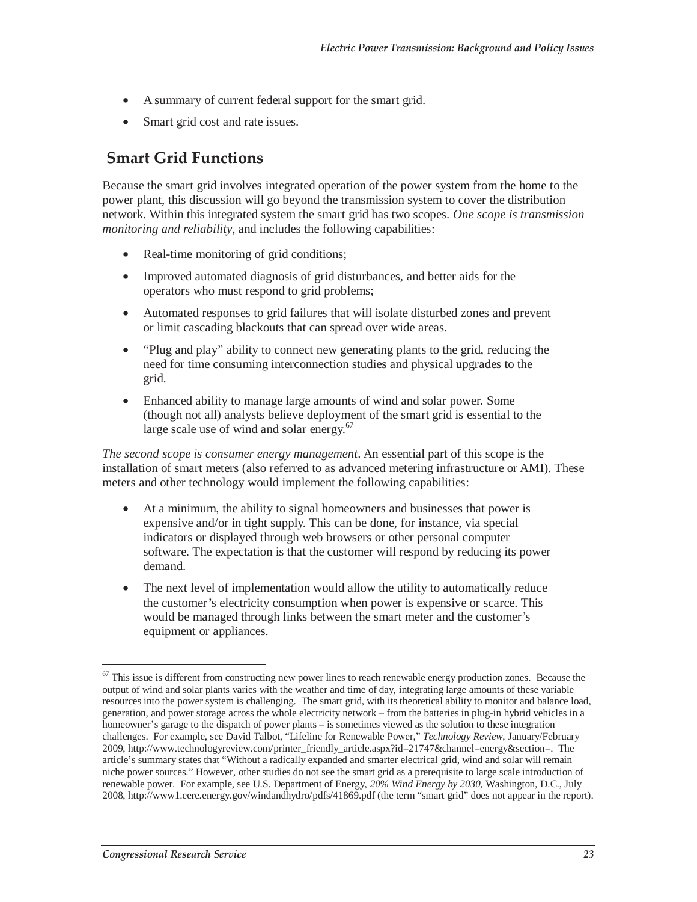- A summary of current federal support for the smart grid.
- Smart grid cost and rate issues.

## Smart Grid Functions

Because the smart grid involves integrated operation of the power system from the home to the power plant, this discussion will go beyond the transmission system to cover the distribution network. Within this integrated system the smart grid has two scopes. *One scope is transmission monitoring and reliability*, and includes the following capabilities:

- Real-time monitoring of grid conditions;
- Improved automated diagnosis of grid disturbances, and better aids for the operators who must respond to grid problems;
- Automated responses to grid failures that will isolate disturbed zones and prevent or limit cascading blackouts that can spread over wide areas.
- "Plug and play" ability to connect new generating plants to the grid, reducing the need for time consuming interconnection studies and physical upgrades to the grid.
- Enhanced ability to manage large amounts of wind and solar power. Some (though not all) analysts believe deployment of the smart grid is essential to the large scale use of wind and solar energy.[67]

*The second scope is consumer energy management*. An essential part of this scope is the installation of smart meters (also referred to as advanced metering infrastructure or AMI). These meters and other technology would implement the following capabilities:

- At a minimum, the ability to signal homeowners and businesses that power is expensive and/or in tight supply. This can be done, for instance, via special indicators or displayed through web browsers or other personal computer software. The expectation is that the customer will respond by reducing its power demand.
- The next level of implementation would allow the utility to automatically reduce the customer's electricity consumption when power is expensive or scarce. This would be managed through links between the smart meter and the customer's equipment or appliances.

---

[67] This issue is different from constructing new power lines to reach renewable energy production zones. Because the output of wind and solar plants varies with the weather and time of day, integrating large amounts of these variable resources into the power system is challenging. The smart grid, with its theoretical ability to monitor and balance load, generation, and power storage across the whole electricity network – from the batteries in plug-in hybrid vehicles in a homeowner's garage to the dispatch of power plants – is sometimes viewed as the solution to these integration challenges. For example, see David Talbot, "Lifeline for Renewable Power," *Technology Review*, January/February 2009, http://www.technologyreview.com/printer_friendly_article.aspx?id=21747&channel=energy&section=. The article's summary states that "Without a radically expanded and smarter electrical grid, wind and solar will remain niche power sources." However, other studies do not see the smart grid as a prerequisite to large scale introduction of renewable power. For example, see U.S. Department of Energy, *20% Wind Energy by 2030*, Washington, D.C., July 2008, http://www1.eere.energy.gov/windandhydro/pdfs/41869.pdf (the term "smart grid" does not appear in the report).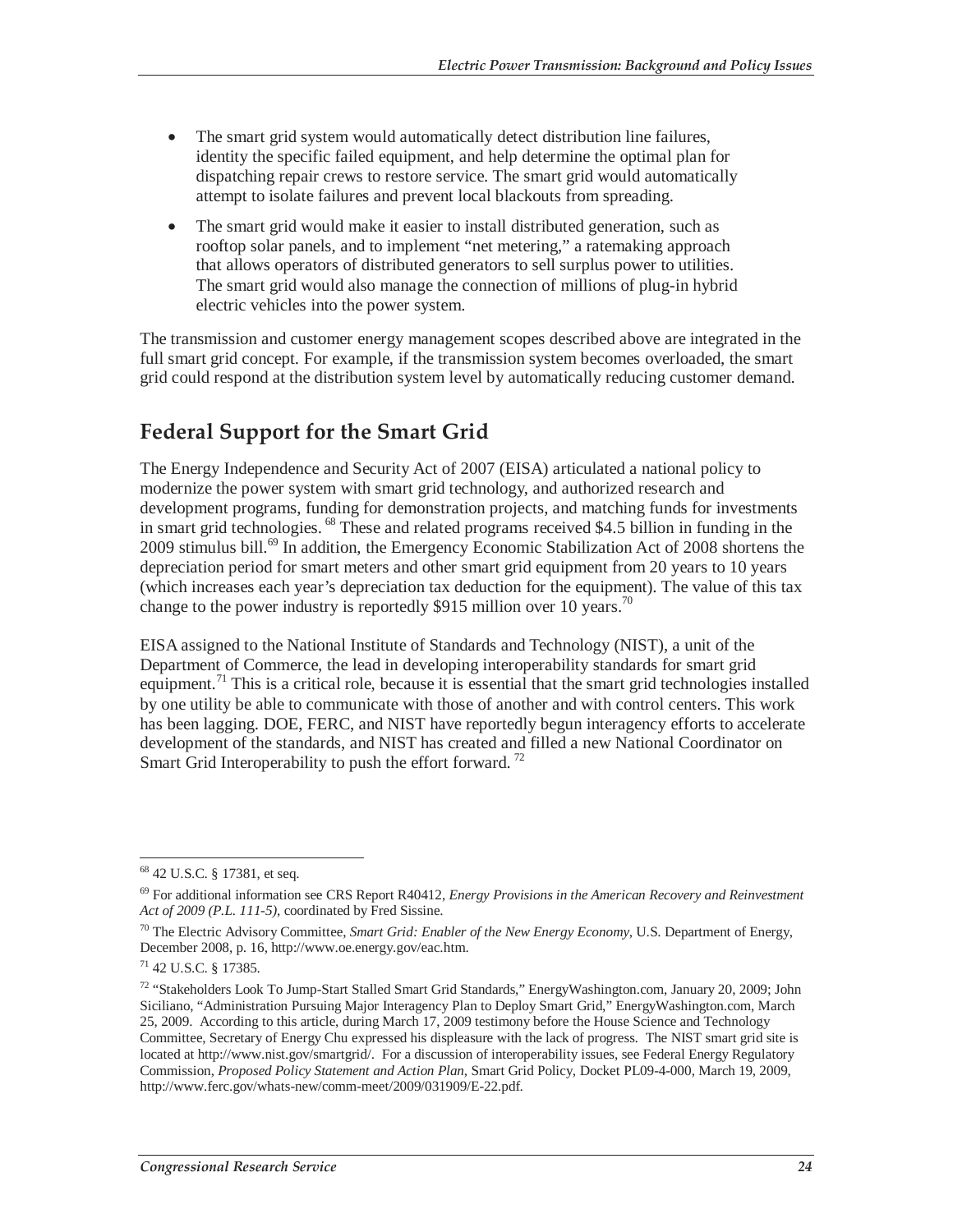- The smart grid system would automatically detect distribution line failures, identity the specific failed equipment, and help determine the optimal plan for dispatching repair crews to restore service. The smart grid would automatically attempt to isolate failures and prevent local blackouts from spreading.
- The smart grid would make it easier to install distributed generation, such as rooftop solar panels, and to implement "net metering," a ratemaking approach that allows operators of distributed generators to sell surplus power to utilities. The smart grid would also manage the connection of millions of plug-in hybrid electric vehicles into the power system.

The transmission and customer energy management scopes described above are integrated in the full smart grid concept. For example, if the transmission system becomes overloaded, the smart grid could respond at the distribution system level by automatically reducing customer demand.

## Federal Support for the Smart Grid

The Energy Independence and Security Act of 2007 (EISA) articulated a national policy to modernize the power system with smart grid technology, and authorized research and development programs, funding for demonstration projects, and matching funds for investments in smart grid technologies. [68] These and related programs received $4.5 billion in funding in the 2009 stimulus bill.[69] In addition, the Emergency Economic Stabilization Act of 2008 shortens the depreciation period for smart meters and other smart grid equipment from 20 years to 10 years (which increases each year's depreciation tax deduction for the equipment). The value of this tax change to the power industry is reportedly $915 million over 10 years.[70]

EISA assigned to the National Institute of Standards and Technology (NIST), a unit of the Department of Commerce, the lead in developing interoperability standards for smart grid equipment.[71] This is a critical role, because it is essential that the smart grid technologies installed by one utility be able to communicate with those of another and with control centers. This work has been lagging. DOE, FERC, and NIST have reportedly begun interagency efforts to accelerate development of the standards, and NIST has created and filled a new National Coordinator on Smart Grid Interoperability to push the effort forward. [72]

---

[68] 42 U.S.C. § 17381, et seq.

[69] For additional information see CRS Report R40412, *Energy Provisions in the American Recovery and Reinvestment Act of 2009 (P.L. 111-5)*, coordinated by Fred Sissine.

[70] The Electric Advisory Committee, *Smart Grid: Enabler of the New Energy Economy*, U.S. Department of Energy, December 2008, p. 16, http://www.oe.energy.gov/eac.htm.

[71] 42 U.S.C. § 17385.

[72] "Stakeholders Look To Jump-Start Stalled Smart Grid Standards," EnergyWashington.com, January 20, 2009; John Siciliano, "Administration Pursuing Major Interagency Plan to Deploy Smart Grid," EnergyWashington.com, March 25, 2009. According to this article, during March 17, 2009 testimony before the House Science and Technology Committee, Secretary of Energy Chu expressed his displeasure with the lack of progress. The NIST smart grid site is located at http://www.nist.gov/smartgrid/. For a discussion of interoperability issues, see Federal Energy Regulatory Commission, *Proposed Policy Statement and Action Plan*, Smart Grid Policy, Docket PL09-4-000, March 19, 2009, http://www.ferc.gov/whats-new/comm-meet/2009/031909/E-22.pdf.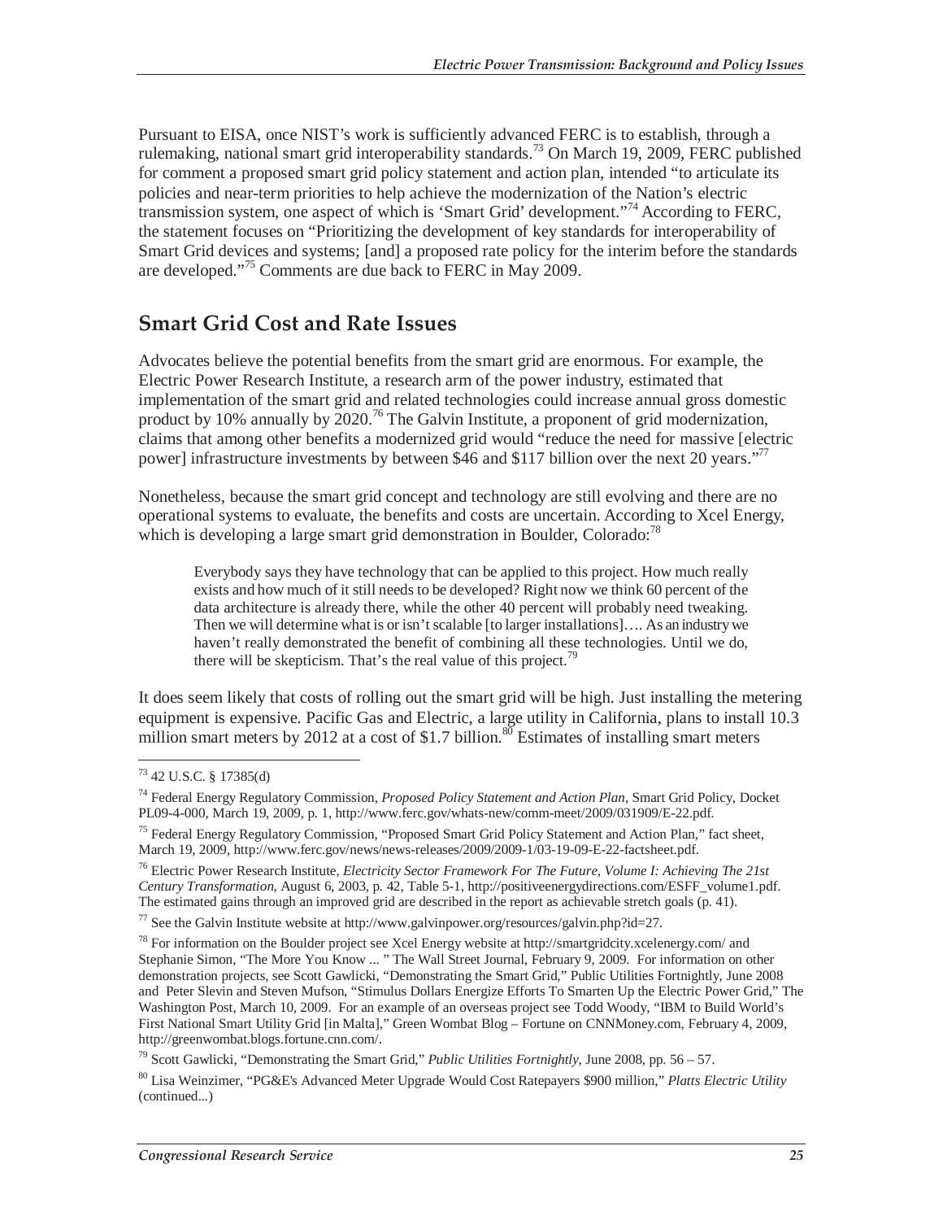Pursuant to EISA, once NIST's work is sufficiently advanced FERC is to establish, through a rulemaking, national smart grid interoperability standards.[73] On March 19, 2009, FERC published for comment a proposed smart grid policy statement and action plan, intended "to articulate its policies and near-term priorities to help achieve the modernization of the Nation's electric transmission system, one aspect of which is 'Smart Grid' development."[74] According to FERC, the statement focuses on "Prioritizing the development of key standards for interoperability of Smart Grid devices and systems; [and] a proposed rate policy for the interim before the standards are developed."[75] Comments are due back to FERC in May 2009.

## Smart Grid Cost and Rate Issues

Advocates believe the potential benefits from the smart grid are enormous. For example, the Electric Power Research Institute, a research arm of the power industry, estimated that implementation of the smart grid and related technologies could increase annual gross domestic product by 10% annually by 2020.[76] The Galvin Institute, a proponent of grid modernization, claims that among other benefits a modernized grid would "reduce the need for massive [electric power] infrastructure investments by between $46 and $117 billion over the next 20 years."[77]

Nonetheless, because the smart grid concept and technology are still evolving and there are no operational systems to evaluate, the benefits and costs are uncertain. According to Xcel Energy, which is developing a large smart grid demonstration in Boulder, Colorado:[78]

> Everybody says they have technology that can be applied to this project. How much really exists and how much of it still needs to be developed? Right now we think 60 percent of the data architecture is already there, while the other 40 percent will probably need tweaking. Then we will determine what is or isn't scalable [to larger installations]…. As an industry we haven't really demonstrated the benefit of combining all these technologies. Until we do, there will be skepticism. That's the real value of this project.[79]

It does seem likely that costs of rolling out the smart grid will be high. Just installing the metering equipment is expensive. Pacific Gas and Electric, a large utility in California, plans to install 10.3 million smart meters by 2012 at a cost of $1.7 billion.[80] Estimates of installing smart meters

---

[73] 42 U.S.C. § 17385(d)

[74] Federal Energy Regulatory Commission, *Proposed Policy Statement and Action Plan*, Smart Grid Policy, Docket PL09-4-000, March 19, 2009, p. 1, http://www.ferc.gov/whats-new/comm-meet/2009/031909/E-22.pdf.

[75] Federal Energy Regulatory Commission, "Proposed Smart Grid Policy Statement and Action Plan," fact sheet, March 19, 2009, http://www.ferc.gov/news/news-releases/2009/2009-1/03-19-09-E-22-factsheet.pdf.

[76] Electric Power Research Institute, *Electricity Sector Framework For The Future, Volume I: Achieving The 21st Century Transformation*, August 6, 2003, p. 42, Table 5-1, http://positiveenergydirections.com/ESFF_volume1.pdf. The estimated gains through an improved grid are described in the report as achievable stretch goals (p. 41).

[77] See the Galvin Institute website at http://www.galvinpower.org/resources/galvin.php?id=27.

[78] For information on the Boulder project see Xcel Energy website at http://smartgridcity.xcelenergy.com/ and Stephanie Simon, "The More You Know ... " The Wall Street Journal, February 9, 2009. For information on other demonstration projects, see Scott Gawlicki, "Demonstrating the Smart Grid," Public Utilities Fortnightly, June 2008 and Peter Slevin and Steven Mufson, "Stimulus Dollars Energize Efforts To Smarten Up the Electric Power Grid," The Washington Post, March 10, 2009. For an example of an overseas project see Todd Woody, "IBM to Build World's First National Smart Utility Grid [in Malta]," Green Wombat Blog – Fortune on CNNMoney.com, February 4, 2009, http://greenwombat.blogs.fortune.cnn.com/.

[79] Scott Gawlicki, "Demonstrating the Smart Grid," *Public Utilities Fortnightly*, June 2008, pp. 56 – 57.

[80] Lisa Weinzimer, "PG&E's Advanced Meter Upgrade Would Cost Ratepayers $900 million," *Platts Electric Utility* (continued...)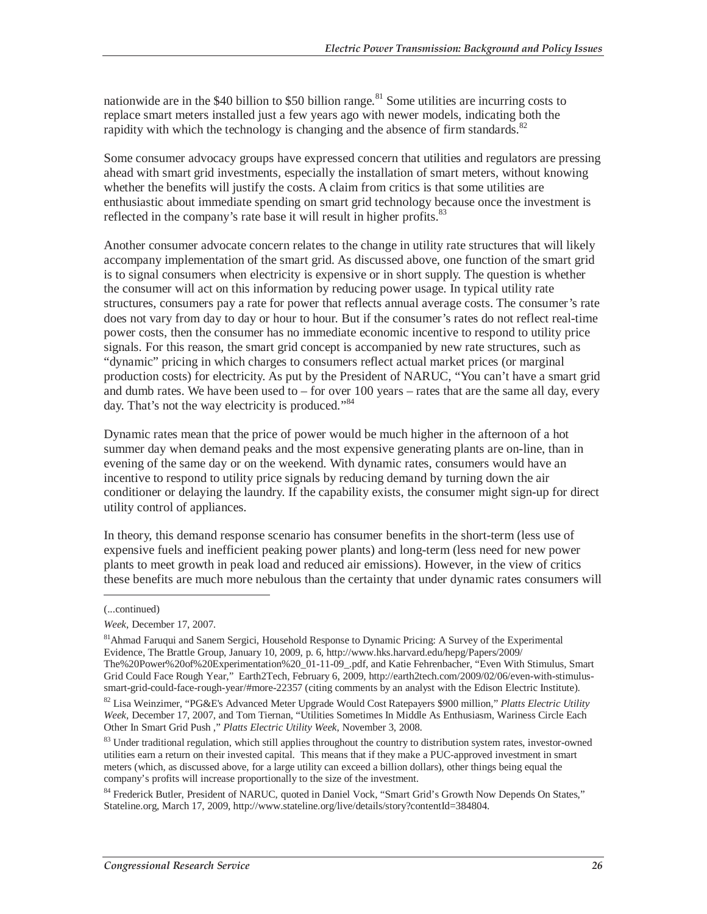nationwide are in the $40 billion to $50 billion range.[81] Some utilities are incurring costs to replace smart meters installed just a few years ago with newer models, indicating both the rapidity with which the technology is changing and the absence of firm standards.[82]

Some consumer advocacy groups have expressed concern that utilities and regulators are pressing ahead with smart grid investments, especially the installation of smart meters, without knowing whether the benefits will justify the costs. A claim from critics is that some utilities are enthusiastic about immediate spending on smart grid technology because once the investment is reflected in the company's rate base it will result in higher profits.[83]

Another consumer advocate concern relates to the change in utility rate structures that will likely accompany implementation of the smart grid. As discussed above, one function of the smart grid is to signal consumers when electricity is expensive or in short supply. The question is whether the consumer will act on this information by reducing power usage. In typical utility rate structures, consumers pay a rate for power that reflects annual average costs. The consumer's rate does not vary from day to day or hour to hour. But if the consumer's rates do not reflect real-time power costs, then the consumer has no immediate economic incentive to respond to utility price signals. For this reason, the smart grid concept is accompanied by new rate structures, such as "dynamic" pricing in which charges to consumers reflect actual market prices (or marginal production costs) for electricity. As put by the President of NARUC, "You can't have a smart grid and dumb rates. We have been used to – for over 100 years – rates that are the same all day, every day. That's not the way electricity is produced."[84]

Dynamic rates mean that the price of power would be much higher in the afternoon of a hot summer day when demand peaks and the most expensive generating plants are on-line, than in evening of the same day or on the weekend. With dynamic rates, consumers would have an incentive to respond to utility price signals by reducing demand by turning down the air conditioner or delaying the laundry. If the capability exists, the consumer might sign-up for direct utility control of appliances.

In theory, this demand response scenario has consumer benefits in the short-term (less use of expensive fuels and inefficient peaking power plants) and long-term (less need for new power plants to meet growth in peak load and reduced air emissions). However, in the view of critics these benefits are much more nebulous than the certainty that under dynamic rates consumers will

---

(...continued)

*Week*, December 17, 2007.

[81] Ahmad Faruqui and Sanem Sergici, Household Response to Dynamic Pricing: A Survey of the Experimental Evidence, The Brattle Group, January 10, 2009, p. 6, http://www.hks.harvard.edu/hepg/Papers/2009/The%20Power%20of%20Experimentation%20_01-11-09_.pdf, and Katie Fehrenbacher, "Even With Stimulus, Smart Grid Could Face Rough Year," Earth2Tech, February 6, 2009, http://earth2tech.com/2009/02/06/even-with-stimulus-smart-grid-could-face-rough-year/#more-22357 (citing comments by an analyst with the Edison Electric Institute).

[82] Lisa Weinzimer, "PG&E's Advanced Meter Upgrade Would Cost Ratepayers $900 million," *Platts Electric Utility Week*, December 17, 2007, and Tom Tiernan, "Utilities Sometimes In Middle As Enthusiasm, Wariness Circle Each Other In Smart Grid Push ," *Platts Electric Utility Week*, November 3, 2008.

[83] Under traditional regulation, which still applies throughout the country to distribution system rates, investor-owned utilities earn a return on their invested capital. This means that if they make a PUC-approved investment in smart meters (which, as discussed above, for a large utility can exceed a billion dollars), other things being equal the company's profits will increase proportionally to the size of the investment.

[84] Frederick Butler, President of NARUC, quoted in Daniel Vock, "Smart Grid's Growth Now Depends On States," Stateline.org, March 17, 2009, http://www.stateline.org/live/details/story?contentId=384804.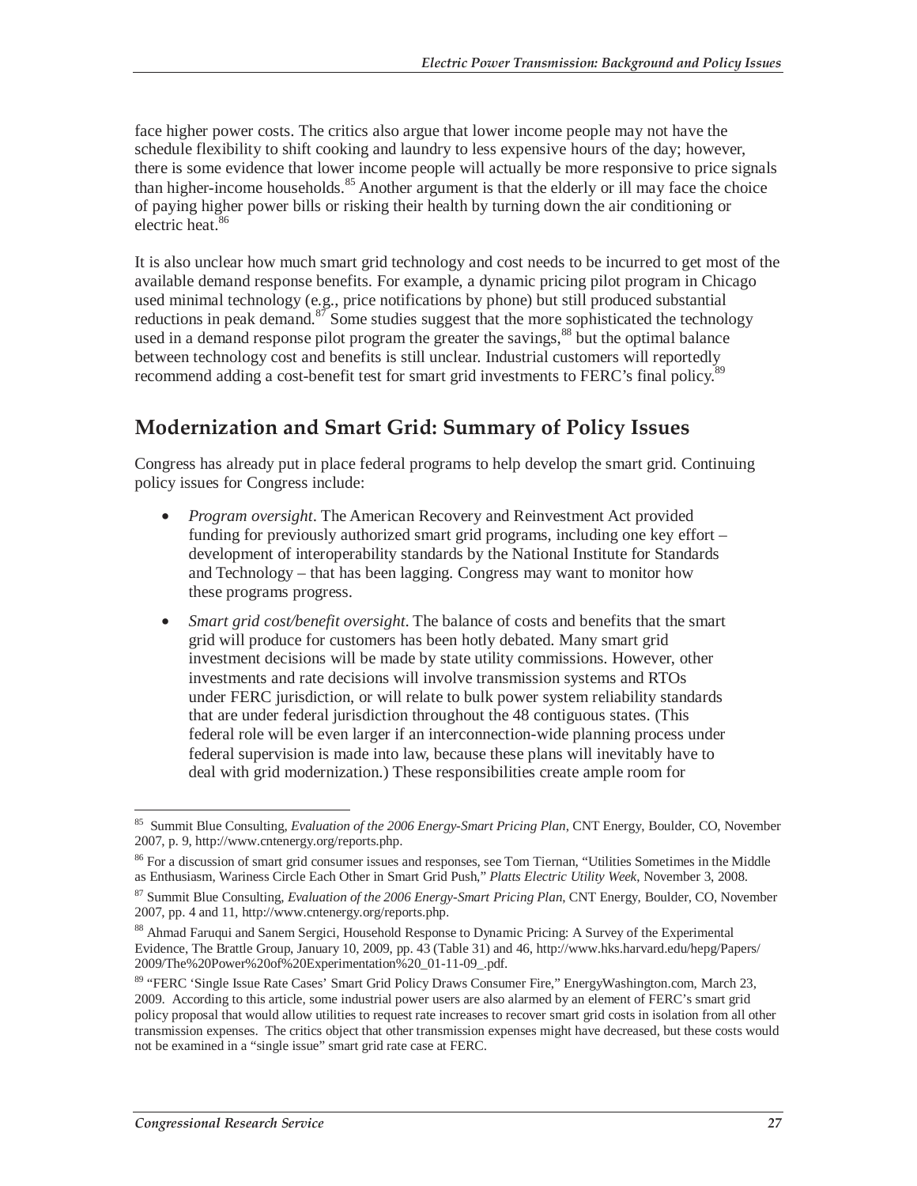face higher power costs. The critics also argue that lower income people may not have the schedule flexibility to shift cooking and laundry to less expensive hours of the day; however, there is some evidence that lower income people will actually be more responsive to price signals than higher-income households.[85] Another argument is that the elderly or ill may face the choice of paying higher power bills or risking their health by turning down the air conditioning or electric heat.[86]

It is also unclear how much smart grid technology and cost needs to be incurred to get most of the available demand response benefits. For example, a dynamic pricing pilot program in Chicago used minimal technology (e.g., price notifications by phone) but still produced substantial reductions in peak demand.[87] Some studies suggest that the more sophisticated the technology used in a demand response pilot program the greater the savings,[88] but the optimal balance between technology cost and benefits is still unclear. Industrial customers will reportedly recommend adding a cost-benefit test for smart grid investments to FERC's final policy.[89]

## Modernization and Smart Grid: Summary of Policy Issues

Congress has already put in place federal programs to help develop the smart grid. Continuing policy issues for Congress include:

- *Program oversight*. The American Recovery and Reinvestment Act provided funding for previously authorized smart grid programs, including one key effort – development of interoperability standards by the National Institute for Standards and Technology – that has been lagging. Congress may want to monitor how these programs progress.
- *Smart grid cost/benefit oversight*. The balance of costs and benefits that the smart grid will produce for customers has been hotly debated. Many smart grid investment decisions will be made by state utility commissions. However, other investments and rate decisions will involve transmission systems and RTOs under FERC jurisdiction, or will relate to bulk power system reliability standards that are under federal jurisdiction throughout the 48 contiguous states. (This federal role will be even larger if an interconnection-wide planning process under federal supervision is made into law, because these plans will inevitably have to deal with grid modernization.) These responsibilities create ample room for

---

[85] Summit Blue Consulting, *Evaluation of the 2006 Energy-Smart Pricing Plan*, CNT Energy, Boulder, CO, November 2007, p. 9, http://www.cntenergy.org/reports.php.

[86] For a discussion of smart grid consumer issues and responses, see Tom Tiernan, "Utilities Sometimes in the Middle as Enthusiasm, Wariness Circle Each Other in Smart Grid Push," *Platts Electric Utility Week*, November 3, 2008.

[87] Summit Blue Consulting, *Evaluation of the 2006 Energy-Smart Pricing Plan*, CNT Energy, Boulder, CO, November 2007, pp. 4 and 11, http://www.cntenergy.org/reports.php.

[88] Ahmad Faruqui and Sanem Sergici, Household Response to Dynamic Pricing: A Survey of the Experimental Evidence, The Brattle Group, January 10, 2009, pp. 43 (Table 31) and 46, http://www.hks.harvard.edu/hepg/Papers/2009/The%20Power%20of%20Experimentation%20_01-11-09_.pdf.

[89] "FERC 'Single Issue Rate Cases' Smart Grid Policy Draws Consumer Fire," EnergyWashington.com, March 23, 2009. According to this article, some industrial power users are also alarmed by an element of FERC's smart grid policy proposal that would allow utilities to request rate increases to recover smart grid costs in isolation from all other transmission expenses. The critics object that other transmission expenses might have decreased, but these costs would not be examined in a "single issue" smart grid rate case at FERC.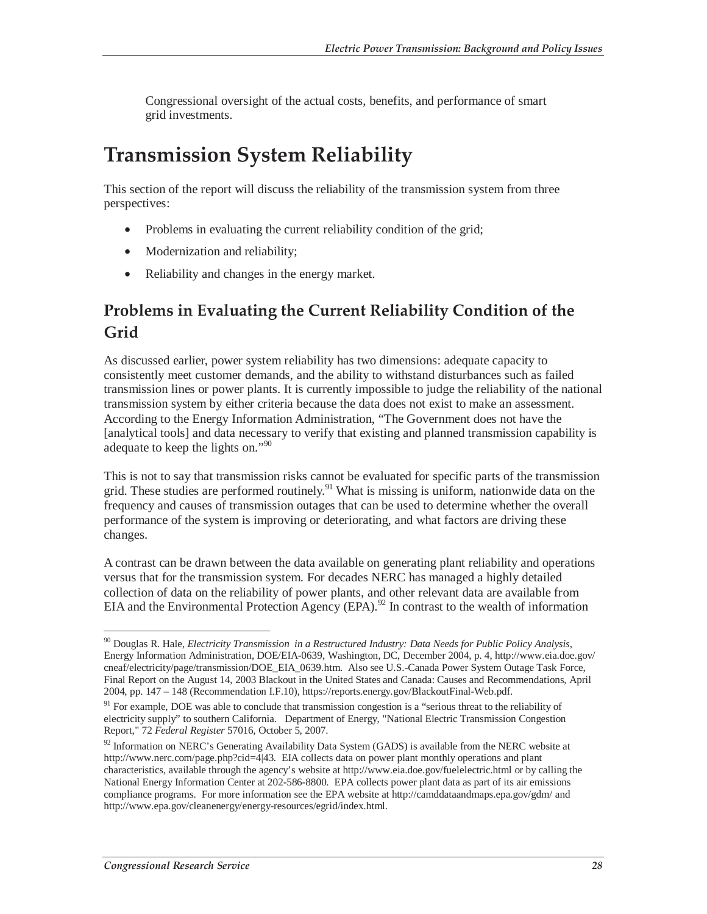Congressional oversight of the actual costs, benefits, and performance of smart grid investments.

# Transmission System Reliability

This section of the report will discuss the reliability of the transmission system from three perspectives:

- Problems in evaluating the current reliability condition of the grid;
- Modernization and reliability;
- Reliability and changes in the energy market.

## Problems in Evaluating the Current Reliability Condition of the Grid

As discussed earlier, power system reliability has two dimensions: adequate capacity to consistently meet customer demands, and the ability to withstand disturbances such as failed transmission lines or power plants. It is currently impossible to judge the reliability of the national transmission system by either criteria because the data does not exist to make an assessment. According to the Energy Information Administration, "The Government does not have the [analytical tools] and data necessary to verify that existing and planned transmission capability is adequate to keep the lights on."[90]

This is not to say that transmission risks cannot be evaluated for specific parts of the transmission grid. These studies are performed routinely.[91] What is missing is uniform, nationwide data on the frequency and causes of transmission outages that can be used to determine whether the overall performance of the system is improving or deteriorating, and what factors are driving these changes.

A contrast can be drawn between the data available on generating plant reliability and operations versus that for the transmission system. For decades NERC has managed a highly detailed collection of data on the reliability of power plants, and other relevant data are available from EIA and the Environmental Protection Agency (EPA).[92] In contrast to the wealth of information

---

[90] Douglas R. Hale, *Electricity Transmission in a Restructured Industry: Data Needs for Public Policy Analysis*, Energy Information Administration, DOE/EIA-0639, Washington, DC, December 2004, p. 4, http://www.eia.doe.gov/cneaf/electricity/page/transmission/DOE_EIA_0639.htm. Also see U.S.-Canada Power System Outage Task Force, Final Report on the August 14, 2003 Blackout in the United States and Canada: Causes and Recommendations, April 2004, pp. 147 – 148 (Recommendation I.F.10), https://reports.energy.gov/BlackoutFinal-Web.pdf.

[91] For example, DOE was able to conclude that transmission congestion is a "serious threat to the reliability of electricity supply" to southern California. Department of Energy, "National Electric Transmission Congestion Report," 72 *Federal Register* 57016, October 5, 2007.

[92] Information on NERC's Generating Availability Data System (GADS) is available from the NERC website at http://www.nerc.com/page.php?cid=4|43. EIA collects data on power plant monthly operations and plant characteristics, available through the agency's website at http://www.eia.doe.gov/fuelelectric.html or by calling the National Energy Information Center at 202-586-8800. EPA collects power plant data as part of its air emissions compliance programs. For more information see the EPA website at http://camddataandmaps.epa.gov/gdm/ and http://www.epa.gov/cleanenergy/energy-resources/egrid/index.html.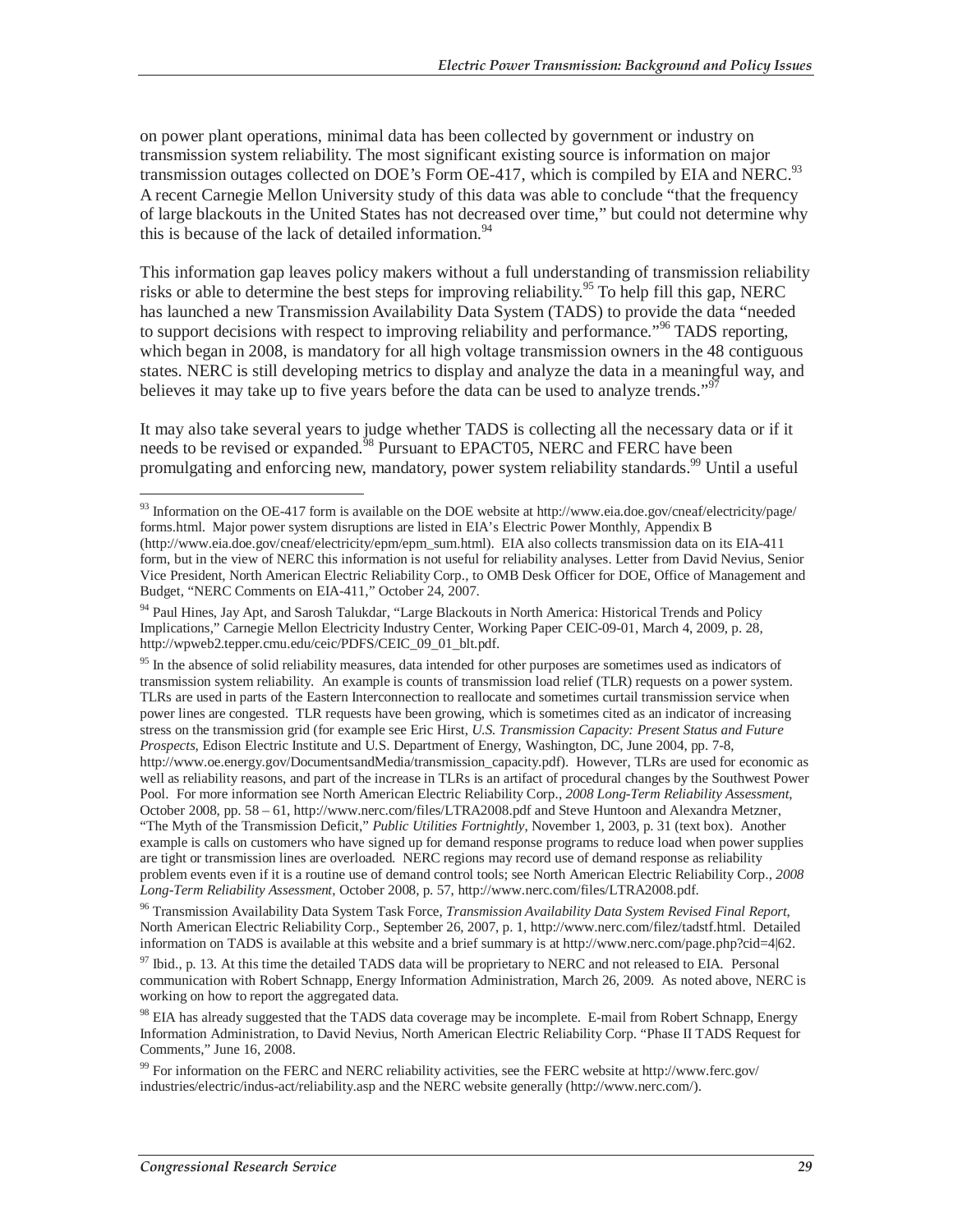on power plant operations, minimal data has been collected by government or industry on transmission system reliability. The most significant existing source is information on major transmission outages collected on DOE's Form OE-417, which is compiled by EIA and NERC.[93] A recent Carnegie Mellon University study of this data was able to conclude "that the frequency of large blackouts in the United States has not decreased over time," but could not determine why this is because of the lack of detailed information.[94]

This information gap leaves policy makers without a full understanding of transmission reliability risks or able to determine the best steps for improving reliability.[95] To help fill this gap, NERC has launched a new Transmission Availability Data System (TADS) to provide the data "needed to support decisions with respect to improving reliability and performance."[96] TADS reporting, which began in 2008, is mandatory for all high voltage transmission owners in the 48 contiguous states. NERC is still developing metrics to display and analyze the data in a meaningful way, and believes it may take up to five years before the data can be used to analyze trends."[97]

It may also take several years to judge whether TADS is collecting all the necessary data or if it needs to be revised or expanded.[98] Pursuant to EPACT05, NERC and FERC have been promulgating and enforcing new, mandatory, power system reliability standards.[99] Until a useful

---

[93] Information on the OE-417 form is available on the DOE website at http://www.eia.doe.gov/cneaf/electricity/page/forms.html. Major power system disruptions are listed in EIA's Electric Power Monthly, Appendix B (http://www.eia.doe.gov/cneaf/electricity/epm/epm_sum.html). EIA also collects transmission data on its EIA-411 form, but in the view of NERC this information is not useful for reliability analyses. Letter from David Nevius, Senior Vice President, North American Electric Reliability Corp., to OMB Desk Officer for DOE, Office of Management and Budget, "NERC Comments on EIA-411," October 24, 2007.

[94] Paul Hines, Jay Apt, and Sarosh Talukdar, "Large Blackouts in North America: Historical Trends and Policy Implications," Carnegie Mellon Electricity Industry Center, Working Paper CEIC-09-01, March 4, 2009, p. 28, http://wpweb2.tepper.cmu.edu/ceic/PDFS/CEIC_09_01_blt.pdf.

[95] In the absence of solid reliability measures, data intended for other purposes are sometimes used as indicators of transmission system reliability. An example is counts of transmission load relief (TLR) requests on a power system. TLRs are used in parts of the Eastern Interconnection to reallocate and sometimes curtail transmission service when power lines are congested. TLR requests have been growing, which is sometimes cited as an indicator of increasing stress on the transmission grid (for example see Eric Hirst, *U.S. Transmission Capacity: Present Status and Future Prospects*, Edison Electric Institute and U.S. Department of Energy, Washington, DC, June 2004, pp. 7-8, http://www.oe.energy.gov/DocumentsandMedia/transmission_capacity.pdf). However, TLRs are used for economic as well as reliability reasons, and part of the increase in TLRs is an artifact of procedural changes by the Southwest Power Pool. For more information see North American Electric Reliability Corp., *2008 Long-Term Reliability Assessment*, October 2008, pp. 58 – 61, http://www.nerc.com/files/LTRA2008.pdf and Steve Huntoon and Alexandra Metzner, "The Myth of the Transmission Deficit," *Public Utilities Fortnightly*, November 1, 2003, p. 31 (text box). Another example is calls on customers who have signed up for demand response programs to reduce load when power supplies are tight or transmission lines are overloaded. NERC regions may record use of demand response as reliability problem events even if it is a routine use of demand control tools; see North American Electric Reliability Corp., *2008 Long-Term Reliability Assessment*, October 2008, p. 57, http://www.nerc.com/files/LTRA2008.pdf.

[96] Transmission Availability Data System Task Force, *Transmission Availability Data System Revised Final Report*, North American Electric Reliability Corp., September 26, 2007, p. 1, http://www.nerc.com/filez/tadstf.html. Detailed information on TADS is available at this website and a brief summary is at http://www.nerc.com/page.php?cid=4|62.

[97] Ibid., p. 13. At this time the detailed TADS data will be proprietary to NERC and not released to EIA. Personal communication with Robert Schnapp, Energy Information Administration, March 26, 2009. As noted above, NERC is working on how to report the aggregated data.

[98] EIA has already suggested that the TADS data coverage may be incomplete. E-mail from Robert Schnapp, Energy Information Administration, to David Nevius, North American Electric Reliability Corp. "Phase II TADS Request for Comments," June 16, 2008.

[99] For information on the FERC and NERC reliability activities, see the FERC website at http://www.ferc.gov/industries/electric/indus-act/reliability.asp and the NERC website generally (http://www.nerc.com/).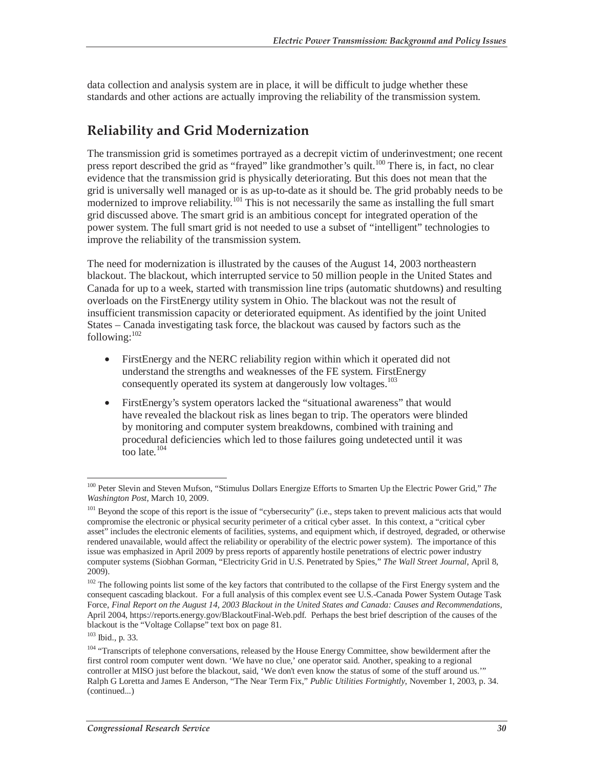data collection and analysis system are in place, it will be difficult to judge whether these standards and other actions are actually improving the reliability of the transmission system.

## Reliability and Grid Modernization

The transmission grid is sometimes portrayed as a decrepit victim of underinvestment; one recent press report described the grid as "frayed" like grandmother's quilt.[100] There is, in fact, no clear evidence that the transmission grid is physically deteriorating. But this does not mean that the grid is universally well managed or is as up-to-date as it should be. The grid probably needs to be modernized to improve reliability.[101] This is not necessarily the same as installing the full smart grid discussed above. The smart grid is an ambitious concept for integrated operation of the power system. The full smart grid is not needed to use a subset of "intelligent" technologies to improve the reliability of the transmission system.

The need for modernization is illustrated by the causes of the August 14, 2003 northeastern blackout. The blackout, which interrupted service to 50 million people in the United States and Canada for up to a week, started with transmission line trips (automatic shutdowns) and resulting overloads on the FirstEnergy utility system in Ohio. The blackout was not the result of insufficient transmission capacity or deteriorated equipment. As identified by the joint United States – Canada investigating task force, the blackout was caused by factors such as the following:[102]

- FirstEnergy and the NERC reliability region within which it operated did not understand the strengths and weaknesses of the FE system. FirstEnergy consequently operated its system at dangerously low voltages.[103]
- FirstEnergy's system operators lacked the "situational awareness" that would have revealed the blackout risk as lines began to trip. The operators were blinded by monitoring and computer system breakdowns, combined with training and procedural deficiencies which led to those failures going undetected until it was too late.[104]

---

[100] Peter Slevin and Steven Mufson, "Stimulus Dollars Energize Efforts to Smarten Up the Electric Power Grid," *The Washington Post*, March 10, 2009.

[101] Beyond the scope of this report is the issue of "cybersecurity" (i.e., steps taken to prevent malicious acts that would compromise the electronic or physical security perimeter of a critical cyber asset. In this context, a "critical cyber asset" includes the electronic elements of facilities, systems, and equipment which, if destroyed, degraded, or otherwise rendered unavailable, would affect the reliability or operability of the electric power system). The importance of this issue was emphasized in April 2009 by press reports of apparently hostile penetrations of electric power industry computer systems (Siobhan Gorman, "Electricity Grid in U.S. Penetrated by Spies," *The Wall Street Journal*, April 8, 2009).

[102] The following points list some of the key factors that contributed to the collapse of the First Energy system and the consequent cascading blackout. For a full analysis of this complex event see U.S.-Canada Power System Outage Task Force, *Final Report on the August 14, 2003 Blackout in the United States and Canada: Causes and Recommendations*, April 2004, https://reports.energy.gov/BlackoutFinal-Web.pdf. Perhaps the best brief description of the causes of the blackout is the "Voltage Collapse" text box on page 81.

[103] Ibid., p. 33.

[104] "Transcripts of telephone conversations, released by the House Energy Committee, show bewilderment after the first control room computer went down. 'We have no clue,' one operator said. Another, speaking to a regional controller at MISO just before the blackout, said, 'We don't even know the status of some of the stuff around us.'" Ralph G Loretta and James E Anderson, "The Near Term Fix," *Public Utilities Fortnightly*, November 1, 2003, p. 34. (continued...)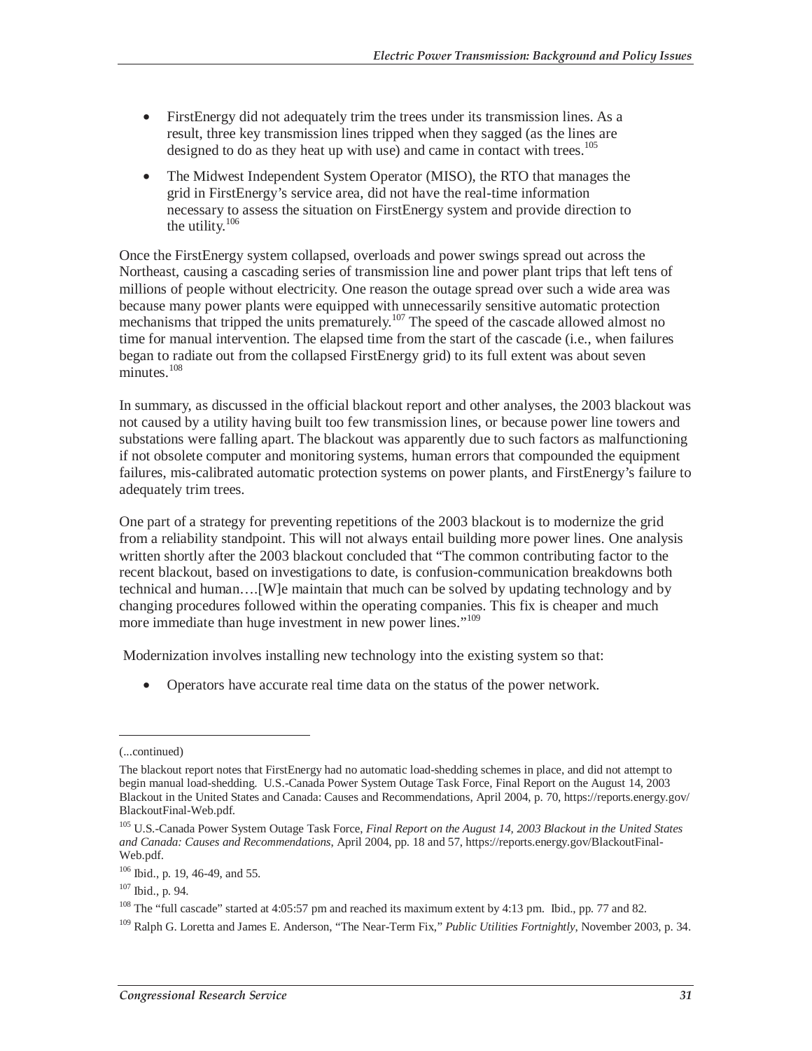- FirstEnergy did not adequately trim the trees under its transmission lines. As a result, three key transmission lines tripped when they sagged (as the lines are designed to do as they heat up with use) and came in contact with trees.[105]
- The Midwest Independent System Operator (MISO), the RTO that manages the grid in FirstEnergy's service area, did not have the real-time information necessary to assess the situation on FirstEnergy system and provide direction to the utility.[106]

Once the FirstEnergy system collapsed, overloads and power swings spread out across the Northeast, causing a cascading series of transmission line and power plant trips that left tens of millions of people without electricity. One reason the outage spread over such a wide area was because many power plants were equipped with unnecessarily sensitive automatic protection mechanisms that tripped the units prematurely.[107] The speed of the cascade allowed almost no time for manual intervention. The elapsed time from the start of the cascade (i.e., when failures began to radiate out from the collapsed FirstEnergy grid) to its full extent was about seven minutes.[108]

In summary, as discussed in the official blackout report and other analyses, the 2003 blackout was not caused by a utility having built too few transmission lines, or because power line towers and substations were falling apart. The blackout was apparently due to such factors as malfunctioning if not obsolete computer and monitoring systems, human errors that compounded the equipment failures, mis-calibrated automatic protection systems on power plants, and FirstEnergy's failure to adequately trim trees.

One part of a strategy for preventing repetitions of the 2003 blackout is to modernize the grid from a reliability standpoint. This will not always entail building more power lines. One analysis written shortly after the 2003 blackout concluded that "The common contributing factor to the recent blackout, based on investigations to date, is confusion-communication breakdowns both technical and human….[W]e maintain that much can be solved by updating technology and by changing procedures followed within the operating companies. This fix is cheaper and much more immediate than huge investment in new power lines."[109]

Modernization involves installing new technology into the existing system so that:

- Operators have accurate real time data on the status of the power network.

---

(...continued)

The blackout report notes that FirstEnergy had no automatic load-shedding schemes in place, and did not attempt to begin manual load-shedding. U.S.-Canada Power System Outage Task Force, Final Report on the August 14, 2003 Blackout in the United States and Canada: Causes and Recommendations, April 2004, p. 70, https://reports.energy.gov/BlackoutFinal-Web.pdf.

[105] U.S.-Canada Power System Outage Task Force, *Final Report on the August 14, 2003 Blackout in the United States and Canada: Causes and Recommendations*, April 2004, pp. 18 and 57, https://reports.energy.gov/BlackoutFinal-Web.pdf.

[106] Ibid., p. 19, 46-49, and 55.

[107] Ibid., p. 94.

[108] The "full cascade" started at 4:05:57 pm and reached its maximum extent by 4:13 pm. Ibid., pp. 77 and 82.

[109] Ralph G. Loretta and James E. Anderson, "The Near-Term Fix," *Public Utilities Fortnightly*, November 2003, p. 34.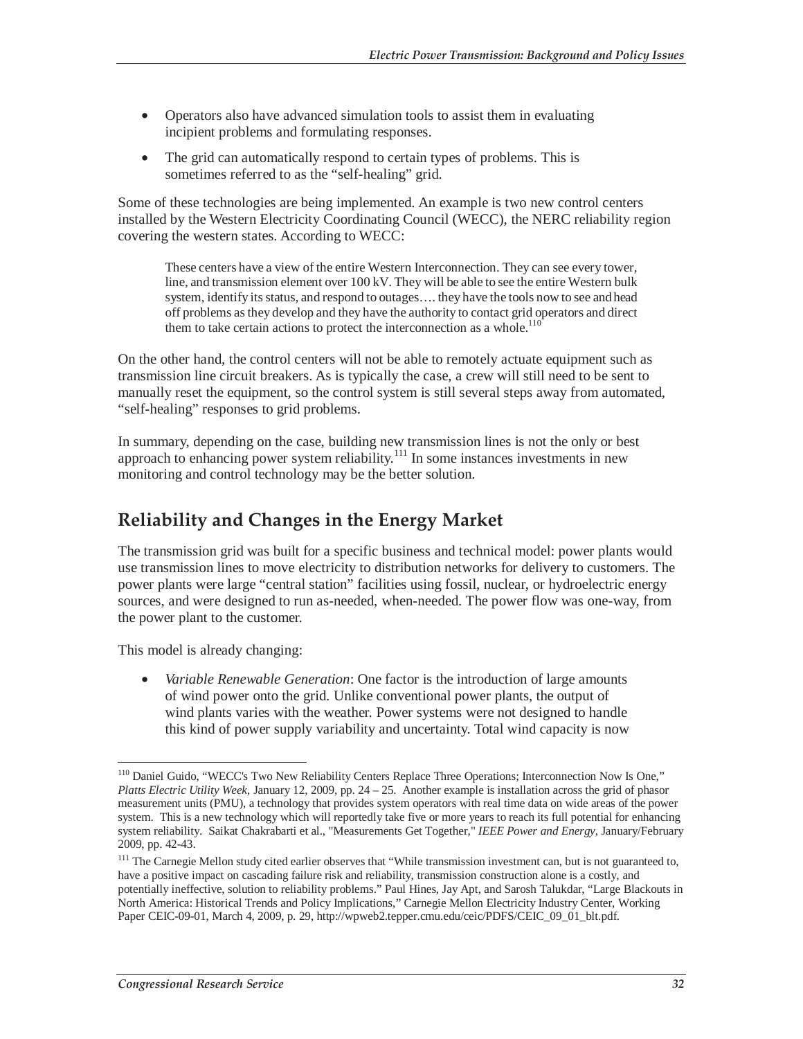- Operators also have advanced simulation tools to assist them in evaluating incipient problems and formulating responses.
- The grid can automatically respond to certain types of problems. This is sometimes referred to as the "self-healing" grid.

Some of these technologies are being implemented. An example is two new control centers installed by the Western Electricity Coordinating Council (WECC), the NERC reliability region covering the western states. According to WECC:

> These centers have a view of the entire Western Interconnection. They can see every tower, line, and transmission element over 100 kV. They will be able to see the entire Western bulk system, identify its status, and respond to outages…. they have the tools now to see and head off problems as they develop and they have the authority to contact grid operators and direct them to take certain actions to protect the interconnection as a whole.[110]

On the other hand, the control centers will not be able to remotely actuate equipment such as transmission line circuit breakers. As is typically the case, a crew will still need to be sent to manually reset the equipment, so the control system is still several steps away from automated, "self-healing" responses to grid problems.

In summary, depending on the case, building new transmission lines is not the only or best approach to enhancing power system reliability.[111] In some instances investments in new monitoring and control technology may be the better solution.

## Reliability and Changes in the Energy Market

The transmission grid was built for a specific business and technical model: power plants would use transmission lines to move electricity to distribution networks for delivery to customers. The power plants were large "central station" facilities using fossil, nuclear, or hydroelectric energy sources, and were designed to run as-needed, when-needed. The power flow was one-way, from the power plant to the customer.

This model is already changing:

- *Variable Renewable Generation*: One factor is the introduction of large amounts of wind power onto the grid. Unlike conventional power plants, the output of wind plants varies with the weather. Power systems were not designed to handle this kind of power supply variability and uncertainty. Total wind capacity is now

---

[110] Daniel Guido, "WECC's Two New Reliability Centers Replace Three Operations; Interconnection Now Is One," *Platts Electric Utility Week*, January 12, 2009, pp. 24 – 25. Another example is installation across the grid of phasor measurement units (PMU), a technology that provides system operators with real time data on wide areas of the power system. This is a new technology which will reportedly take five or more years to reach its full potential for enhancing system reliability. Saikat Chakrabarti et al., "Measurements Get Together," *IEEE Power and Energy*, January/February 2009, pp. 42-43.

[111] The Carnegie Mellon study cited earlier observes that "While transmission investment can, but is not guaranteed to, have a positive impact on cascading failure risk and reliability, transmission construction alone is a costly, and potentially ineffective, solution to reliability problems." Paul Hines, Jay Apt, and Sarosh Talukdar, "Large Blackouts in North America: Historical Trends and Policy Implications," Carnegie Mellon Electricity Industry Center, Working Paper CEIC-09-01, March 4, 2009, p. 29, http://wpweb2.tepper.cmu.edu/ceic/PDFS/CEIC_09_01_blt.pdf.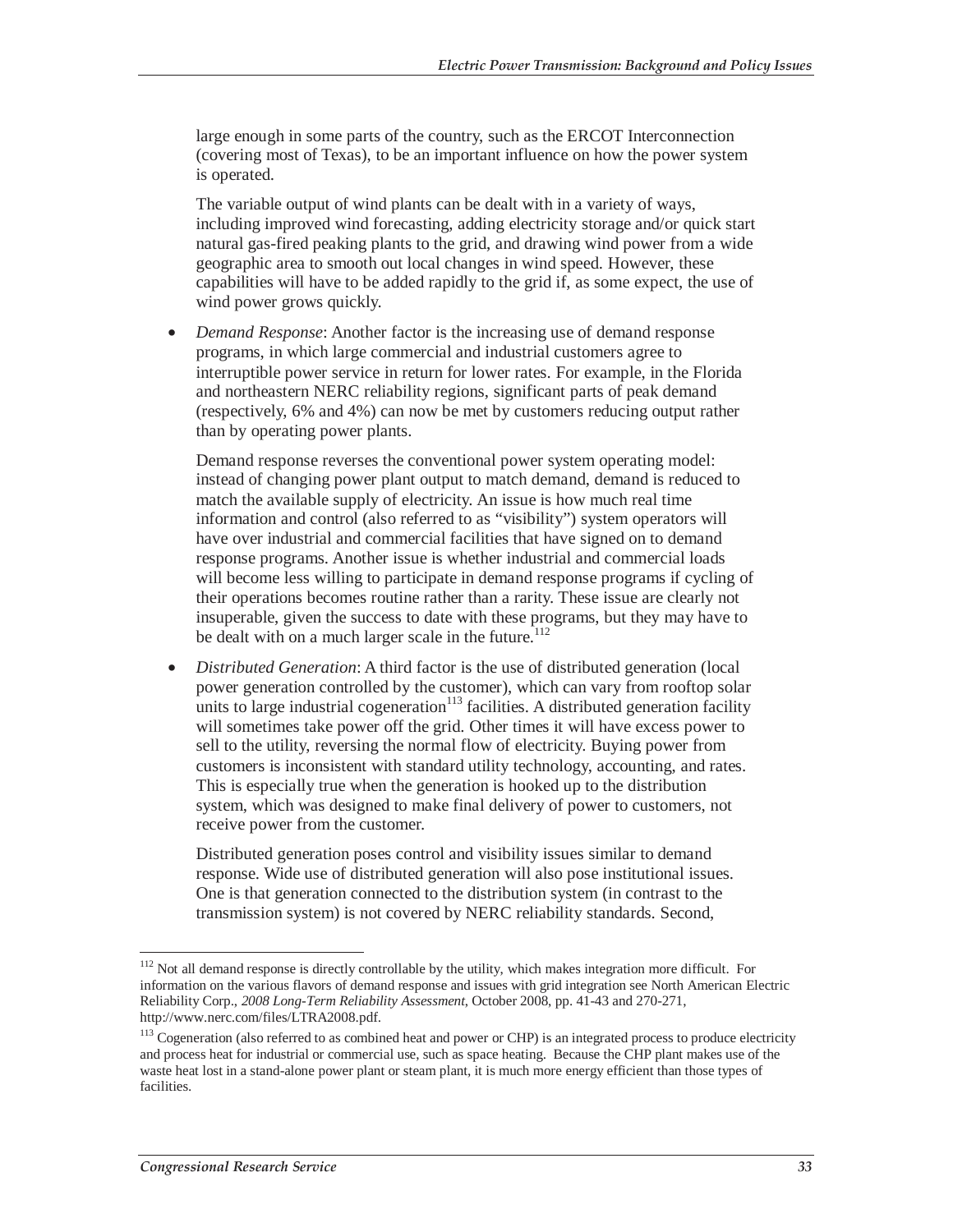large enough in some parts of the country, such as the ERCOT Interconnection (covering most of Texas), to be an important influence on how the power system is operated.

The variable output of wind plants can be dealt with in a variety of ways, including improved wind forecasting, adding electricity storage and/or quick start natural gas-fired peaking plants to the grid, and drawing wind power from a wide geographic area to smooth out local changes in wind speed. However, these capabilities will have to be added rapidly to the grid if, as some expect, the use of wind power grows quickly.

- *Demand Response*: Another factor is the increasing use of demand response programs, in which large commercial and industrial customers agree to interruptible power service in return for lower rates. For example, in the Florida and northeastern NERC reliability regions, significant parts of peak demand (respectively, 6% and 4%) can now be met by customers reducing output rather than by operating power plants.

  Demand response reverses the conventional power system operating model: instead of changing power plant output to match demand, demand is reduced to match the available supply of electricity. An issue is how much real time information and control (also referred to as "visibility") system operators will have over industrial and commercial facilities that have signed on to demand response programs. Another issue is whether industrial and commercial loads will become less willing to participate in demand response programs if cycling of their operations becomes routine rather than a rarity. These issue are clearly not insuperable, given the success to date with these programs, but they may have to be dealt with on a much larger scale in the future.[112]

- *Distributed Generation*: A third factor is the use of distributed generation (local power generation controlled by the customer), which can vary from rooftop solar units to large industrial cogeneration[113] facilities. A distributed generation facility will sometimes take power off the grid. Other times it will have excess power to sell to the utility, reversing the normal flow of electricity. Buying power from customers is inconsistent with standard utility technology, accounting, and rates. This is especially true when the generation is hooked up to the distribution system, which was designed to make final delivery of power to customers, not receive power from the customer.

  Distributed generation poses control and visibility issues similar to demand response. Wide use of distributed generation will also pose institutional issues. One is that generation connected to the distribution system (in contrast to the transmission system) is not covered by NERC reliability standards. Second,

---

[112] Not all demand response is directly controllable by the utility, which makes integration more difficult. For information on the various flavors of demand response and issues with grid integration see North American Electric Reliability Corp., *2008 Long-Term Reliability Assessment*, October 2008, pp. 41-43 and 270-271, http://www.nerc.com/files/LTRA2008.pdf.

[113] Cogeneration (also referred to as combined heat and power or CHP) is an integrated process to produce electricity and process heat for industrial or commercial use, such as space heating. Because the CHP plant makes use of the waste heat lost in a stand-alone power plant or steam plant, it is much more energy efficient than those types of facilities.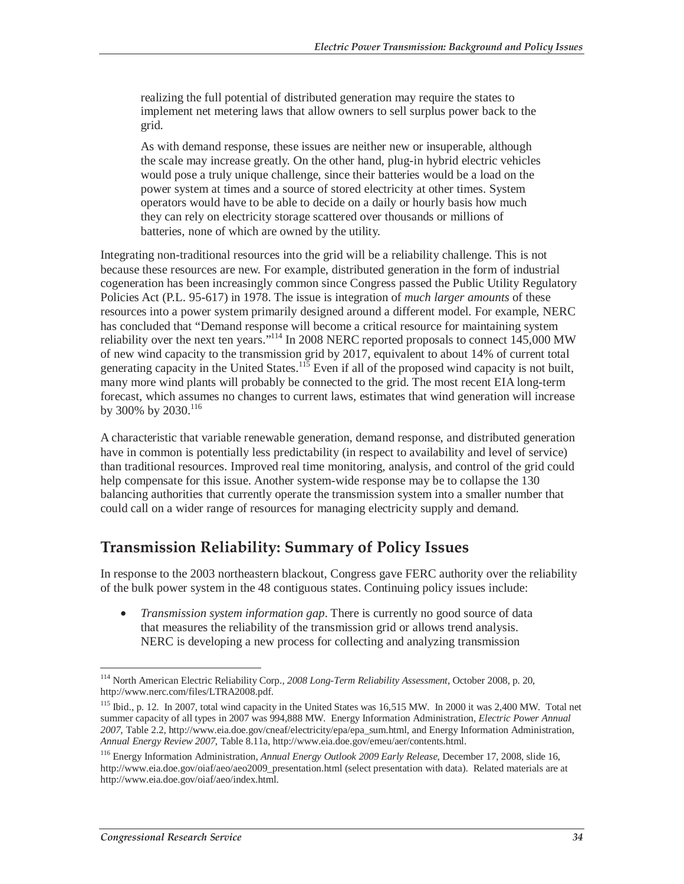> realizing the full potential of distributed generation may require the states to implement net metering laws that allow owners to sell surplus power back to the grid.
>
> As with demand response, these issues are neither new or insuperable, although the scale may increase greatly. On the other hand, plug-in hybrid electric vehicles would pose a truly unique challenge, since their batteries would be a load on the power system at times and a source of stored electricity at other times. System operators would have to be able to decide on a daily or hourly basis how much they can rely on electricity storage scattered over thousands or millions of batteries, none of which are owned by the utility.

Integrating non-traditional resources into the grid will be a reliability challenge. This is not because these resources are new. For example, distributed generation in the form of industrial cogeneration has been increasingly common since Congress passed the Public Utility Regulatory Policies Act (P.L. 95-617) in 1978. The issue is integration of *much larger amounts* of these resources into a power system primarily designed around a different model. For example, NERC has concluded that "Demand response will become a critical resource for maintaining system reliability over the next ten years."[114] In 2008 NERC reported proposals to connect 145,000 MW of new wind capacity to the transmission grid by 2017, equivalent to about 14% of current total generating capacity in the United States.[115] Even if all of the proposed wind capacity is not built, many more wind plants will probably be connected to the grid. The most recent EIA long-term forecast, which assumes no changes to current laws, estimates that wind generation will increase by 300% by 2030.[116]

A characteristic that variable renewable generation, demand response, and distributed generation have in common is potentially less predictability (in respect to availability and level of service) than traditional resources. Improved real time monitoring, analysis, and control of the grid could help compensate for this issue. Another system-wide response may be to collapse the 130 balancing authorities that currently operate the transmission system into a smaller number that could call on a wider range of resources for managing electricity supply and demand.

## Transmission Reliability: Summary of Policy Issues

In response to the 2003 northeastern blackout, Congress gave FERC authority over the reliability of the bulk power system in the 48 contiguous states. Continuing policy issues include:

- *Transmission system information gap*. There is currently no good source of data that measures the reliability of the transmission grid or allows trend analysis. NERC is developing a new process for collecting and analyzing transmission

---

[114] North American Electric Reliability Corp., *2008 Long-Term Reliability Assessment*, October 2008, p. 20, http://www.nerc.com/files/LTRA2008.pdf.

[115] Ibid., p. 12. In 2007, total wind capacity in the United States was 16,515 MW. In 2000 it was 2,400 MW. Total net summer capacity of all types in 2007 was 994,888 MW. Energy Information Administration, *Electric Power Annual 2007*, Table 2.2, http://www.eia.doe.gov/cneaf/electricity/epa/epa_sum.html, and Energy Information Administration, *Annual Energy Review 2007*, Table 8.11a, http://www.eia.doe.gov/emeu/aer/contents.html.

[116] Energy Information Administration, *Annual Energy Outlook 2009 Early Release*, December 17, 2008, slide 16, http://www.eia.doe.gov/oiaf/aeo/aeo2009_presentation.html (select presentation with data). Related materials are at http://www.eia.doe.gov/oiaf/aeo/index.html.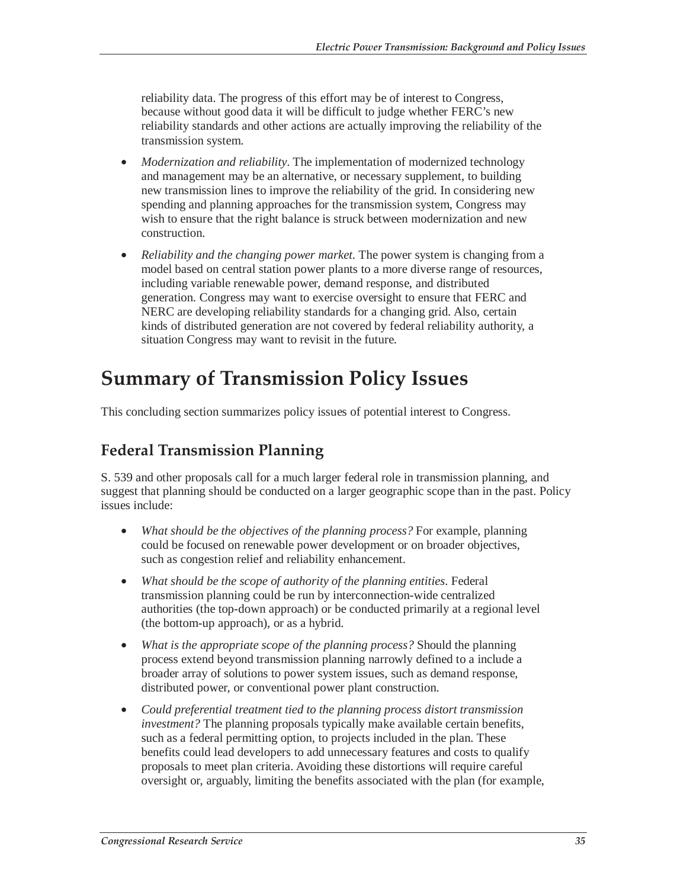reliability data. The progress of this effort may be of interest to Congress, because without good data it will be difficult to judge whether FERC's new reliability standards and other actions are actually improving the reliability of the transmission system.

- *Modernization and reliability*. The implementation of modernized technology and management may be an alternative, or necessary supplement, to building new transmission lines to improve the reliability of the grid. In considering new spending and planning approaches for the transmission system, Congress may wish to ensure that the right balance is struck between modernization and new construction.
- *Reliability and the changing power market.* The power system is changing from a model based on central station power plants to a more diverse range of resources, including variable renewable power, demand response, and distributed generation. Congress may want to exercise oversight to ensure that FERC and NERC are developing reliability standards for a changing grid. Also, certain kinds of distributed generation are not covered by federal reliability authority, a situation Congress may want to revisit in the future.

# Summary of Transmission Policy Issues

This concluding section summarizes policy issues of potential interest to Congress.

## Federal Transmission Planning

S. 539 and other proposals call for a much larger federal role in transmission planning, and suggest that planning should be conducted on a larger geographic scope than in the past. Policy issues include:

- *What should be the objectives of the planning process?* For example, planning could be focused on renewable power development or on broader objectives, such as congestion relief and reliability enhancement.
- *What should be the scope of authority of the planning entities*. Federal transmission planning could be run by interconnection-wide centralized authorities (the top-down approach) or be conducted primarily at a regional level (the bottom-up approach), or as a hybrid.
- *What is the appropriate scope of the planning process?* Should the planning process extend beyond transmission planning narrowly defined to a include a broader array of solutions to power system issues, such as demand response, distributed power, or conventional power plant construction.
- *Could preferential treatment tied to the planning process distort transmission investment?* The planning proposals typically make available certain benefits, such as a federal permitting option, to projects included in the plan. These benefits could lead developers to add unnecessary features and costs to qualify proposals to meet plan criteria. Avoiding these distortions will require careful oversight or, arguably, limiting the benefits associated with the plan (for example,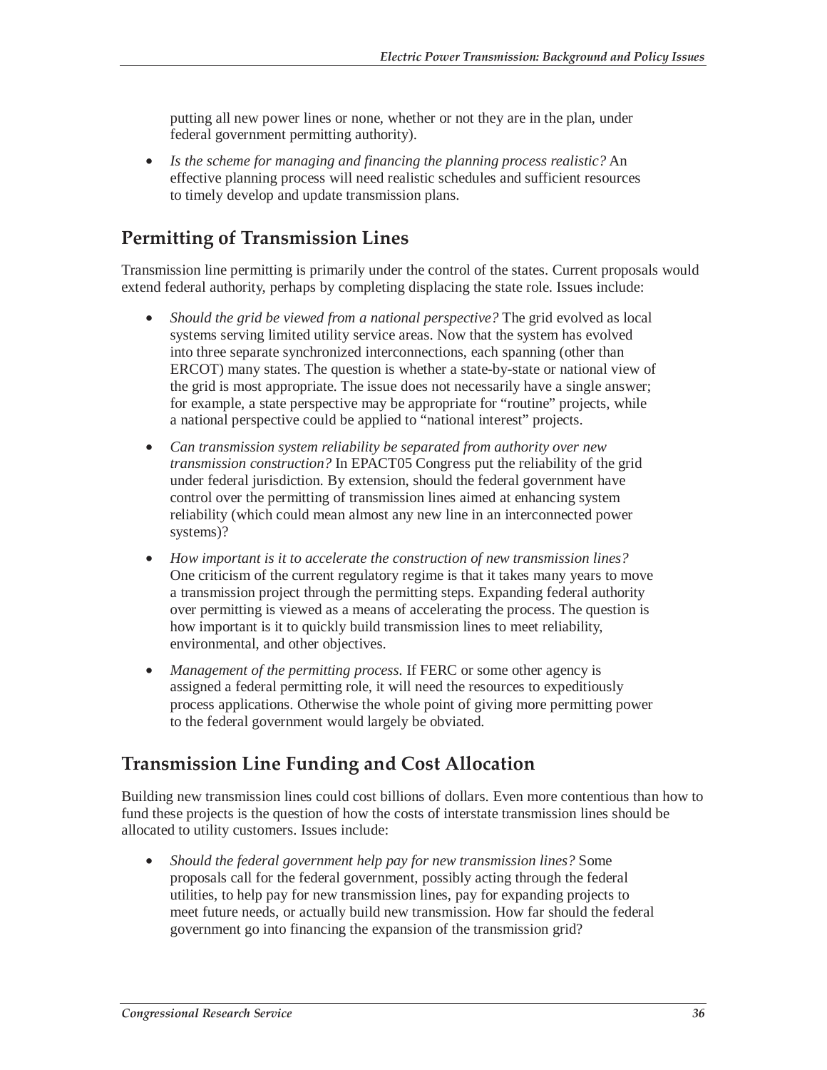putting all new power lines or none, whether or not they are in the plan, under federal government permitting authority).

- *Is the scheme for managing and financing the planning process realistic?* An effective planning process will need realistic schedules and sufficient resources to timely develop and update transmission plans.

## Permitting of Transmission Lines

Transmission line permitting is primarily under the control of the states. Current proposals would extend federal authority, perhaps by completing displacing the state role. Issues include:

- *Should the grid be viewed from a national perspective?* The grid evolved as local systems serving limited utility service areas. Now that the system has evolved into three separate synchronized interconnections, each spanning (other than ERCOT) many states. The question is whether a state-by-state or national view of the grid is most appropriate. The issue does not necessarily have a single answer; for example, a state perspective may be appropriate for "routine" projects, while a national perspective could be applied to "national interest" projects.
- *Can transmission system reliability be separated from authority over new transmission construction?* In EPACT05 Congress put the reliability of the grid under federal jurisdiction. By extension, should the federal government have control over the permitting of transmission lines aimed at enhancing system reliability (which could mean almost any new line in an interconnected power systems)?
- *How important is it to accelerate the construction of new transmission lines?* One criticism of the current regulatory regime is that it takes many years to move a transmission project through the permitting steps. Expanding federal authority over permitting is viewed as a means of accelerating the process. The question is how important is it to quickly build transmission lines to meet reliability, environmental, and other objectives.
- *Management of the permitting process*. If FERC or some other agency is assigned a federal permitting role, it will need the resources to expeditiously process applications. Otherwise the whole point of giving more permitting power to the federal government would largely be obviated.

## Transmission Line Funding and Cost Allocation

Building new transmission lines could cost billions of dollars. Even more contentious than how to fund these projects is the question of how the costs of interstate transmission lines should be allocated to utility customers. Issues include:

- *Should the federal government help pay for new transmission lines?* Some proposals call for the federal government, possibly acting through the federal utilities, to help pay for new transmission lines, pay for expanding projects to meet future needs, or actually build new transmission. How far should the federal government go into financing the expansion of the transmission grid?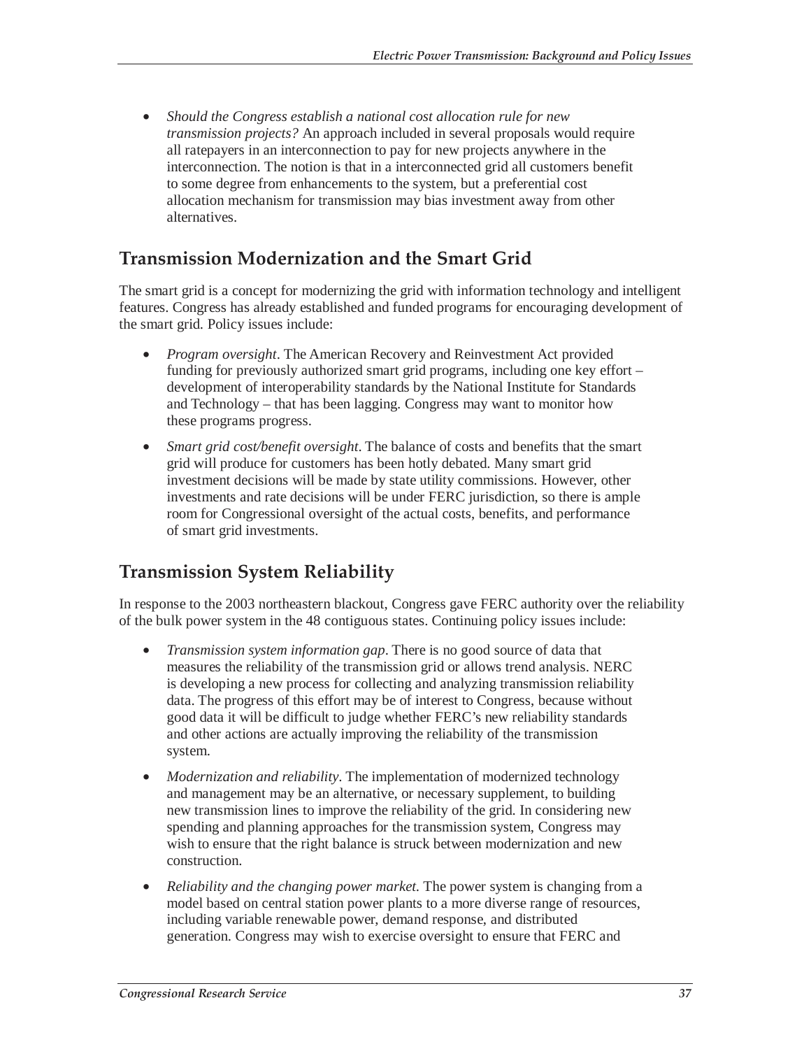- *Should the Congress establish a national cost allocation rule for new transmission projects?* An approach included in several proposals would require all ratepayers in an interconnection to pay for new projects anywhere in the interconnection. The notion is that in a interconnected grid all customers benefit to some degree from enhancements to the system, but a preferential cost allocation mechanism for transmission may bias investment away from other alternatives.

## Transmission Modernization and the Smart Grid

The smart grid is a concept for modernizing the grid with information technology and intelligent features. Congress has already established and funded programs for encouraging development of the smart grid. Policy issues include:

- *Program oversight*. The American Recovery and Reinvestment Act provided funding for previously authorized smart grid programs, including one key effort – development of interoperability standards by the National Institute for Standards and Technology – that has been lagging. Congress may want to monitor how these programs progress.
- *Smart grid cost/benefit oversight*. The balance of costs and benefits that the smart grid will produce for customers has been hotly debated. Many smart grid investment decisions will be made by state utility commissions. However, other investments and rate decisions will be under FERC jurisdiction, so there is ample room for Congressional oversight of the actual costs, benefits, and performance of smart grid investments.

## Transmission System Reliability

In response to the 2003 northeastern blackout, Congress gave FERC authority over the reliability of the bulk power system in the 48 contiguous states. Continuing policy issues include:

- *Transmission system information gap*. There is no good source of data that measures the reliability of the transmission grid or allows trend analysis. NERC is developing a new process for collecting and analyzing transmission reliability data. The progress of this effort may be of interest to Congress, because without good data it will be difficult to judge whether FERC's new reliability standards and other actions are actually improving the reliability of the transmission system.
- *Modernization and reliability*. The implementation of modernized technology and management may be an alternative, or necessary supplement, to building new transmission lines to improve the reliability of the grid. In considering new spending and planning approaches for the transmission system, Congress may wish to ensure that the right balance is struck between modernization and new construction.
- *Reliability and the changing power market.* The power system is changing from a model based on central station power plants to a more diverse range of resources, including variable renewable power, demand response, and distributed generation. Congress may wish to exercise oversight to ensure that FERC and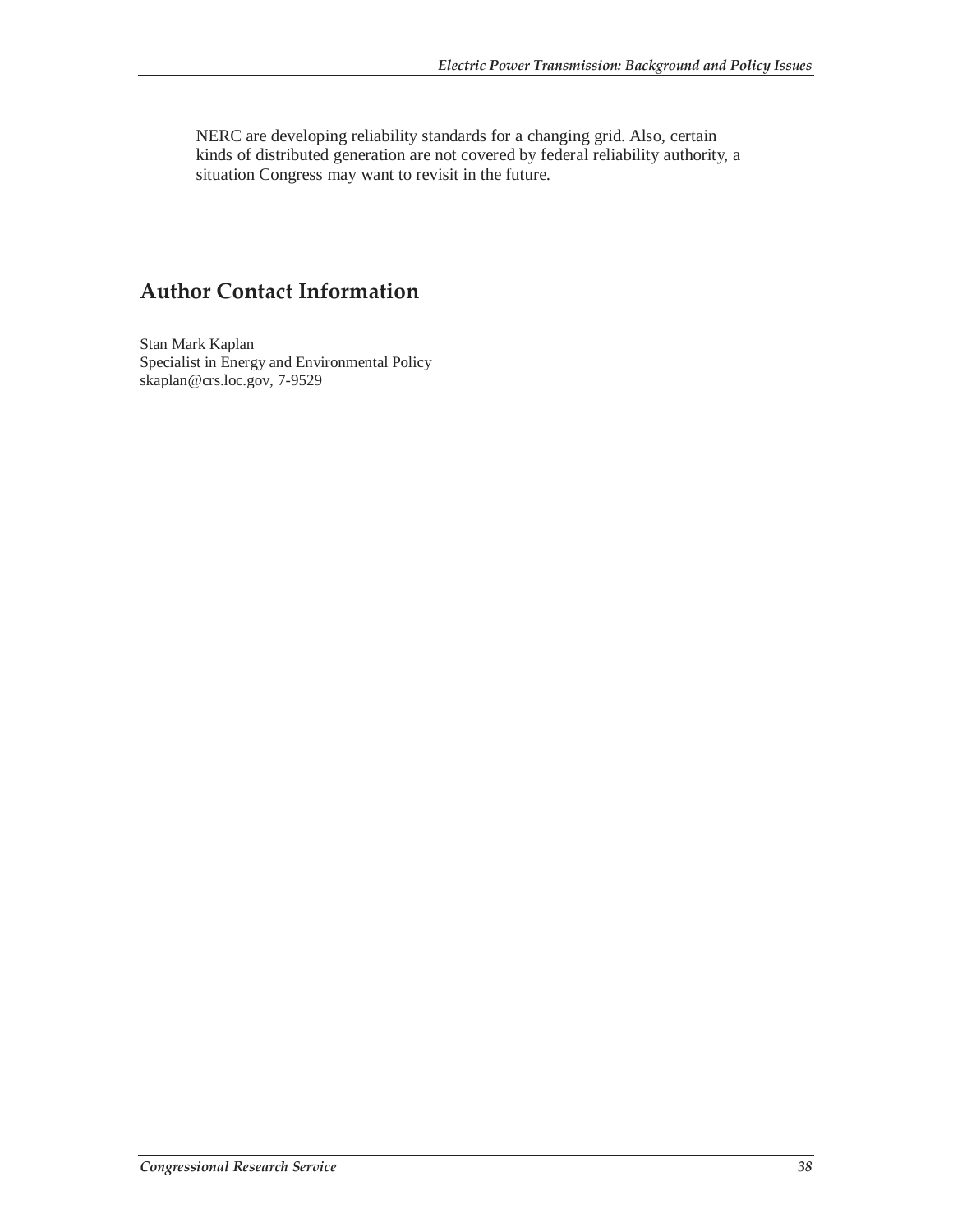NERC are developing reliability standards for a changing grid. Also, certain kinds of distributed generation are not covered by federal reliability authority, a situation Congress may want to revisit in the future.

## Author Contact Information

Stan Mark Kaplan
Specialist in Energy and Environmental Policy
skaplan@crs.loc.gov, 7-9529